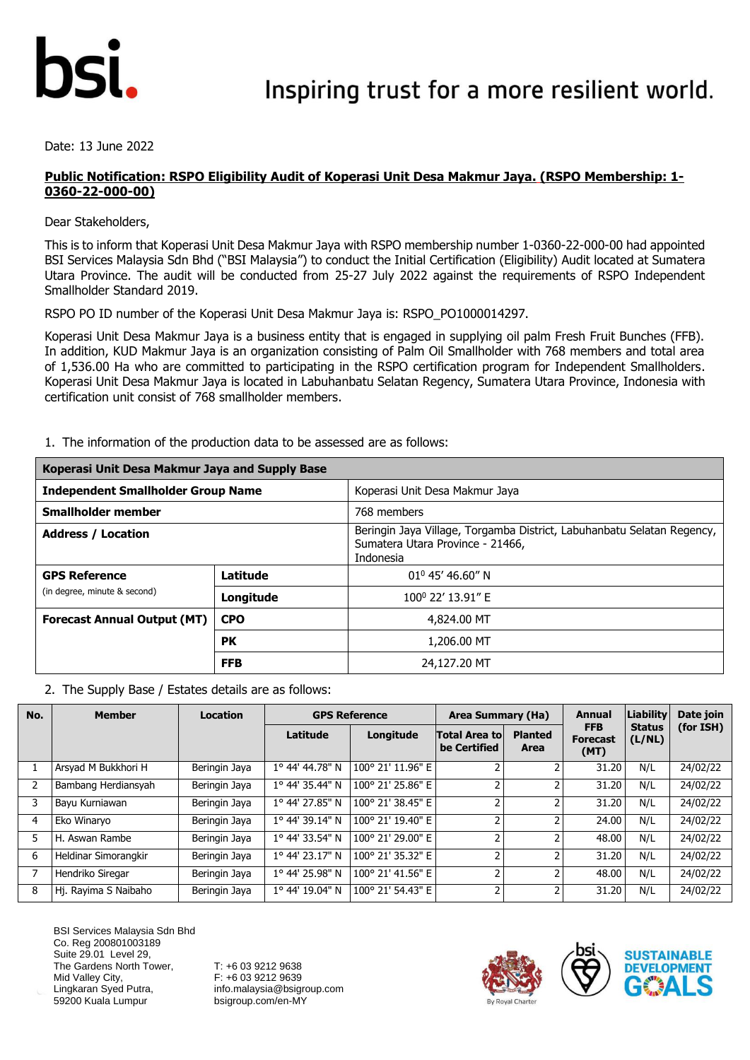Date: 13 June 2022

**Public Notification: RSPO Eligibility Audit of Koperasi Unit Desa Makmur Jaya. (RSPO Membership: 1-0360-22-000-00)**

Dear Stakeholders,

This is to inform that Koperasi Unit Desa Makmur Jaya with RSPO membership number 1-0360-22-000-00 had appointed BSI Services Malaysia Sdn Bhd ("BSI Malaysia") to conduct the Initial Certification (Eligibility) Audit located at Sumatera Utara Province. The audit will be conducted from 25-27 July 2022 against the requirements of RSPO Independent Smallholder Standard 2019.

RSPO PO ID number of the Koperasi Unit Desa Makmur Jaya is: RSPO_PO1000014297.

Koperasi Unit Desa Makmur Jaya is a business entity that is engaged in supplying oil palm Fresh Fruit Bunches (FFB). In addition, KUD Makmur Jaya is an organization consisting of Palm Oil Smallholder with 768 members and total area of 1,536.00 Ha who are committed to participating in the RSPO certification program for Independent Smallholders. Koperasi Unit Desa Makmur Jaya is located in Labuhanbatu Selatan Regency, Sumatera Utara Province, Indonesia with certification unit consist of 768 smallholder members.

1. The information of the production data to be assessed are as follows:

| **Koperasi Unit Desa Makmur Jaya and Supply Base** | | |
|---|---|---|
| **Independent Smallholder Group Name** | | Koperasi Unit Desa Makmur Jaya |
| **Smallholder member** | | 768 members |
| **Address / Location** | | Beringin Jaya Village, Torgamba District, Labuhanbatu Selatan Regency, Sumatera Utara Province - 21466, Indonesia |
| **GPS Reference** (in degree, minute & second) | **Latitude** | 01° 45' 46.60" N |
| | **Longitude** | 100° 22' 13.91" E |
| **Forecast Annual Output (MT)** | **CPO** | 4,824.00 MT |
| | **PK** | 1,206.00 MT |
| | **FFB** | 24,127.20 MT |

2. The Supply Base / Estates details are as follows:

| No. | Member | Location | GPS Reference | | Area Summary (Ha) | | Annual FFB Forecast (MT) | Liability Status (L/NL) | Date join (for ISH) |
|---|---|---|---|---|---|---|---|---|---|
| | | | Latitude | Longitude | Total Area to be Certified | Planted Area | | | |
| 1 | Arsyad M Bukkhori H | Beringin Jaya | 1° 44' 44.78" N | 100° 21' 11.96" E | 2 | 2 | 31.20 | N/L | 24/02/22 |
| 2 | Bambang Herdiansyah | Beringin Jaya | 1° 44' 35.44" N | 100° 21' 25.86" E | 2 | 2 | 31.20 | N/L | 24/02/22 |
| 3 | Bayu Kurniawan | Beringin Jaya | 1° 44' 27.85" N | 100° 21' 38.45" E | 2 | 2 | 31.20 | N/L | 24/02/22 |
| 4 | Eko Winaryo | Beringin Jaya | 1° 44' 39.14" N | 100° 21' 19.40" E | 2 | 2 | 24.00 | N/L | 24/02/22 |
| 5 | H. Aswan Rambe | Beringin Jaya | 1° 44' 33.54" N | 100° 21' 29.00" E | 2 | 2 | 48.00 | N/L | 24/02/22 |
| 6 | Heldinar Simorangkir | Beringin Jaya | 1° 44' 23.17" N | 100° 21' 35.32" E | 2 | 2 | 31.20 | N/L | 24/02/22 |
| 7 | Hendriko Siregar | Beringin Jaya | 1° 44' 25.98" N | 100° 21' 41.56" E | 2 | 2 | 48.00 | N/L | 24/02/22 |
| 8 | Hj. Rayima S Naibaho | Beringin Jaya | 1° 44' 19.04" N | 100° 21' 54.43" E | 2 | 2 | 31.20 | N/L | 24/02/22 |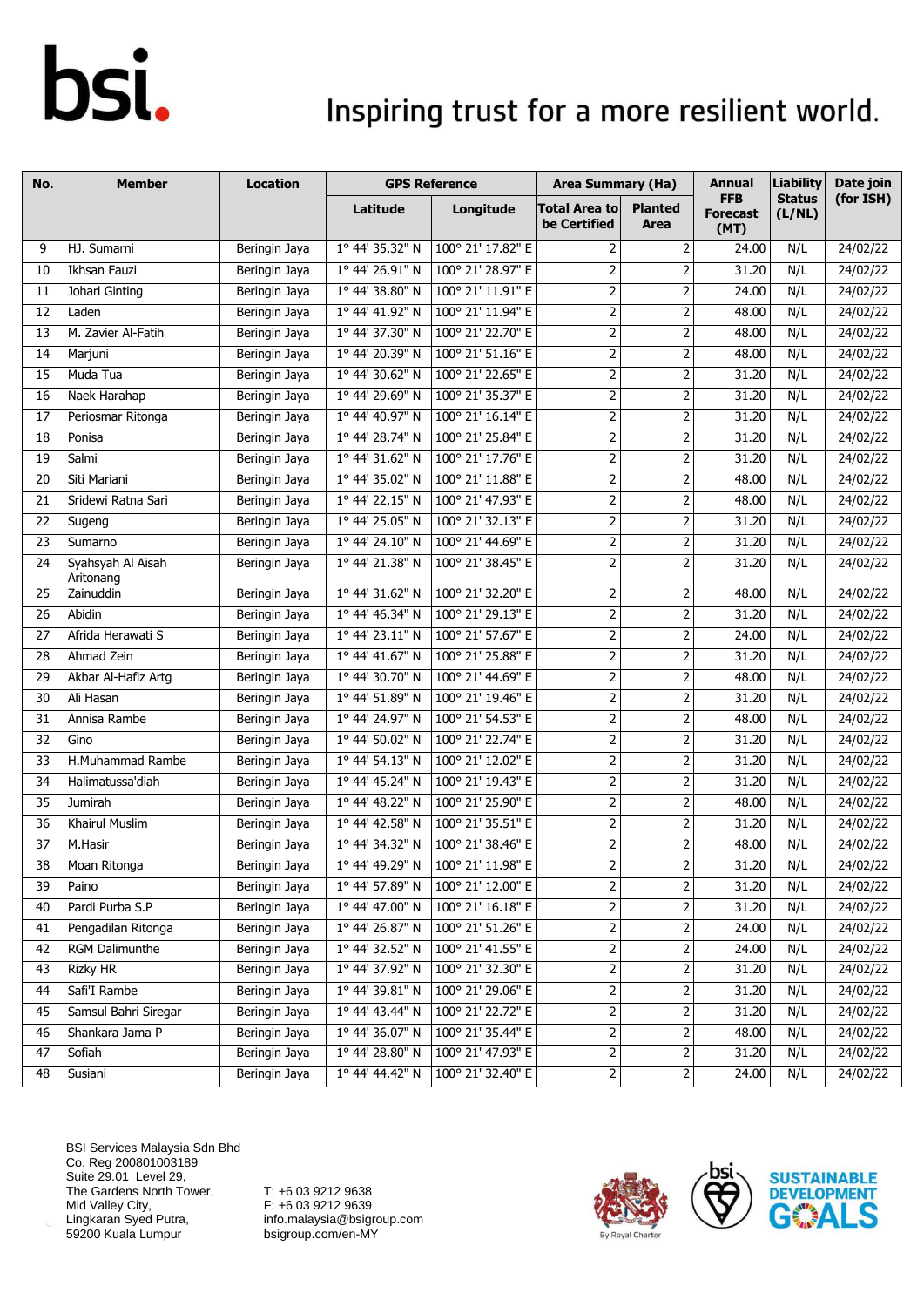| No. | Member | Location | GPS Reference | | Area Summary (Ha) | | Annual FFB Forecast (MT) | Liability Status (L/NL) | Date join (for ISH) |
|---|---|---|---|---|---|---|---|---|---|
| | | | Latitude | Longitude | Total Area to be Certified | Planted Area | | | |
| 9 | HJ. Sumarni | Beringin Jaya | 1° 44' 35.32" N | 100° 21' 17.82" E | 2 | 2 | 24.00 | N/L | 24/02/22 |
| 10 | Ikhsan Fauzi | Beringin Jaya | 1° 44' 26.91" N | 100° 21' 28.97" E | 2 | 2 | 31.20 | N/L | 24/02/22 |
| 11 | Johari Ginting | Beringin Jaya | 1° 44' 38.80" N | 100° 21' 11.91" E | 2 | 2 | 24.00 | N/L | 24/02/22 |
| 12 | Laden | Beringin Jaya | 1° 44' 41.92" N | 100° 21' 11.94" E | 2 | 2 | 48.00 | N/L | 24/02/22 |
| 13 | M. Zavier Al-Fatih | Beringin Jaya | 1° 44' 37.30" N | 100° 21' 22.70" E | 2 | 2 | 48.00 | N/L | 24/02/22 |
| 14 | Marjuni | Beringin Jaya | 1° 44' 20.39" N | 100° 21' 51.16" E | 2 | 2 | 48.00 | N/L | 24/02/22 |
| 15 | Muda Tua | Beringin Jaya | 1° 44' 30.62" N | 100° 21' 22.65" E | 2 | 2 | 31.20 | N/L | 24/02/22 |
| 16 | Naek Harahap | Beringin Jaya | 1° 44' 29.69" N | 100° 21' 35.37" E | 2 | 2 | 31.20 | N/L | 24/02/22 |
| 17 | Periosmar Ritonga | Beringin Jaya | 1° 44' 40.97" N | 100° 21' 16.14" E | 2 | 2 | 31.20 | N/L | 24/02/22 |
| 18 | Ponisa | Beringin Jaya | 1° 44' 28.74" N | 100° 21' 25.84" E | 2 | 2 | 31.20 | N/L | 24/02/22 |
| 19 | Salmi | Beringin Jaya | 1° 44' 31.62" N | 100° 21' 17.76" E | 2 | 2 | 31.20 | N/L | 24/02/22 |
| 20 | Siti Mariani | Beringin Jaya | 1° 44' 35.02" N | 100° 21' 11.88" E | 2 | 2 | 48.00 | N/L | 24/02/22 |
| 21 | Sridewi Ratna Sari | Beringin Jaya | 1° 44' 22.15" N | 100° 21' 47.93" E | 2 | 2 | 48.00 | N/L | 24/02/22 |
| 22 | Sugeng | Beringin Jaya | 1° 44' 25.05" N | 100° 21' 32.13" E | 2 | 2 | 31.20 | N/L | 24/02/22 |
| 23 | Sumarno | Beringin Jaya | 1° 44' 24.10" N | 100° 21' 44.69" E | 2 | 2 | 31.20 | N/L | 24/02/22 |
| 24 | Syahsyah Al Aisah Aritonang | Beringin Jaya | 1° 44' 21.38" N | 100° 21' 38.45" E | 2 | 2 | 31.20 | N/L | 24/02/22 |
| 25 | Zainuddin | Beringin Jaya | 1° 44' 31.62" N | 100° 21' 32.20" E | 2 | 2 | 48.00 | N/L | 24/02/22 |
| 26 | Abidin | Beringin Jaya | 1° 44' 46.34" N | 100° 21' 29.13" E | 2 | 2 | 31.20 | N/L | 24/02/22 |
| 27 | Afrida Herawati S | Beringin Jaya | 1° 44' 23.11" N | 100° 21' 57.67" E | 2 | 2 | 24.00 | N/L | 24/02/22 |
| 28 | Ahmad Zein | Beringin Jaya | 1° 44' 41.67" N | 100° 21' 25.88" E | 2 | 2 | 31.20 | N/L | 24/02/22 |
| 29 | Akbar Al-Hafiz Artg | Beringin Jaya | 1° 44' 30.70" N | 100° 21' 44.69" E | 2 | 2 | 48.00 | N/L | 24/02/22 |
| 30 | Ali Hasan | Beringin Jaya | 1° 44' 51.89" N | 100° 21' 19.46" E | 2 | 2 | 31.20 | N/L | 24/02/22 |
| 31 | Annisa Rambe | Beringin Jaya | 1° 44' 24.97" N | 100° 21' 54.53" E | 2 | 2 | 48.00 | N/L | 24/02/22 |
| 32 | Gino | Beringin Jaya | 1° 44' 50.02" N | 100° 21' 22.74" E | 2 | 2 | 31.20 | N/L | 24/02/22 |
| 33 | H.Muhammad Rambe | Beringin Jaya | 1° 44' 54.13" N | 100° 21' 12.02" E | 2 | 2 | 31.20 | N/L | 24/02/22 |
| 34 | Halimatussa'diah | Beringin Jaya | 1° 44' 45.24" N | 100° 21' 19.43" E | 2 | 2 | 31.20 | N/L | 24/02/22 |
| 35 | Jumirah | Beringin Jaya | 1° 44' 48.22" N | 100° 21' 25.90" E | 2 | 2 | 48.00 | N/L | 24/02/22 |
| 36 | Khairul Muslim | Beringin Jaya | 1° 44' 42.58" N | 100° 21' 35.51" E | 2 | 2 | 31.20 | N/L | 24/02/22 |
| 37 | M.Hasir | Beringin Jaya | 1° 44' 34.32" N | 100° 21' 38.46" E | 2 | 2 | 48.00 | N/L | 24/02/22 |
| 38 | Moan Ritonga | Beringin Jaya | 1° 44' 49.29" N | 100° 21' 11.98" E | 2 | 2 | 31.20 | N/L | 24/02/22 |
| 39 | Paino | Beringin Jaya | 1° 44' 57.89" N | 100° 21' 12.00" E | 2 | 2 | 31.20 | N/L | 24/02/22 |
| 40 | Pardi Purba S.P | Beringin Jaya | 1° 44' 47.00" N | 100° 21' 16.18" E | 2 | 2 | 31.20 | N/L | 24/02/22 |
| 41 | Pengadilan Ritonga | Beringin Jaya | 1° 44' 26.87" N | 100° 21' 51.26" E | 2 | 2 | 24.00 | N/L | 24/02/22 |
| 42 | RGM Dalimunthe | Beringin Jaya | 1° 44' 32.52" N | 100° 21' 41.55" E | 2 | 2 | 24.00 | N/L | 24/02/22 |
| 43 | Rizky HR | Beringin Jaya | 1° 44' 37.92" N | 100° 21' 32.30" E | 2 | 2 | 31.20 | N/L | 24/02/22 |
| 44 | Safi'I Rambe | Beringin Jaya | 1° 44' 39.81" N | 100° 21' 29.06" E | 2 | 2 | 31.20 | N/L | 24/02/22 |
| 45 | Samsul Bahri Siregar | Beringin Jaya | 1° 44' 43.44" N | 100° 21' 22.72" E | 2 | 2 | 31.20 | N/L | 24/02/22 |
| 46 | Shankara Jama P | Beringin Jaya | 1° 44' 36.07" N | 100° 21' 35.44" E | 2 | 2 | 48.00 | N/L | 24/02/22 |
| 47 | Sofiah | Beringin Jaya | 1° 44' 28.80" N | 100° 21' 47.93" E | 2 | 2 | 31.20 | N/L | 24/02/22 |
| 48 | Susiani | Beringin Jaya | 1° 44' 44.42" N | 100° 21' 32.40" E | 2 | 2 | 24.00 | N/L | 24/02/22 |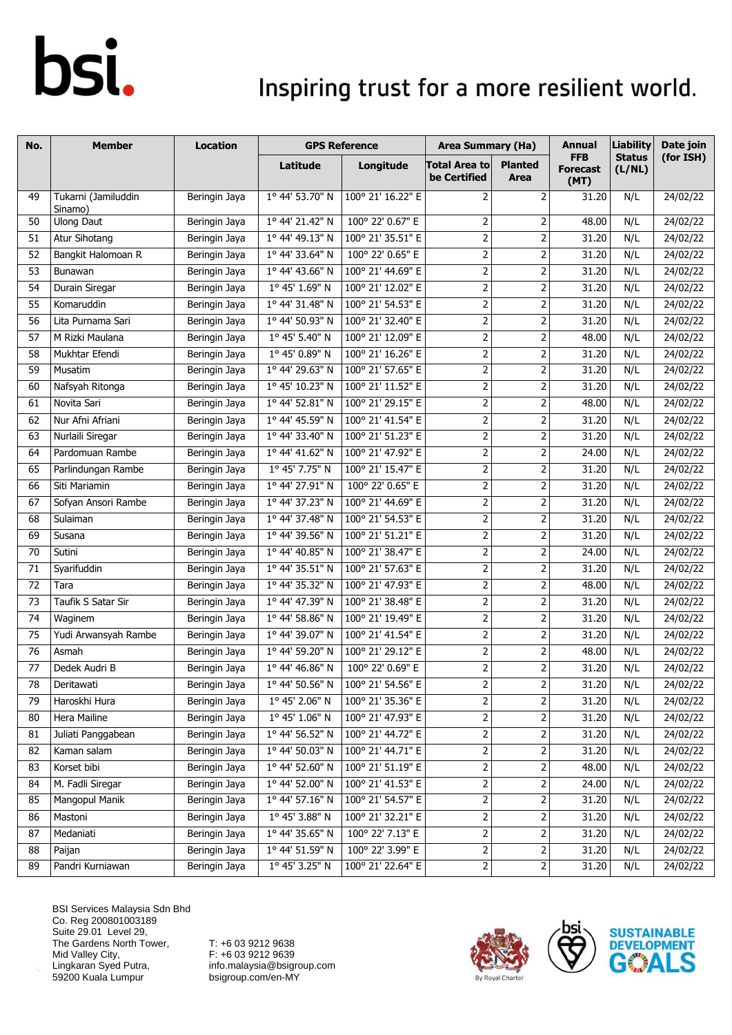| No. | Member | Location | GPS Reference | | Area Summary (Ha) | | Annual FFB Forecast (MT) | Liability Status (L/NL) | Date join (for ISH) |
|---|---|---|---|---|---|---|---|---|---|
| | | | Latitude | Longitude | Total Area to be Certified | Planted Area | | | |
| 49 | Tukarni (Jamiluddin Sinamo) | Beringin Jaya | 1° 44' 53.70" N | 100° 21' 16.22" E | 2 | 2 | 31.20 | N/L | 24/02/22 |
| 50 | Ulong Daut | Beringin Jaya | 1° 44' 21.42" N | 100° 22' 0.67" E | 2 | 2 | 48.00 | N/L | 24/02/22 |
| 51 | Atur Sihotang | Beringin Jaya | 1° 44' 49.13" N | 100° 21' 35.51" E | 2 | 2 | 31.20 | N/L | 24/02/22 |
| 52 | Bangkit Halomoan R | Beringin Jaya | 1° 44' 33.64" N | 100° 22' 0.65" E | 2 | 2 | 31.20 | N/L | 24/02/22 |
| 53 | Bunawan | Beringin Jaya | 1° 44' 43.66" N | 100° 21' 44.69" E | 2 | 2 | 31.20 | N/L | 24/02/22 |
| 54 | Durain Siregar | Beringin Jaya | 1° 45' 1.69" N | 100° 21' 12.02" E | 2 | 2 | 31.20 | N/L | 24/02/22 |
| 55 | Komaruddin | Beringin Jaya | 1° 44' 31.48" N | 100° 21' 54.53" E | 2 | 2 | 31.20 | N/L | 24/02/22 |
| 56 | Lita Purnama Sari | Beringin Jaya | 1° 44' 50.93" N | 100° 21' 32.40" E | 2 | 2 | 31.20 | N/L | 24/02/22 |
| 57 | M Rizki Maulana | Beringin Jaya | 1° 45' 5.40" N | 100° 21' 12.09" E | 2 | 2 | 48.00 | N/L | 24/02/22 |
| 58 | Mukhtar Efendi | Beringin Jaya | 1° 45' 0.89" N | 100° 21' 16.26" E | 2 | 2 | 31.20 | N/L | 24/02/22 |
| 59 | Musatim | Beringin Jaya | 1° 44' 29.63" N | 100° 21' 57.65" E | 2 | 2 | 31.20 | N/L | 24/02/22 |
| 60 | Nafsyah Ritonga | Beringin Jaya | 1° 45' 10.23" N | 100° 21' 11.52" E | 2 | 2 | 31.20 | N/L | 24/02/22 |
| 61 | Novita Sari | Beringin Jaya | 1° 44' 52.81" N | 100° 21' 29.15" E | 2 | 2 | 48.00 | N/L | 24/02/22 |
| 62 | Nur Afni Afriani | Beringin Jaya | 1° 44' 45.59" N | 100° 21' 41.54" E | 2 | 2 | 31.20 | N/L | 24/02/22 |
| 63 | Nurlaili Siregar | Beringin Jaya | 1° 44' 33.40" N | 100° 21' 51.23" E | 2 | 2 | 31.20 | N/L | 24/02/22 |
| 64 | Pardomuan Rambe | Beringin Jaya | 1° 44' 41.62" N | 100° 21' 47.92" E | 2 | 2 | 24.00 | N/L | 24/02/22 |
| 65 | Parlindungan Rambe | Beringin Jaya | 1° 45' 7.75" N | 100° 21' 15.47" E | 2 | 2 | 31.20 | N/L | 24/02/22 |
| 66 | Siti Mariamin | Beringin Jaya | 1° 44' 27.91" N | 100° 22' 0.65" E | 2 | 2 | 31.20 | N/L | 24/02/22 |
| 67 | Sofyan Ansori Rambe | Beringin Jaya | 1° 44' 37.23" N | 100° 21' 44.69" E | 2 | 2 | 31.20 | N/L | 24/02/22 |
| 68 | Sulaiman | Beringin Jaya | 1° 44' 37.48" N | 100° 21' 54.53" E | 2 | 2 | 31.20 | N/L | 24/02/22 |
| 69 | Susana | Beringin Jaya | 1° 44' 39.56" N | 100° 21' 51.21" E | 2 | 2 | 31.20 | N/L | 24/02/22 |
| 70 | Sutini | Beringin Jaya | 1° 44' 40.85" N | 100° 21' 38.47" E | 2 | 2 | 24.00 | N/L | 24/02/22 |
| 71 | Syarifuddin | Beringin Jaya | 1° 44' 35.51" N | 100° 21' 57.63" E | 2 | 2 | 31.20 | N/L | 24/02/22 |
| 72 | Tara | Beringin Jaya | 1° 44' 35.32" N | 100° 21' 47.93" E | 2 | 2 | 48.00 | N/L | 24/02/22 |
| 73 | Taufik S Satar Sir | Beringin Jaya | 1° 44' 47.39" N | 100° 21' 38.48" E | 2 | 2 | 31.20 | N/L | 24/02/22 |
| 74 | Waginem | Beringin Jaya | 1° 44' 58.86" N | 100° 21' 19.49" E | 2 | 2 | 31.20 | N/L | 24/02/22 |
| 75 | Yudi Arwansyah Rambe | Beringin Jaya | 1° 44' 39.07" N | 100° 21' 41.54" E | 2 | 2 | 31.20 | N/L | 24/02/22 |
| 76 | Asmah | Beringin Jaya | 1° 44' 59.20" N | 100° 21' 29.12" E | 2 | 2 | 48.00 | N/L | 24/02/22 |
| 77 | Dedek Audri B | Beringin Jaya | 1° 44' 46.86" N | 100° 22' 0.69" E | 2 | 2 | 31.20 | N/L | 24/02/22 |
| 78 | Deritawati | Beringin Jaya | 1° 44' 50.56" N | 100° 21' 54.56" E | 2 | 2 | 31.20 | N/L | 24/02/22 |
| 79 | Haroskhi Hura | Beringin Jaya | 1° 45' 2.06" N | 100° 21' 35.36" E | 2 | 2 | 31.20 | N/L | 24/02/22 |
| 80 | Hera Mailine | Beringin Jaya | 1° 45' 1.06" N | 100° 21' 47.93" E | 2 | 2 | 31.20 | N/L | 24/02/22 |
| 81 | Juliati Panggabean | Beringin Jaya | 1° 44' 56.52" N | 100° 21' 44.72" E | 2 | 2 | 31.20 | N/L | 24/02/22 |
| 82 | Kaman salam | Beringin Jaya | 1° 44' 50.03" N | 100° 21' 44.71" E | 2 | 2 | 31.20 | N/L | 24/02/22 |
| 83 | Korset bibi | Beringin Jaya | 1° 44' 52.60" N | 100° 21' 51.19" E | 2 | 2 | 48.00 | N/L | 24/02/22 |
| 84 | M. Fadli Siregar | Beringin Jaya | 1° 44' 52.00" N | 100° 21' 41.53" E | 2 | 2 | 24.00 | N/L | 24/02/22 |
| 85 | Mangopul Manik | Beringin Jaya | 1° 44' 57.16" N | 100° 21' 54.57" E | 2 | 2 | 31.20 | N/L | 24/02/22 |
| 86 | Mastoni | Beringin Jaya | 1° 45' 3.88" N | 100° 21' 32.21" E | 2 | 2 | 31.20 | N/L | 24/02/22 |
| 87 | Medaniati | Beringin Jaya | 1° 44' 35.65" N | 100° 22' 7.13" E | 2 | 2 | 31.20 | N/L | 24/02/22 |
| 88 | Paijan | Beringin Jaya | 1° 44' 51.59" N | 100° 22' 3.99" E | 2 | 2 | 31.20 | N/L | 24/02/22 |
| 89 | Pandri Kurniawan | Beringin Jaya | 1° 45' 3.25" N | 100° 21' 22.64" E | 2 | 2 | 31.20 | N/L | 24/02/22 |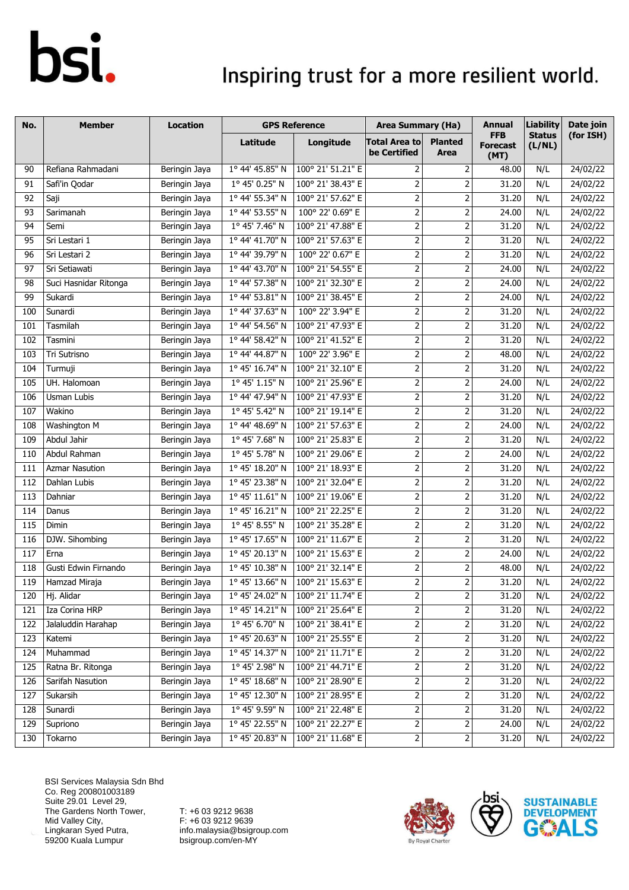| No. | Member | Location | GPS Reference | | Area Summary (Ha) | | Annual FFB Forecast (MT) | Liability Status (L/NL) | Date join (for ISH) |
|---|---|---|---|---|---|---|---|---|---|
| | | | Latitude | Longitude | Total Area to be Certified | Planted Area | | | |
| 90 | Refiana Rahmadani | Beringin Jaya | 1° 44' 45.85" N | 100° 21' 51.21" E | 2 | 2 | 48.00 | N/L | 24/02/22 |
| 91 | Safi'in Qodar | Beringin Jaya | 1° 45' 0.25" N | 100° 21' 38.43" E | 2 | 2 | 31.20 | N/L | 24/02/22 |
| 92 | Saji | Beringin Jaya | 1° 44' 55.34" N | 100° 21' 57.62" E | 2 | 2 | 31.20 | N/L | 24/02/22 |
| 93 | Sarimanah | Beringin Jaya | 1° 44' 53.55" N | 100° 22' 0.69" E | 2 | 2 | 24.00 | N/L | 24/02/22 |
| 94 | Semi | Beringin Jaya | 1° 45' 7.46" N | 100° 21' 47.88" E | 2 | 2 | 31.20 | N/L | 24/02/22 |
| 95 | Sri Lestari 1 | Beringin Jaya | 1° 44' 41.70" N | 100° 21' 57.63" E | 2 | 2 | 31.20 | N/L | 24/02/22 |
| 96 | Sri Lestari 2 | Beringin Jaya | 1° 44' 39.79" N | 100° 22' 0.67" E | 2 | 2 | 31.20 | N/L | 24/02/22 |
| 97 | Sri Setiawati | Beringin Jaya | 1° 44' 43.70" N | 100° 21' 54.55" E | 2 | 2 | 24.00 | N/L | 24/02/22 |
| 98 | Suci Hasnidar Ritonga | Beringin Jaya | 1° 44' 57.38" N | 100° 21' 32.30" E | 2 | 2 | 24.00 | N/L | 24/02/22 |
| 99 | Sukardi | Beringin Jaya | 1° 44' 53.81" N | 100° 21' 38.45" E | 2 | 2 | 24.00 | N/L | 24/02/22 |
| 100 | Sunardi | Beringin Jaya | 1° 44' 37.63" N | 100° 22' 3.94" E | 2 | 2 | 31.20 | N/L | 24/02/22 |
| 101 | Tasmilah | Beringin Jaya | 1° 44' 54.56" N | 100° 21' 47.93" E | 2 | 2 | 31.20 | N/L | 24/02/22 |
| 102 | Tasmini | Beringin Jaya | 1° 44' 58.42" N | 100° 21' 41.52" E | 2 | 2 | 31.20 | N/L | 24/02/22 |
| 103 | Tri Sutrisno | Beringin Jaya | 1° 44' 44.87" N | 100° 22' 3.96" E | 2 | 2 | 48.00 | N/L | 24/02/22 |
| 104 | Turmuji | Beringin Jaya | 1° 45' 16.74" N | 100° 21' 32.10" E | 2 | 2 | 31.20 | N/L | 24/02/22 |
| 105 | UH. Halomoan | Beringin Jaya | 1° 45' 1.15" N | 100° 21' 25.96" E | 2 | 2 | 24.00 | N/L | 24/02/22 |
| 106 | Usman Lubis | Beringin Jaya | 1° 44' 47.94" N | 100° 21' 47.93" E | 2 | 2 | 31.20 | N/L | 24/02/22 |
| 107 | Wakino | Beringin Jaya | 1° 45' 5.42" N | 100° 21' 19.14" E | 2 | 2 | 31.20 | N/L | 24/02/22 |
| 108 | Washington M | Beringin Jaya | 1° 44' 48.69" N | 100° 21' 57.63" E | 2 | 2 | 24.00 | N/L | 24/02/22 |
| 109 | Abdul Jahir | Beringin Jaya | 1° 45' 7.68" N | 100° 21' 25.83" E | 2 | 2 | 31.20 | N/L | 24/02/22 |
| 110 | Abdul Rahman | Beringin Jaya | 1° 45' 5.78" N | 100° 21' 29.06" E | 2 | 2 | 24.00 | N/L | 24/02/22 |
| 111 | Azmar Nasution | Beringin Jaya | 1° 45' 18.20" N | 100° 21' 18.93" E | 2 | 2 | 31.20 | N/L | 24/02/22 |
| 112 | Dahlan Lubis | Beringin Jaya | 1° 45' 23.38" N | 100° 21' 32.04" E | 2 | 2 | 31.20 | N/L | 24/02/22 |
| 113 | Dahniar | Beringin Jaya | 1° 45' 11.61" N | 100° 21' 19.06" E | 2 | 2 | 31.20 | N/L | 24/02/22 |
| 114 | Danus | Beringin Jaya | 1° 45' 16.21" N | 100° 21' 22.25" E | 2 | 2 | 31.20 | N/L | 24/02/22 |
| 115 | Dimin | Beringin Jaya | 1° 45' 8.55" N | 100° 21' 35.28" E | 2 | 2 | 31.20 | N/L | 24/02/22 |
| 116 | DJW. Sihombing | Beringin Jaya | 1° 45' 17.65" N | 100° 21' 11.67" E | 2 | 2 | 31.20 | N/L | 24/02/22 |
| 117 | Erna | Beringin Jaya | 1° 45' 20.13" N | 100° 21' 15.63" E | 2 | 2 | 24.00 | N/L | 24/02/22 |
| 118 | Gusti Edwin Firnando | Beringin Jaya | 1° 45' 10.38" N | 100° 21' 32.14" E | 2 | 2 | 48.00 | N/L | 24/02/22 |
| 119 | Hamzad Miraja | Beringin Jaya | 1° 45' 13.66" N | 100° 21' 15.63" E | 2 | 2 | 31.20 | N/L | 24/02/22 |
| 120 | Hj. Alidar | Beringin Jaya | 1° 45' 24.02" N | 100° 21' 11.74" E | 2 | 2 | 31.20 | N/L | 24/02/22 |
| 121 | Iza Corina HRP | Beringin Jaya | 1° 45' 14.21" N | 100° 21' 25.64" E | 2 | 2 | 31.20 | N/L | 24/02/22 |
| 122 | Jalaluddin Harahap | Beringin Jaya | 1° 45' 6.70" N | 100° 21' 38.41" E | 2 | 2 | 31.20 | N/L | 24/02/22 |
| 123 | Katemi | Beringin Jaya | 1° 45' 20.63" N | 100° 21' 25.55" E | 2 | 2 | 31.20 | N/L | 24/02/22 |
| 124 | Muhammad | Beringin Jaya | 1° 45' 14.37" N | 100° 21' 11.71" E | 2 | 2 | 31.20 | N/L | 24/02/22 |
| 125 | Ratna Br. Ritonga | Beringin Jaya | 1° 45' 2.98" N | 100° 21' 44.71" E | 2 | 2 | 31.20 | N/L | 24/02/22 |
| 126 | Sarifah Nasution | Beringin Jaya | 1° 45' 18.68" N | 100° 21' 28.90" E | 2 | 2 | 31.20 | N/L | 24/02/22 |
| 127 | Sukarsih | Beringin Jaya | 1° 45' 12.30" N | 100° 21' 28.95" E | 2 | 2 | 31.20 | N/L | 24/02/22 |
| 128 | Sunardi | Beringin Jaya | 1° 45' 9.59" N | 100° 21' 22.48" E | 2 | 2 | 31.20 | N/L | 24/02/22 |
| 129 | Supriono | Beringin Jaya | 1° 45' 22.55" N | 100° 21' 22.27" E | 2 | 2 | 24.00 | N/L | 24/02/22 |
| 130 | Tokarno | Beringin Jaya | 1° 45' 20.83" N | 100° 21' 11.68" E | 2 | 2 | 31.20 | N/L | 24/02/22 |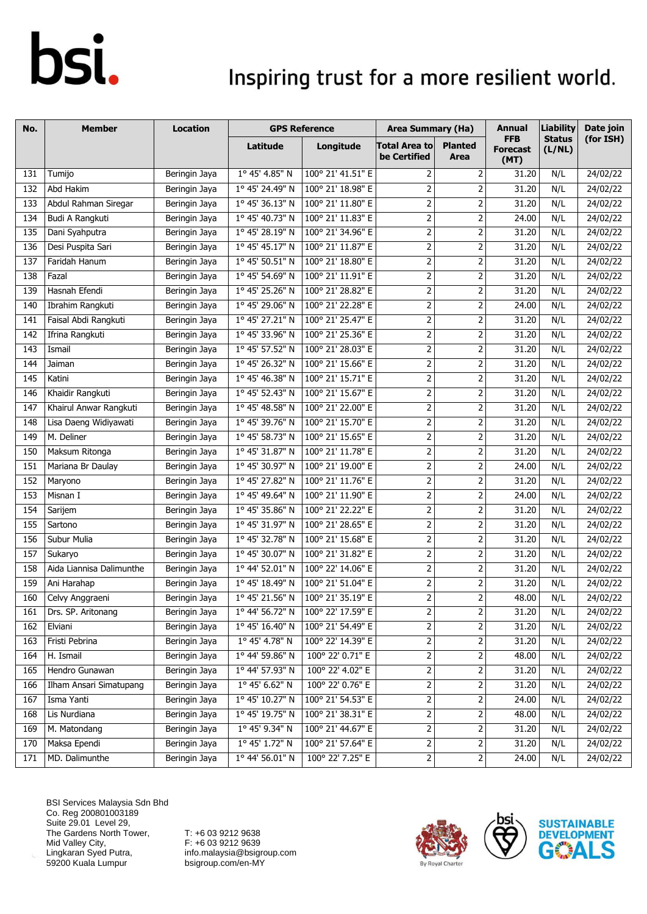| No. | Member | Location | GPS Reference | | Area Summary (Ha) | | Annual FFB Forecast (MT) | Liability Status (L/NL) | Date join (for ISH) |
|---|---|---|---|---|---|---|---|---|---|
| | | | Latitude | Longitude | Total Area to be Certified | Planted Area | | | |
| 131 | Tumijo | Beringin Jaya | 1° 45' 4.85" N | 100° 21' 41.51" E | 2 | 2 | 31.20 | N/L | 24/02/22 |
| 132 | Abd Hakim | Beringin Jaya | 1° 45' 24.49" N | 100° 21' 18.98" E | 2 | 2 | 31.20 | N/L | 24/02/22 |
| 133 | Abdul Rahman Siregar | Beringin Jaya | 1° 45' 36.13" N | 100° 21' 11.80" E | 2 | 2 | 31.20 | N/L | 24/02/22 |
| 134 | Budi A Rangkuti | Beringin Jaya | 1° 45' 40.73" N | 100° 21' 11.83" E | 2 | 2 | 24.00 | N/L | 24/02/22 |
| 135 | Dani Syahputra | Beringin Jaya | 1° 45' 28.19" N | 100° 21' 34.96" E | 2 | 2 | 31.20 | N/L | 24/02/22 |
| 136 | Desi Puspita Sari | Beringin Jaya | 1° 45' 45.17" N | 100° 21' 11.87" E | 2 | 2 | 31.20 | N/L | 24/02/22 |
| 137 | Faridah Hanum | Beringin Jaya | 1° 45' 50.51" N | 100° 21' 18.80" E | 2 | 2 | 31.20 | N/L | 24/02/22 |
| 138 | Fazal | Beringin Jaya | 1° 45' 54.69" N | 100° 21' 11.91" E | 2 | 2 | 31.20 | N/L | 24/02/22 |
| 139 | Hasnah Efendi | Beringin Jaya | 1° 45' 25.26" N | 100° 21' 28.82" E | 2 | 2 | 31.20 | N/L | 24/02/22 |
| 140 | Ibrahim Rangkuti | Beringin Jaya | 1° 45' 29.06" N | 100° 21' 22.28" E | 2 | 2 | 24.00 | N/L | 24/02/22 |
| 141 | Faisal Abdi Rangkuti | Beringin Jaya | 1° 45' 27.21" N | 100° 21' 25.47" E | 2 | 2 | 31.20 | N/L | 24/02/22 |
| 142 | Ifrina Rangkuti | Beringin Jaya | 1° 45' 33.96" N | 100° 21' 25.36" E | 2 | 2 | 31.20 | N/L | 24/02/22 |
| 143 | Ismail | Beringin Jaya | 1° 45' 57.52" N | 100° 21' 28.03" E | 2 | 2 | 31.20 | N/L | 24/02/22 |
| 144 | Jaiman | Beringin Jaya | 1° 45' 26.32" N | 100° 21' 15.66" E | 2 | 2 | 31.20 | N/L | 24/02/22 |
| 145 | Katini | Beringin Jaya | 1° 45' 46.38" N | 100° 21' 15.71" E | 2 | 2 | 31.20 | N/L | 24/02/22 |
| 146 | Khaidir Rangkuti | Beringin Jaya | 1° 45' 52.43" N | 100° 21' 15.67" E | 2 | 2 | 31.20 | N/L | 24/02/22 |
| 147 | Khairul Anwar Rangkuti | Beringin Jaya | 1° 45' 48.58" N | 100° 21' 22.00" E | 2 | 2 | 31.20 | N/L | 24/02/22 |
| 148 | Lisa Daeng Widiyawati | Beringin Jaya | 1° 45' 39.76" N | 100° 21' 15.70" E | 2 | 2 | 31.20 | N/L | 24/02/22 |
| 149 | M. Deliner | Beringin Jaya | 1° 45' 58.73" N | 100° 21' 15.65" E | 2 | 2 | 31.20 | N/L | 24/02/22 |
| 150 | Maksum Ritonga | Beringin Jaya | 1° 45' 31.87" N | 100° 21' 11.78" E | 2 | 2 | 31.20 | N/L | 24/02/22 |
| 151 | Mariana Br Daulay | Beringin Jaya | 1° 45' 30.97" N | 100° 21' 19.00" E | 2 | 2 | 24.00 | N/L | 24/02/22 |
| 152 | Maryono | Beringin Jaya | 1° 45' 27.82" N | 100° 21' 11.76" E | 2 | 2 | 31.20 | N/L | 24/02/22 |
| 153 | Misnan I | Beringin Jaya | 1° 45' 49.64" N | 100° 21' 11.90" E | 2 | 2 | 24.00 | N/L | 24/02/22 |
| 154 | Sarijem | Beringin Jaya | 1° 45' 35.86" N | 100° 21' 22.22" E | 2 | 2 | 31.20 | N/L | 24/02/22 |
| 155 | Sartono | Beringin Jaya | 1° 45' 31.97" N | 100° 21' 28.65" E | 2 | 2 | 31.20 | N/L | 24/02/22 |
| 156 | Subur Mulia | Beringin Jaya | 1° 45' 32.78" N | 100° 21' 15.68" E | 2 | 2 | 31.20 | N/L | 24/02/22 |
| 157 | Sukaryo | Beringin Jaya | 1° 45' 30.07" N | 100° 21' 31.82" E | 2 | 2 | 31.20 | N/L | 24/02/22 |
| 158 | Aida Liannisa Dalimunthe | Beringin Jaya | 1° 44' 52.01" N | 100° 22' 14.06" E | 2 | 2 | 31.20 | N/L | 24/02/22 |
| 159 | Ani Harahap | Beringin Jaya | 1° 45' 18.49" N | 100° 21' 51.04" E | 2 | 2 | 31.20 | N/L | 24/02/22 |
| 160 | Celvy Anggraeni | Beringin Jaya | 1° 45' 21.56" N | 100° 21' 35.19" E | 2 | 2 | 48.00 | N/L | 24/02/22 |
| 161 | Drs. SP. Aritonang | Beringin Jaya | 1° 44' 56.72" N | 100° 22' 17.59" E | 2 | 2 | 31.20 | N/L | 24/02/22 |
| 162 | Elviani | Beringin Jaya | 1° 45' 16.40" N | 100° 21' 54.49" E | 2 | 2 | 31.20 | N/L | 24/02/22 |
| 163 | Fristi Pebrina | Beringin Jaya | 1° 45' 4.78" N | 100° 22' 14.39" E | 2 | 2 | 31.20 | N/L | 24/02/22 |
| 164 | H. Ismail | Beringin Jaya | 1° 44' 59.86" N | 100° 22' 0.71" E | 2 | 2 | 48.00 | N/L | 24/02/22 |
| 165 | Hendro Gunawan | Beringin Jaya | 1° 44' 57.93" N | 100° 22' 4.02" E | 2 | 2 | 31.20 | N/L | 24/02/22 |
| 166 | Ilham Ansari Simatupang | Beringin Jaya | 1° 45' 6.62" N | 100° 22' 0.76" E | 2 | 2 | 31.20 | N/L | 24/02/22 |
| 167 | Isma Yanti | Beringin Jaya | 1° 45' 10.27" N | 100° 21' 54.53" E | 2 | 2 | 24.00 | N/L | 24/02/22 |
| 168 | Lis Nurdiana | Beringin Jaya | 1° 45' 19.75" N | 100° 21' 38.31" E | 2 | 2 | 48.00 | N/L | 24/02/22 |
| 169 | M. Matondang | Beringin Jaya | 1° 45' 9.34" N | 100° 21' 44.67" E | 2 | 2 | 31.20 | N/L | 24/02/22 |
| 170 | Maksa Ependi | Beringin Jaya | 1° 45' 1.72" N | 100° 21' 57.64" E | 2 | 2 | 31.20 | N/L | 24/02/22 |
| 171 | MD. Dalimunthe | Beringin Jaya | 1° 44' 56.01" N | 100° 22' 7.25" E | 2 | 2 | 24.00 | N/L | 24/02/22 |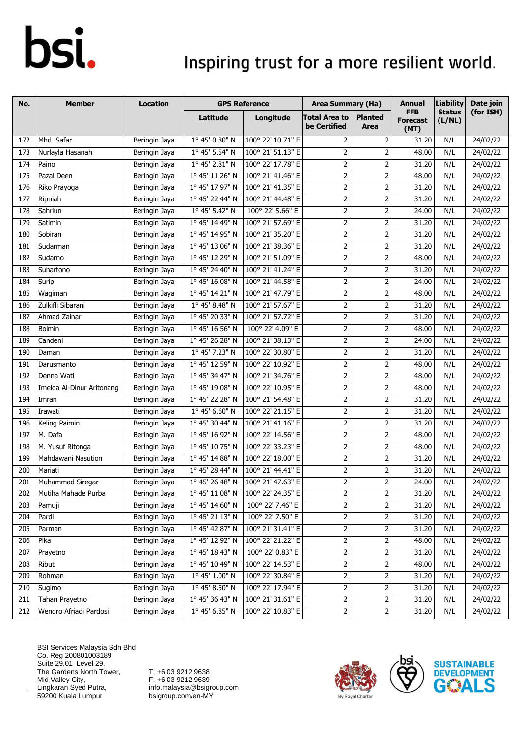| No. | Member | Location | GPS Reference | | Area Summary (Ha) | | Annual FFB Forecast (MT) | Liability Status (L/NL) | Date join (for ISH) |
|---|---|---|---|---|---|---|---|---|---|
| | | | Latitude | Longitude | Total Area to be Certified | Planted Area | | | |
| 172 | Mhd. Safar | Beringin Jaya | 1° 45' 0.80" N | 100° 22' 10.71" E | 2 | 2 | 31.20 | N/L | 24/02/22 |
| 173 | Nurlayla Hasanah | Beringin Jaya | 1° 45' 5.54" N | 100° 21' 51.13" E | 2 | 2 | 48.00 | N/L | 24/02/22 |
| 174 | Paino | Beringin Jaya | 1° 45' 2.81" N | 100° 22' 17.78" E | 2 | 2 | 31.20 | N/L | 24/02/22 |
| 175 | Pazal Deen | Beringin Jaya | 1° 45' 11.26" N | 100° 21' 41.46" E | 2 | 2 | 48.00 | N/L | 24/02/22 |
| 176 | Riko Prayoga | Beringin Jaya | 1° 45' 17.97" N | 100° 21' 41.35" E | 2 | 2 | 31.20 | N/L | 24/02/22 |
| 177 | Ripniah | Beringin Jaya | 1° 45' 22.44" N | 100° 21' 44.48" E | 2 | 2 | 31.20 | N/L | 24/02/22 |
| 178 | Sahriun | Beringin Jaya | 1° 45' 5.42" N | 100° 22' 5.66" E | 2 | 2 | 24.00 | N/L | 24/02/22 |
| 179 | Satimin | Beringin Jaya | 1° 45' 14.49" N | 100° 21' 57.69" E | 2 | 2 | 31.20 | N/L | 24/02/22 |
| 180 | Sobiran | Beringin Jaya | 1° 45' 14.95" N | 100° 21' 35.20" E | 2 | 2 | 31.20 | N/L | 24/02/22 |
| 181 | Sudarman | Beringin Jaya | 1° 45' 13.06" N | 100° 21' 38.36" E | 2 | 2 | 31.20 | N/L | 24/02/22 |
| 182 | Sudarno | Beringin Jaya | 1° 45' 12.29" N | 100° 21' 51.09" E | 2 | 2 | 48.00 | N/L | 24/02/22 |
| 183 | Suhartono | Beringin Jaya | 1° 45' 24.40" N | 100° 21' 41.24" E | 2 | 2 | 31.20 | N/L | 24/02/22 |
| 184 | Surip | Beringin Jaya | 1° 45' 16.08" N | 100° 21' 44.58" E | 2 | 2 | 24.00 | N/L | 24/02/22 |
| 185 | Wagiman | Beringin Jaya | 1° 45' 14.21" N | 100° 21' 47.79" E | 2 | 2 | 48.00 | N/L | 24/02/22 |
| 186 | Zulkifli Sibarani | Beringin Jaya | 1° 45' 8.48" N | 100° 21' 57.67" E | 2 | 2 | 31.20 | N/L | 24/02/22 |
| 187 | Ahmad Zainar | Beringin Jaya | 1° 45' 20.33" N | 100° 21' 57.72" E | 2 | 2 | 31.20 | N/L | 24/02/22 |
| 188 | Boimin | Beringin Jaya | 1° 45' 16.56" N | 100° 22' 4.09" E | 2 | 2 | 48.00 | N/L | 24/02/22 |
| 189 | Candeni | Beringin Jaya | 1° 45' 26.28" N | 100° 21' 38.13" E | 2 | 2 | 24.00 | N/L | 24/02/22 |
| 190 | Daman | Beringin Jaya | 1° 45' 7.23" N | 100° 22' 30.80" E | 2 | 2 | 31.20 | N/L | 24/02/22 |
| 191 | Darusmanto | Beringin Jaya | 1° 45' 12.59" N | 100° 22' 10.92" E | 2 | 2 | 48.00 | N/L | 24/02/22 |
| 192 | Denna Wati | Beringin Jaya | 1° 45' 34.47" N | 100° 21' 34.76" E | 2 | 2 | 48.00 | N/L | 24/02/22 |
| 193 | Imelda Al-Dinur Aritonang | Beringin Jaya | 1° 45' 19.08" N | 100° 22' 10.95" E | 2 | 2 | 48.00 | N/L | 24/02/22 |
| 194 | Imran | Beringin Jaya | 1° 45' 22.28" N | 100° 21' 54.48" E | 2 | 2 | 31.20 | N/L | 24/02/22 |
| 195 | Irawati | Beringin Jaya | 1° 45' 6.60" N | 100° 22' 21.15" E | 2 | 2 | 31.20 | N/L | 24/02/22 |
| 196 | Keling Paimin | Beringin Jaya | 1° 45' 30.44" N | 100° 21' 41.16" E | 2 | 2 | 31.20 | N/L | 24/02/22 |
| 197 | M. Dafa | Beringin Jaya | 1° 45' 16.92" N | 100° 22' 14.56" E | 2 | 2 | 48.00 | N/L | 24/02/22 |
| 198 | M. Yusuf Ritonga | Beringin Jaya | 1° 45' 10.75" N | 100° 22' 33.23" E | 2 | 2 | 48.00 | N/L | 24/02/22 |
| 199 | Mahdawani Nasution | Beringin Jaya | 1° 45' 14.88" N | 100° 22' 18.00" E | 2 | 2 | 31.20 | N/L | 24/02/22 |
| 200 | Mariati | Beringin Jaya | 1° 45' 28.44" N | 100° 21' 44.41" E | 2 | 2 | 31.20 | N/L | 24/02/22 |
| 201 | Muhammad Siregar | Beringin Jaya | 1° 45' 26.48" N | 100° 21' 47.63" E | 2 | 2 | 24.00 | N/L | 24/02/22 |
| 202 | Mutiha Mahade Purba | Beringin Jaya | 1° 45' 11.08" N | 100° 22' 24.35" E | 2 | 2 | 31.20 | N/L | 24/02/22 |
| 203 | Pamuji | Beringin Jaya | 1° 45' 14.60" N | 100° 22' 7.46" E | 2 | 2 | 31.20 | N/L | 24/02/22 |
| 204 | Pardi | Beringin Jaya | 1° 45' 21.13" N | 100° 22' 7.50" E | 2 | 2 | 31.20 | N/L | 24/02/22 |
| 205 | Parman | Beringin Jaya | 1° 45' 42.87" N | 100° 21' 31.41" E | 2 | 2 | 31.20 | N/L | 24/02/22 |
| 206 | Pika | Beringin Jaya | 1° 45' 12.92" N | 100° 22' 21.22" E | 2 | 2 | 48.00 | N/L | 24/02/22 |
| 207 | Prayetno | Beringin Jaya | 1° 45' 18.43" N | 100° 22' 0.83" E | 2 | 2 | 31.20 | N/L | 24/02/22 |
| 208 | Ribut | Beringin Jaya | 1° 45' 10.49" N | 100° 22' 14.53" E | 2 | 2 | 48.00 | N/L | 24/02/22 |
| 209 | Rohman | Beringin Jaya | 1° 45' 1.00" N | 100° 22' 30.84" E | 2 | 2 | 31.20 | N/L | 24/02/22 |
| 210 | Sugimo | Beringin Jaya | 1° 45' 8.50" N | 100° 22' 17.94" E | 2 | 2 | 31.20 | N/L | 24/02/22 |
| 211 | Tahan Prayetno | Beringin Jaya | 1° 45' 36.43" N | 100° 21' 31.61" E | 2 | 2 | 31.20 | N/L | 24/02/22 |
| 212 | Wendro Afriadi Pardosi | Beringin Jaya | 1° 45' 6.85" N | 100° 22' 10.83" E | 2 | 2 | 31.20 | N/L | 24/02/22 |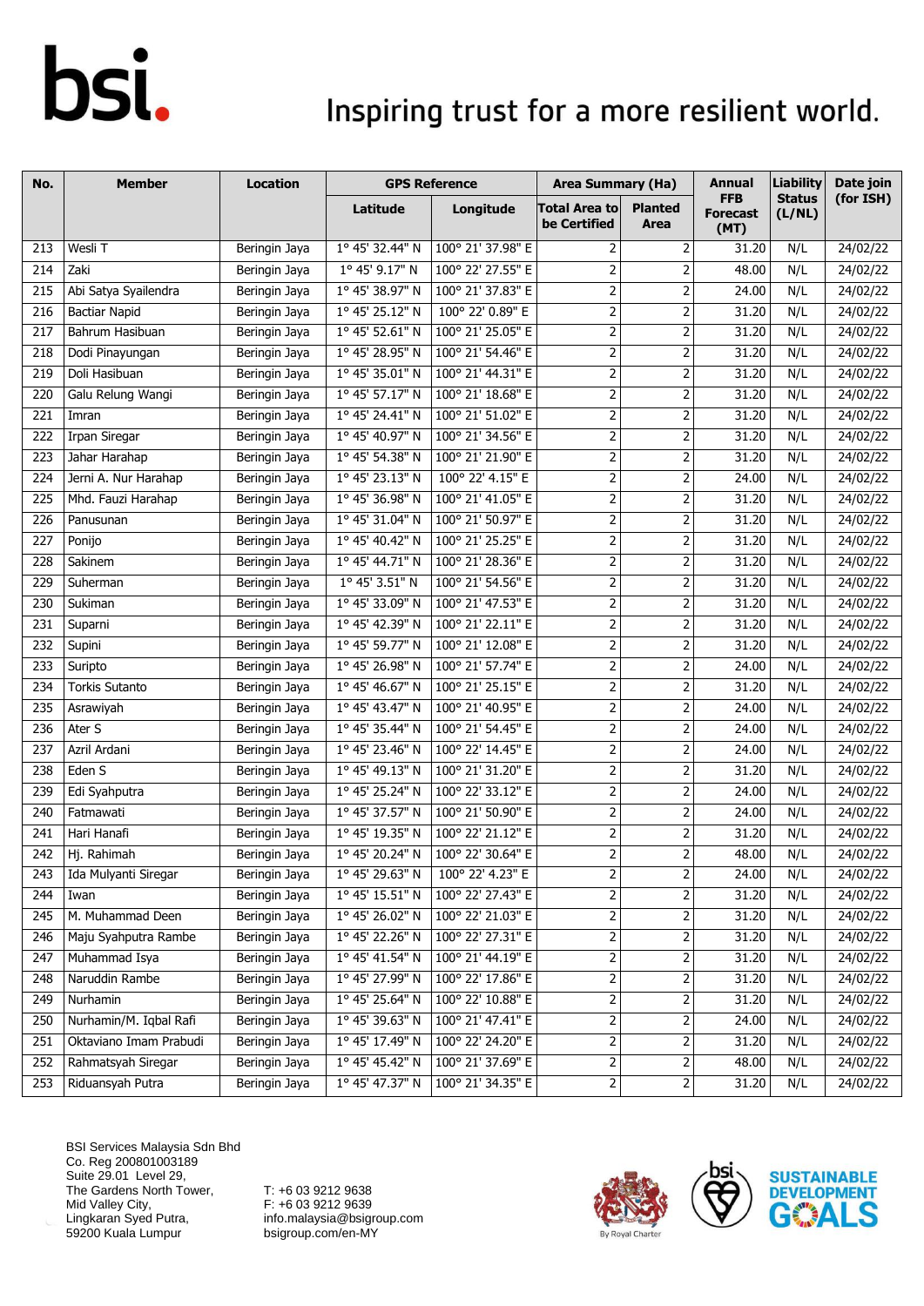| No. | Member | Location | GPS Reference | | Area Summary (Ha) | | Annual FFB Forecast (MT) | Liability Status (L/NL) | Date join (for ISH) |
|---|---|---|---|---|---|---|---|---|---|
| | | | Latitude | Longitude | Total Area to be Certified | Planted Area | | | |
| 213 | Wesli T | Beringin Jaya | 1° 45' 32.44" N | 100° 21' 37.98" E | 2 | 2 | 31.20 | N/L | 24/02/22 |
| 214 | Zaki | Beringin Jaya | 1° 45' 9.17" N | 100° 22' 27.55" E | 2 | 2 | 48.00 | N/L | 24/02/22 |
| 215 | Abi Satya Syailendra | Beringin Jaya | 1° 45' 38.97" N | 100° 21' 37.83" E | 2 | 2 | 24.00 | N/L | 24/02/22 |
| 216 | Bactiar Napid | Beringin Jaya | 1° 45' 25.12" N | 100° 22' 0.89" E | 2 | 2 | 31.20 | N/L | 24/02/22 |
| 217 | Bahrum Hasibuan | Beringin Jaya | 1° 45' 52.61" N | 100° 21' 25.05" E | 2 | 2 | 31.20 | N/L | 24/02/22 |
| 218 | Dodi Pinayungan | Beringin Jaya | 1° 45' 28.95" N | 100° 21' 54.46" E | 2 | 2 | 31.20 | N/L | 24/02/22 |
| 219 | Doli Hasibuan | Beringin Jaya | 1° 45' 35.01" N | 100° 21' 44.31" E | 2 | 2 | 31.20 | N/L | 24/02/22 |
| 220 | Galu Relung Wangi | Beringin Jaya | 1° 45' 57.17" N | 100° 21' 18.68" E | 2 | 2 | 31.20 | N/L | 24/02/22 |
| 221 | Imran | Beringin Jaya | 1° 45' 24.41" N | 100° 21' 51.02" E | 2 | 2 | 31.20 | N/L | 24/02/22 |
| 222 | Irpan Siregar | Beringin Jaya | 1° 45' 40.97" N | 100° 21' 34.56" E | 2 | 2 | 31.20 | N/L | 24/02/22 |
| 223 | Jahar Harahap | Beringin Jaya | 1° 45' 54.38" N | 100° 21' 21.90" E | 2 | 2 | 31.20 | N/L | 24/02/22 |
| 224 | Jerni A. Nur Harahap | Beringin Jaya | 1° 45' 23.13" N | 100° 22' 4.15" E | 2 | 2 | 24.00 | N/L | 24/02/22 |
| 225 | Mhd. Fauzi Harahap | Beringin Jaya | 1° 45' 36.98" N | 100° 21' 41.05" E | 2 | 2 | 31.20 | N/L | 24/02/22 |
| 226 | Panusunan | Beringin Jaya | 1° 45' 31.04" N | 100° 21' 50.97" E | 2 | 2 | 31.20 | N/L | 24/02/22 |
| 227 | Ponijo | Beringin Jaya | 1° 45' 40.42" N | 100° 21' 25.25" E | 2 | 2 | 31.20 | N/L | 24/02/22 |
| 228 | Sakinem | Beringin Jaya | 1° 45' 44.71" N | 100° 21' 28.36" E | 2 | 2 | 31.20 | N/L | 24/02/22 |
| 229 | Suherman | Beringin Jaya | 1° 45' 3.51" N | 100° 21' 54.56" E | 2 | 2 | 31.20 | N/L | 24/02/22 |
| 230 | Sukiman | Beringin Jaya | 1° 45' 33.09" N | 100° 21' 47.53" E | 2 | 2 | 31.20 | N/L | 24/02/22 |
| 231 | Suparni | Beringin Jaya | 1° 45' 42.39" N | 100° 21' 22.11" E | 2 | 2 | 31.20 | N/L | 24/02/22 |
| 232 | Supini | Beringin Jaya | 1° 45' 59.77" N | 100° 21' 12.08" E | 2 | 2 | 31.20 | N/L | 24/02/22 |
| 233 | Suripto | Beringin Jaya | 1° 45' 26.98" N | 100° 21' 57.74" E | 2 | 2 | 24.00 | N/L | 24/02/22 |
| 234 | Torkis Sutanto | Beringin Jaya | 1° 45' 46.67" N | 100° 21' 25.15" E | 2 | 2 | 31.20 | N/L | 24/02/22 |
| 235 | Asrawiyah | Beringin Jaya | 1° 45' 43.47" N | 100° 21' 40.95" E | 2 | 2 | 24.00 | N/L | 24/02/22 |
| 236 | Ater S | Beringin Jaya | 1° 45' 35.44" N | 100° 21' 54.45" E | 2 | 2 | 24.00 | N/L | 24/02/22 |
| 237 | Azril Ardani | Beringin Jaya | 1° 45' 23.46" N | 100° 22' 14.45" E | 2 | 2 | 24.00 | N/L | 24/02/22 |
| 238 | Eden S | Beringin Jaya | 1° 45' 49.13" N | 100° 21' 31.20" E | 2 | 2 | 31.20 | N/L | 24/02/22 |
| 239 | Edi Syahputra | Beringin Jaya | 1° 45' 25.24" N | 100° 22' 33.12" E | 2 | 2 | 24.00 | N/L | 24/02/22 |
| 240 | Fatmawati | Beringin Jaya | 1° 45' 37.57" N | 100° 21' 50.90" E | 2 | 2 | 24.00 | N/L | 24/02/22 |
| 241 | Hari Hanafi | Beringin Jaya | 1° 45' 19.35" N | 100° 22' 21.12" E | 2 | 2 | 31.20 | N/L | 24/02/22 |
| 242 | Hj. Rahimah | Beringin Jaya | 1° 45' 20.24" N | 100° 22' 30.64" E | 2 | 2 | 48.00 | N/L | 24/02/22 |
| 243 | Ida Mulyanti Siregar | Beringin Jaya | 1° 45' 29.63" N | 100° 22' 4.23" E | 2 | 2 | 24.00 | N/L | 24/02/22 |
| 244 | Iwan | Beringin Jaya | 1° 45' 15.51" N | 100° 22' 27.43" E | 2 | 2 | 31.20 | N/L | 24/02/22 |
| 245 | M. Muhammad Deen | Beringin Jaya | 1° 45' 26.02" N | 100° 22' 21.03" E | 2 | 2 | 31.20 | N/L | 24/02/22 |
| 246 | Maju Syahputra Rambe | Beringin Jaya | 1° 45' 22.26" N | 100° 22' 27.31" E | 2 | 2 | 31.20 | N/L | 24/02/22 |
| 247 | Muhammad Isya | Beringin Jaya | 1° 45' 41.54" N | 100° 21' 44.19" E | 2 | 2 | 31.20 | N/L | 24/02/22 |
| 248 | Naruddin Rambe | Beringin Jaya | 1° 45' 27.99" N | 100° 22' 17.86" E | 2 | 2 | 31.20 | N/L | 24/02/22 |
| 249 | Nurhamin | Beringin Jaya | 1° 45' 25.64" N | 100° 22' 10.88" E | 2 | 2 | 31.20 | N/L | 24/02/22 |
| 250 | Nurhamin/M. Iqbal Rafi | Beringin Jaya | 1° 45' 39.63" N | 100° 21' 47.41" E | 2 | 2 | 24.00 | N/L | 24/02/22 |
| 251 | Oktaviano Imam Prabudi | Beringin Jaya | 1° 45' 17.49" N | 100° 22' 24.20" E | 2 | 2 | 31.20 | N/L | 24/02/22 |
| 252 | Rahmatsyah Siregar | Beringin Jaya | 1° 45' 45.42" N | 100° 21' 37.69" E | 2 | 2 | 48.00 | N/L | 24/02/22 |
| 253 | Riduansyah Putra | Beringin Jaya | 1° 45' 47.37" N | 100° 21' 34.35" E | 2 | 2 | 31.20 | N/L | 24/02/22 |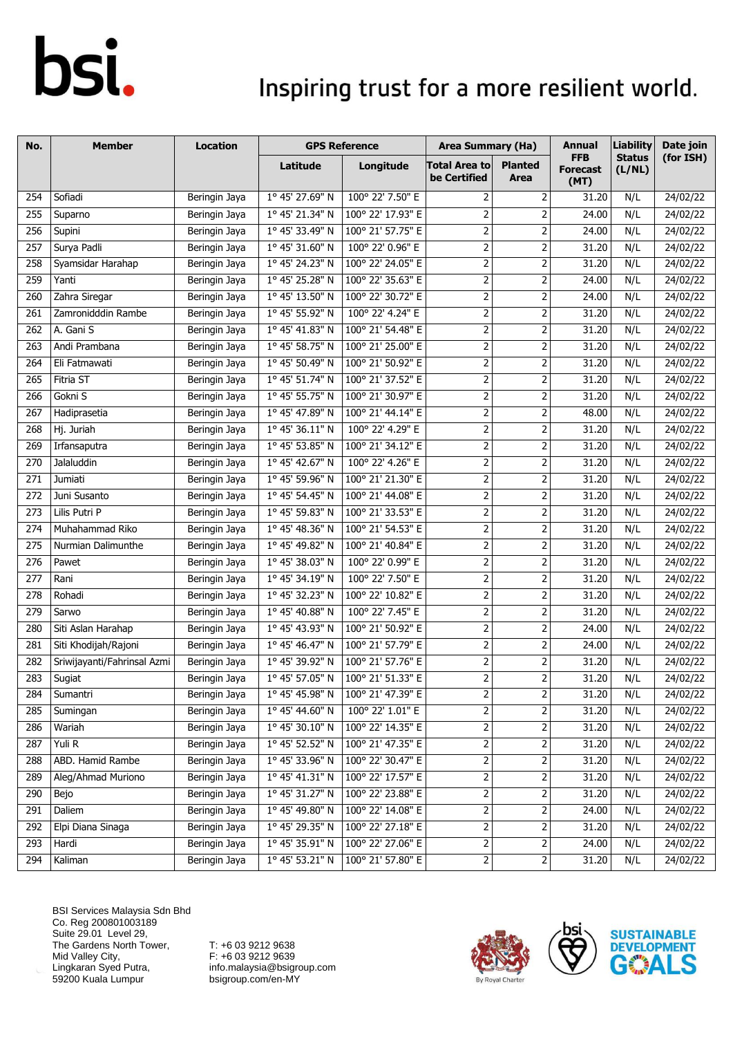| No. | Member | Location | GPS Reference | | Area Summary (Ha) | | Annual FFB Forecast (MT) | Liability Status (L/NL) | Date join (for ISH) |
|---|---|---|---|---|---|---|---|---|---|
| | | | Latitude | Longitude | Total Area to be Certified | Planted Area | | | |
| 254 | Sofiadi | Beringin Jaya | 1° 45' 27.69" N | 100° 22' 7.50" E | 2 | 2 | 31.20 | N/L | 24/02/22 |
| 255 | Suparno | Beringin Jaya | 1° 45' 21.34" N | 100° 22' 17.93" E | 2 | 2 | 24.00 | N/L | 24/02/22 |
| 256 | Supini | Beringin Jaya | 1° 45' 33.49" N | 100° 21' 57.75" E | 2 | 2 | 24.00 | N/L | 24/02/22 |
| 257 | Surya Padli | Beringin Jaya | 1° 45' 31.60" N | 100° 22' 0.96" E | 2 | 2 | 31.20 | N/L | 24/02/22 |
| 258 | Syamsidar Harahap | Beringin Jaya | 1° 45' 24.23" N | 100° 22' 24.05" E | 2 | 2 | 31.20 | N/L | 24/02/22 |
| 259 | Yanti | Beringin Jaya | 1° 45' 25.28" N | 100° 22' 35.63" E | 2 | 2 | 24.00 | N/L | 24/02/22 |
| 260 | Zahra Siregar | Beringin Jaya | 1° 45' 13.50" N | 100° 22' 30.72" E | 2 | 2 | 24.00 | N/L | 24/02/22 |
| 261 | Zamronidddin Rambe | Beringin Jaya | 1° 45' 55.92" N | 100° 22' 4.24" E | 2 | 2 | 31.20 | N/L | 24/02/22 |
| 262 | A. Gani S | Beringin Jaya | 1° 45' 41.83" N | 100° 21' 54.48" E | 2 | 2 | 31.20 | N/L | 24/02/22 |
| 263 | Andi Prambana | Beringin Jaya | 1° 45' 58.75" N | 100° 21' 25.00" E | 2 | 2 | 31.20 | N/L | 24/02/22 |
| 264 | Eli Fatmawati | Beringin Jaya | 1° 45' 50.49" N | 100° 21' 50.92" E | 2 | 2 | 31.20 | N/L | 24/02/22 |
| 265 | Fitria ST | Beringin Jaya | 1° 45' 51.74" N | 100° 21' 37.52" E | 2 | 2 | 31.20 | N/L | 24/02/22 |
| 266 | Gokni S | Beringin Jaya | 1° 45' 55.75" N | 100° 21' 30.97" E | 2 | 2 | 31.20 | N/L | 24/02/22 |
| 267 | Hadiprasetia | Beringin Jaya | 1° 45' 47.89" N | 100° 21' 44.14" E | 2 | 2 | 48.00 | N/L | 24/02/22 |
| 268 | Hj. Juriah | Beringin Jaya | 1° 45' 36.11" N | 100° 22' 4.29" E | 2 | 2 | 31.20 | N/L | 24/02/22 |
| 269 | Irfansaputra | Beringin Jaya | 1° 45' 53.85" N | 100° 21' 34.12" E | 2 | 2 | 31.20 | N/L | 24/02/22 |
| 270 | Jalaluddin | Beringin Jaya | 1° 45' 42.67" N | 100° 22' 4.26" E | 2 | 2 | 31.20 | N/L | 24/02/22 |
| 271 | Jumiati | Beringin Jaya | 1° 45' 59.96" N | 100° 21' 21.30" E | 2 | 2 | 31.20 | N/L | 24/02/22 |
| 272 | Juni Susanto | Beringin Jaya | 1° 45' 54.45" N | 100° 21' 44.08" E | 2 | 2 | 31.20 | N/L | 24/02/22 |
| 273 | Lilis Putri P | Beringin Jaya | 1° 45' 59.83" N | 100° 21' 33.53" E | 2 | 2 | 31.20 | N/L | 24/02/22 |
| 274 | Muhahammad Riko | Beringin Jaya | 1° 45' 48.36" N | 100° 21' 54.53" E | 2 | 2 | 31.20 | N/L | 24/02/22 |
| 275 | Nurmian Dalimunthe | Beringin Jaya | 1° 45' 49.82" N | 100° 21' 40.84" E | 2 | 2 | 31.20 | N/L | 24/02/22 |
| 276 | Pawet | Beringin Jaya | 1° 45' 38.03" N | 100° 22' 0.99" E | 2 | 2 | 31.20 | N/L | 24/02/22 |
| 277 | Rani | Beringin Jaya | 1° 45' 34.19" N | 100° 22' 7.50" E | 2 | 2 | 31.20 | N/L | 24/02/22 |
| 278 | Rohadi | Beringin Jaya | 1° 45' 32.23" N | 100° 22' 10.82" E | 2 | 2 | 31.20 | N/L | 24/02/22 |
| 279 | Sarwo | Beringin Jaya | 1° 45' 40.88" N | 100° 22' 7.45" E | 2 | 2 | 31.20 | N/L | 24/02/22 |
| 280 | Siti Aslan Harahap | Beringin Jaya | 1° 45' 43.93" N | 100° 21' 50.92" E | 2 | 2 | 24.00 | N/L | 24/02/22 |
| 281 | Siti Khodijah/Rajoni | Beringin Jaya | 1° 45' 46.47" N | 100° 21' 57.79" E | 2 | 2 | 24.00 | N/L | 24/02/22 |
| 282 | Sriwijayanti/Fahrinsal Azmi | Beringin Jaya | 1° 45' 39.92" N | 100° 21' 57.76" E | 2 | 2 | 31.20 | N/L | 24/02/22 |
| 283 | Sugiat | Beringin Jaya | 1° 45' 57.05" N | 100° 21' 51.33" E | 2 | 2 | 31.20 | N/L | 24/02/22 |
| 284 | Sumantri | Beringin Jaya | 1° 45' 45.98" N | 100° 21' 47.39" E | 2 | 2 | 31.20 | N/L | 24/02/22 |
| 285 | Sumingan | Beringin Jaya | 1° 45' 44.60" N | 100° 22' 1.01" E | 2 | 2 | 31.20 | N/L | 24/02/22 |
| 286 | Wariah | Beringin Jaya | 1° 45' 30.10" N | 100° 22' 14.35" E | 2 | 2 | 31.20 | N/L | 24/02/22 |
| 287 | Yuli R | Beringin Jaya | 1° 45' 52.52" N | 100° 21' 47.35" E | 2 | 2 | 31.20 | N/L | 24/02/22 |
| 288 | ABD. Hamid Rambe | Beringin Jaya | 1° 45' 33.96" N | 100° 22' 30.47" E | 2 | 2 | 31.20 | N/L | 24/02/22 |
| 289 | Aleg/Ahmad Muriono | Beringin Jaya | 1° 45' 41.31" N | 100° 22' 17.57" E | 2 | 2 | 31.20 | N/L | 24/02/22 |
| 290 | Bejo | Beringin Jaya | 1° 45' 31.27" N | 100° 22' 23.88" E | 2 | 2 | 31.20 | N/L | 24/02/22 |
| 291 | Daliem | Beringin Jaya | 1° 45' 49.80" N | 100° 22' 14.08" E | 2 | 2 | 24.00 | N/L | 24/02/22 |
| 292 | Elpi Diana Sinaga | Beringin Jaya | 1° 45' 29.35" N | 100° 22' 27.18" E | 2 | 2 | 31.20 | N/L | 24/02/22 |
| 293 | Hardi | Beringin Jaya | 1° 45' 35.91" N | 100° 22' 27.06" E | 2 | 2 | 24.00 | N/L | 24/02/22 |
| 294 | Kaliman | Beringin Jaya | 1° 45' 53.21" N | 100° 21' 57.80" E | 2 | 2 | 31.20 | N/L | 24/02/22 |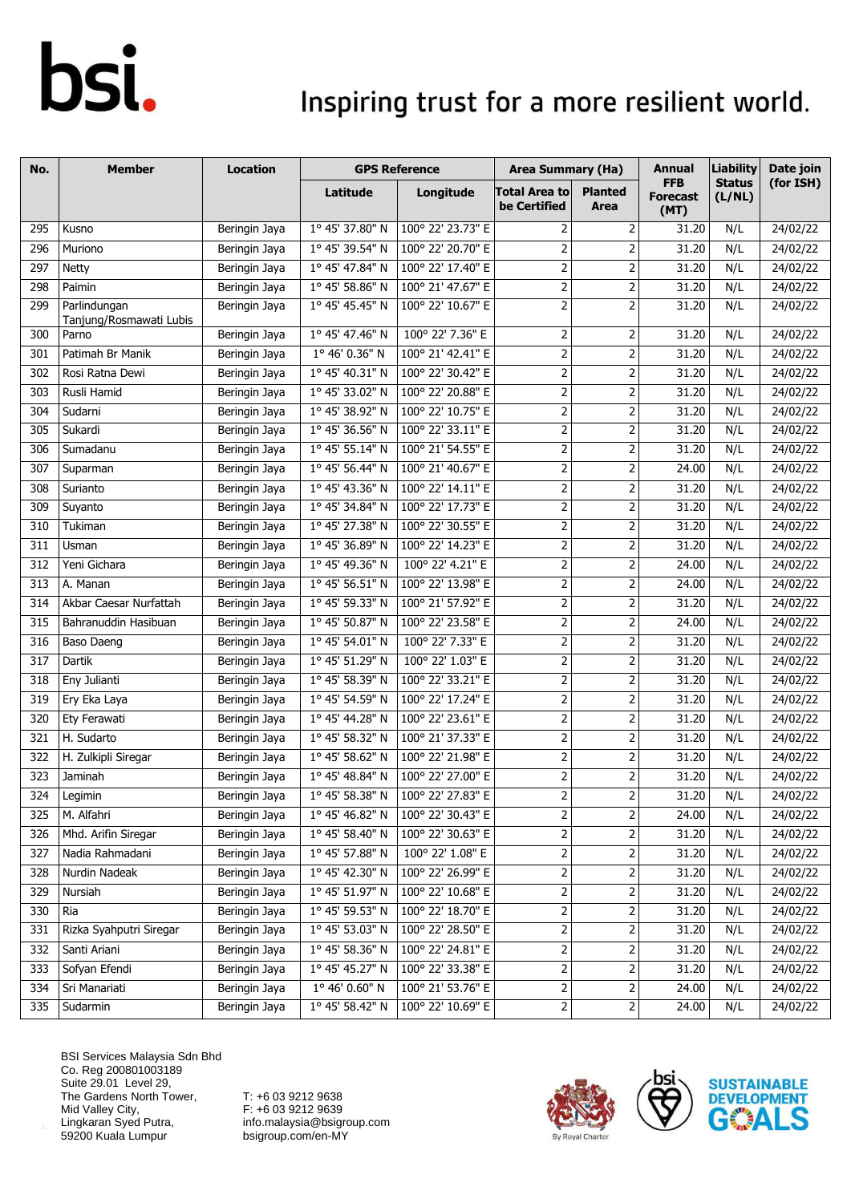| No. | Member | Location | GPS Reference | | Area Summary (Ha) | | Annual FFB Forecast (MT) | Liability Status (L/NL) | Date join (for ISH) |
|---|---|---|---|---|---|---|---|---|---|
| | | | Latitude | Longitude | Total Area to be Certified | Planted Area | | | |
| 295 | Kusno | Beringin Jaya | 1° 45' 37.80" N | 100° 22' 23.73" E | 2 | 2 | 31.20 | N/L | 24/02/22 |
| 296 | Muriono | Beringin Jaya | 1° 45' 39.54" N | 100° 22' 20.70" E | 2 | 2 | 31.20 | N/L | 24/02/22 |
| 297 | Netty | Beringin Jaya | 1° 45' 47.84" N | 100° 22' 17.40" E | 2 | 2 | 31.20 | N/L | 24/02/22 |
| 298 | Paimin | Beringin Jaya | 1° 45' 58.86" N | 100° 21' 47.67" E | 2 | 2 | 31.20 | N/L | 24/02/22 |
| 299 | Parlindungan Tanjung/Rosmawati Lubis | Beringin Jaya | 1° 45' 45.45" N | 100° 22' 10.67" E | 2 | 2 | 31.20 | N/L | 24/02/22 |
| 300 | Parno | Beringin Jaya | 1° 45' 47.46" N | 100° 22' 7.36" E | 2 | 2 | 31.20 | N/L | 24/02/22 |
| 301 | Patimah Br Manik | Beringin Jaya | 1° 46' 0.36" N | 100° 21' 42.41" E | 2 | 2 | 31.20 | N/L | 24/02/22 |
| 302 | Rosi Ratna Dewi | Beringin Jaya | 1° 45' 40.31" N | 100° 22' 30.42" E | 2 | 2 | 31.20 | N/L | 24/02/22 |
| 303 | Rusli Hamid | Beringin Jaya | 1° 45' 33.02" N | 100° 22' 20.88" E | 2 | 2 | 31.20 | N/L | 24/02/22 |
| 304 | Sudarni | Beringin Jaya | 1° 45' 38.92" N | 100° 22' 10.75" E | 2 | 2 | 31.20 | N/L | 24/02/22 |
| 305 | Sukardi | Beringin Jaya | 1° 45' 36.56" N | 100° 22' 33.11" E | 2 | 2 | 31.20 | N/L | 24/02/22 |
| 306 | Sumadanu | Beringin Jaya | 1° 45' 55.14" N | 100° 21' 54.55" E | 2 | 2 | 31.20 | N/L | 24/02/22 |
| 307 | Suparman | Beringin Jaya | 1° 45' 56.44" N | 100° 21' 40.67" E | 2 | 2 | 24.00 | N/L | 24/02/22 |
| 308 | Surianto | Beringin Jaya | 1° 45' 43.36" N | 100° 22' 14.11" E | 2 | 2 | 31.20 | N/L | 24/02/22 |
| 309 | Suyanto | Beringin Jaya | 1° 45' 34.84" N | 100° 22' 17.73" E | 2 | 2 | 31.20 | N/L | 24/02/22 |
| 310 | Tukiman | Beringin Jaya | 1° 45' 27.38" N | 100° 22' 30.55" E | 2 | 2 | 31.20 | N/L | 24/02/22 |
| 311 | Usman | Beringin Jaya | 1° 45' 36.89" N | 100° 22' 14.23" E | 2 | 2 | 31.20 | N/L | 24/02/22 |
| 312 | Yeni Gichara | Beringin Jaya | 1° 45' 49.36" N | 100° 22' 4.21" E | 2 | 2 | 24.00 | N/L | 24/02/22 |
| 313 | A. Manan | Beringin Jaya | 1° 45' 56.51" N | 100° 22' 13.98" E | 2 | 2 | 24.00 | N/L | 24/02/22 |
| 314 | Akbar Caesar Nurfattah | Beringin Jaya | 1° 45' 59.33" N | 100° 21' 57.92" E | 2 | 2 | 31.20 | N/L | 24/02/22 |
| 315 | Bahranuddin Hasibuan | Beringin Jaya | 1° 45' 50.87" N | 100° 22' 23.58" E | 2 | 2 | 24.00 | N/L | 24/02/22 |
| 316 | Baso Daeng | Beringin Jaya | 1° 45' 54.01" N | 100° 22' 7.33" E | 2 | 2 | 31.20 | N/L | 24/02/22 |
| 317 | Dartik | Beringin Jaya | 1° 45' 51.29" N | 100° 22' 1.03" E | 2 | 2 | 31.20 | N/L | 24/02/22 |
| 318 | Eny Julianti | Beringin Jaya | 1° 45' 58.39" N | 100° 22' 33.21" E | 2 | 2 | 31.20 | N/L | 24/02/22 |
| 319 | Ery Eka Laya | Beringin Jaya | 1° 45' 54.59" N | 100° 22' 17.24" E | 2 | 2 | 31.20 | N/L | 24/02/22 |
| 320 | Ety Ferawati | Beringin Jaya | 1° 45' 44.28" N | 100° 22' 23.61" E | 2 | 2 | 31.20 | N/L | 24/02/22 |
| 321 | H. Sudarto | Beringin Jaya | 1° 45' 58.32" N | 100° 21' 37.33" E | 2 | 2 | 31.20 | N/L | 24/02/22 |
| 322 | H. Zulkipli Siregar | Beringin Jaya | 1° 45' 58.62" N | 100° 22' 21.98" E | 2 | 2 | 31.20 | N/L | 24/02/22 |
| 323 | Jaminah | Beringin Jaya | 1° 45' 48.84" N | 100° 22' 27.00" E | 2 | 2 | 31.20 | N/L | 24/02/22 |
| 324 | Legimin | Beringin Jaya | 1° 45' 58.38" N | 100° 22' 27.83" E | 2 | 2 | 31.20 | N/L | 24/02/22 |
| 325 | M. Alfahri | Beringin Jaya | 1° 45' 46.82" N | 100° 22' 30.43" E | 2 | 2 | 24.00 | N/L | 24/02/22 |
| 326 | Mhd. Arifin Siregar | Beringin Jaya | 1° 45' 58.40" N | 100° 22' 30.63" E | 2 | 2 | 31.20 | N/L | 24/02/22 |
| 327 | Nadia Rahmadani | Beringin Jaya | 1° 45' 57.88" N | 100° 22' 1.08" E | 2 | 2 | 31.20 | N/L | 24/02/22 |
| 328 | Nurdin Nadeak | Beringin Jaya | 1° 45' 42.30" N | 100° 22' 26.99" E | 2 | 2 | 31.20 | N/L | 24/02/22 |
| 329 | Nursiah | Beringin Jaya | 1° 45' 51.97" N | 100° 22' 10.68" E | 2 | 2 | 31.20 | N/L | 24/02/22 |
| 330 | Ria | Beringin Jaya | 1° 45' 59.53" N | 100° 22' 18.70" E | 2 | 2 | 31.20 | N/L | 24/02/22 |
| 331 | Rizka Syahputri Siregar | Beringin Jaya | 1° 45' 53.03" N | 100° 22' 28.50" E | 2 | 2 | 31.20 | N/L | 24/02/22 |
| 332 | Santi Ariani | Beringin Jaya | 1° 45' 58.36" N | 100° 22' 24.81" E | 2 | 2 | 31.20 | N/L | 24/02/22 |
| 333 | Sofyan Efendi | Beringin Jaya | 1° 45' 45.27" N | 100° 22' 33.38" E | 2 | 2 | 31.20 | N/L | 24/02/22 |
| 334 | Sri Manariati | Beringin Jaya | 1° 46' 0.60" N | 100° 21' 53.76" E | 2 | 2 | 24.00 | N/L | 24/02/22 |
| 335 | Sudarmin | Beringin Jaya | 1° 45' 58.42" N | 100° 22' 10.69" E | 2 | 2 | 24.00 | N/L | 24/02/22 |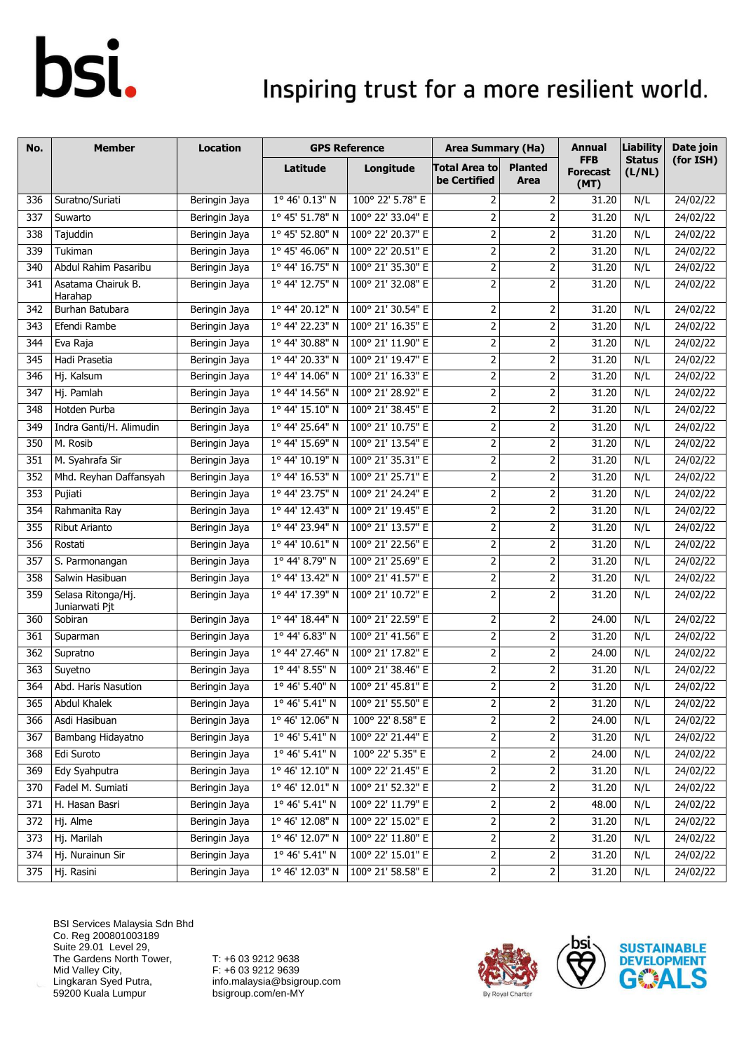| No. | Member | Location | GPS Reference | | Area Summary (Ha) | | Annual FFB Forecast (MT) | Liability Status (L/NL) | Date join (for ISH) |
|---|---|---|---|---|---|---|---|---|---|
| | | | Latitude | Longitude | Total Area to be Certified | Planted Area | | | |
| 336 | Suratno/Suriati | Beringin Jaya | 1° 46' 0.13" N | 100° 22' 5.78" E | 2 | 2 | 31.20 | N/L | 24/02/22 |
| 337 | Suwarto | Beringin Jaya | 1° 45' 51.78" N | 100° 22' 33.04" E | 2 | 2 | 31.20 | N/L | 24/02/22 |
| 338 | Tajuddin | Beringin Jaya | 1° 45' 52.80" N | 100° 22' 20.37" E | 2 | 2 | 31.20 | N/L | 24/02/22 |
| 339 | Tukiman | Beringin Jaya | 1° 45' 46.06" N | 100° 22' 20.51" E | 2 | 2 | 31.20 | N/L | 24/02/22 |
| 340 | Abdul Rahim Pasaribu | Beringin Jaya | 1° 44' 16.75" N | 100° 21' 35.30" E | 2 | 2 | 31.20 | N/L | 24/02/22 |
| 341 | Asatama Chairuk B. Harahap | Beringin Jaya | 1° 44' 12.75" N | 100° 21' 32.08" E | 2 | 2 | 31.20 | N/L | 24/02/22 |
| 342 | Burhan Batubara | Beringin Jaya | 1° 44' 20.12" N | 100° 21' 30.54" E | 2 | 2 | 31.20 | N/L | 24/02/22 |
| 343 | Efendi Rambe | Beringin Jaya | 1° 44' 22.23" N | 100° 21' 16.35" E | 2 | 2 | 31.20 | N/L | 24/02/22 |
| 344 | Eva Raja | Beringin Jaya | 1° 44' 30.88" N | 100° 21' 11.90" E | 2 | 2 | 31.20 | N/L | 24/02/22 |
| 345 | Hadi Prasetia | Beringin Jaya | 1° 44' 20.33" N | 100° 21' 19.47" E | 2 | 2 | 31.20 | N/L | 24/02/22 |
| 346 | Hj. Kalsum | Beringin Jaya | 1° 44' 14.06" N | 100° 21' 16.33" E | 2 | 2 | 31.20 | N/L | 24/02/22 |
| 347 | Hj. Pamlah | Beringin Jaya | 1° 44' 14.56" N | 100° 21' 28.92" E | 2 | 2 | 31.20 | N/L | 24/02/22 |
| 348 | Hotden Purba | Beringin Jaya | 1° 44' 15.10" N | 100° 21' 38.45" E | 2 | 2 | 31.20 | N/L | 24/02/22 |
| 349 | Indra Ganti/H. Alimudin | Beringin Jaya | 1° 44' 25.64" N | 100° 21' 10.75" E | 2 | 2 | 31.20 | N/L | 24/02/22 |
| 350 | M. Rosib | Beringin Jaya | 1° 44' 15.69" N | 100° 21' 13.54" E | 2 | 2 | 31.20 | N/L | 24/02/22 |
| 351 | M. Syahrafa Sir | Beringin Jaya | 1° 44' 10.19" N | 100° 21' 35.31" E | 2 | 2 | 31.20 | N/L | 24/02/22 |
| 352 | Mhd. Reyhan Daffansyah | Beringin Jaya | 1° 44' 16.53" N | 100° 21' 25.71" E | 2 | 2 | 31.20 | N/L | 24/02/22 |
| 353 | Pujiati | Beringin Jaya | 1° 44' 23.75" N | 100° 21' 24.24" E | 2 | 2 | 31.20 | N/L | 24/02/22 |
| 354 | Rahmanita Ray | Beringin Jaya | 1° 44' 12.43" N | 100° 21' 19.45" E | 2 | 2 | 31.20 | N/L | 24/02/22 |
| 355 | Ribut Arianto | Beringin Jaya | 1° 44' 23.94" N | 100° 21' 13.57" E | 2 | 2 | 31.20 | N/L | 24/02/22 |
| 356 | Rostati | Beringin Jaya | 1° 44' 10.61" N | 100° 21' 22.56" E | 2 | 2 | 31.20 | N/L | 24/02/22 |
| 357 | S. Parmonangan | Beringin Jaya | 1° 44' 8.79" N | 100° 21' 25.69" E | 2 | 2 | 31.20 | N/L | 24/02/22 |
| 358 | Salwin Hasibuan | Beringin Jaya | 1° 44' 13.42" N | 100° 21' 41.57" E | 2 | 2 | 31.20 | N/L | 24/02/22 |
| 359 | Selasa Ritonga/Hj. Juniarwati Pjt | Beringin Jaya | 1° 44' 17.39" N | 100° 21' 10.72" E | 2 | 2 | 31.20 | N/L | 24/02/22 |
| 360 | Sobiran | Beringin Jaya | 1° 44' 18.44" N | 100° 21' 22.59" E | 2 | 2 | 24.00 | N/L | 24/02/22 |
| 361 | Suparman | Beringin Jaya | 1° 44' 6.83" N | 100° 21' 41.56" E | 2 | 2 | 31.20 | N/L | 24/02/22 |
| 362 | Supratno | Beringin Jaya | 1° 44' 27.46" N | 100° 21' 17.82" E | 2 | 2 | 24.00 | N/L | 24/02/22 |
| 363 | Suyetno | Beringin Jaya | 1° 44' 8.55" N | 100° 21' 38.46" E | 2 | 2 | 31.20 | N/L | 24/02/22 |
| 364 | Abd. Haris Nasution | Beringin Jaya | 1° 46' 5.40" N | 100° 21' 45.81" E | 2 | 2 | 31.20 | N/L | 24/02/22 |
| 365 | Abdul Khalek | Beringin Jaya | 1° 46' 5.41" N | 100° 21' 55.50" E | 2 | 2 | 31.20 | N/L | 24/02/22 |
| 366 | Asdi Hasibuan | Beringin Jaya | 1° 46' 12.06" N | 100° 22' 8.58" E | 2 | 2 | 24.00 | N/L | 24/02/22 |
| 367 | Bambang Hidayatno | Beringin Jaya | 1° 46' 5.41" N | 100° 22' 21.44" E | 2 | 2 | 31.20 | N/L | 24/02/22 |
| 368 | Edi Suroto | Beringin Jaya | 1° 46' 5.41" N | 100° 22' 5.35" E | 2 | 2 | 24.00 | N/L | 24/02/22 |
| 369 | Edy Syahputra | Beringin Jaya | 1° 46' 12.10" N | 100° 22' 21.45" E | 2 | 2 | 31.20 | N/L | 24/02/22 |
| 370 | Fadel M. Sumiati | Beringin Jaya | 1° 46' 12.01" N | 100° 21' 52.32" E | 2 | 2 | 31.20 | N/L | 24/02/22 |
| 371 | H. Hasan Basri | Beringin Jaya | 1° 46' 5.41" N | 100° 22' 11.79" E | 2 | 2 | 48.00 | N/L | 24/02/22 |
| 372 | Hj. Alme | Beringin Jaya | 1° 46' 12.08" N | 100° 22' 15.02" E | 2 | 2 | 31.20 | N/L | 24/02/22 |
| 373 | Hj. Marilah | Beringin Jaya | 1° 46' 12.07" N | 100° 22' 11.80" E | 2 | 2 | 31.20 | N/L | 24/02/22 |
| 374 | Hj. Nurainun Sir | Beringin Jaya | 1° 46' 5.41" N | 100° 22' 15.01" E | 2 | 2 | 31.20 | N/L | 24/02/22 |
| 375 | Hj. Rasini | Beringin Jaya | 1° 46' 12.03" N | 100° 21' 58.58" E | 2 | 2 | 31.20 | N/L | 24/02/22 |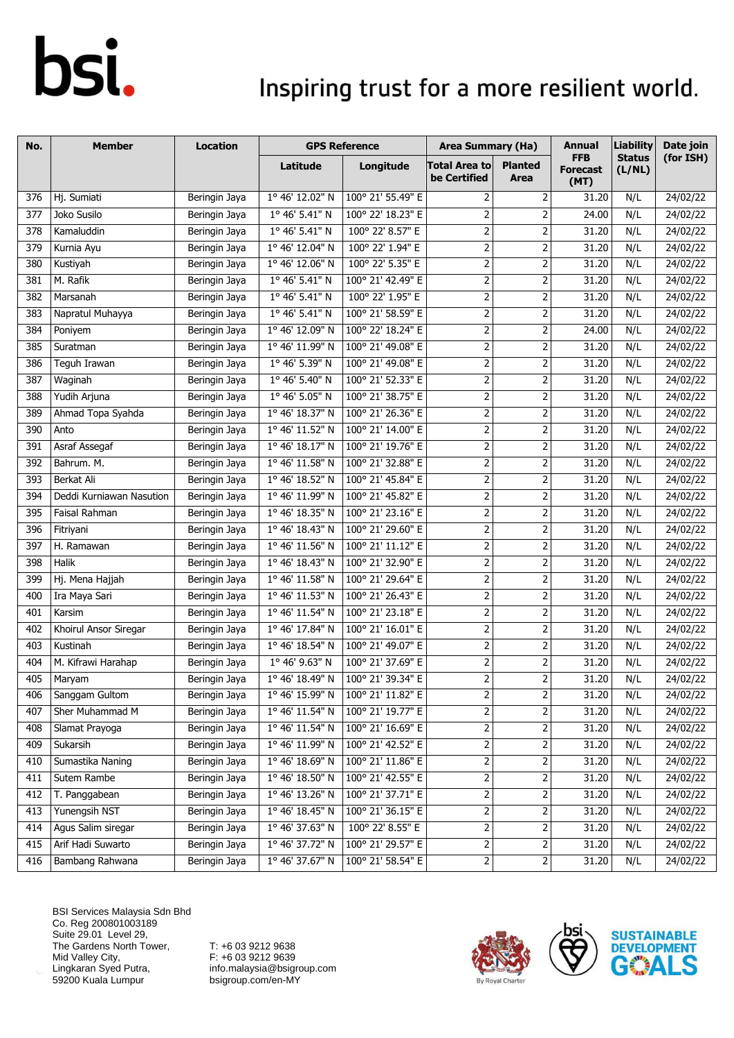| No. | Member | Location | GPS Reference | | Area Summary (Ha) | | Annual FFB Forecast (MT) | Liability Status (L/NL) | Date join (for ISH) |
|---|---|---|---|---|---|---|---|---|---|
| | | | Latitude | Longitude | Total Area to be Certified | Planted Area | | | |
| 376 | Hj. Sumiati | Beringin Jaya | 1° 46' 12.02" N | 100° 21' 55.49" E | 2 | 2 | 31.20 | N/L | 24/02/22 |
| 377 | Joko Susilo | Beringin Jaya | 1° 46' 5.41" N | 100° 22' 18.23" E | 2 | 2 | 24.00 | N/L | 24/02/22 |
| 378 | Kamaluddin | Beringin Jaya | 1° 46' 5.41" N | 100° 22' 8.57" E | 2 | 2 | 31.20 | N/L | 24/02/22 |
| 379 | Kurnia Ayu | Beringin Jaya | 1° 46' 12.04" N | 100° 22' 1.94" E | 2 | 2 | 31.20 | N/L | 24/02/22 |
| 380 | Kustiyah | Beringin Jaya | 1° 46' 12.06" N | 100° 22' 5.35" E | 2 | 2 | 31.20 | N/L | 24/02/22 |
| 381 | M. Rafik | Beringin Jaya | 1° 46' 5.41" N | 100° 21' 42.49" E | 2 | 2 | 31.20 | N/L | 24/02/22 |
| 382 | Marsanah | Beringin Jaya | 1° 46' 5.41" N | 100° 22' 1.95" E | 2 | 2 | 31.20 | N/L | 24/02/22 |
| 383 | Napratul Muhayya | Beringin Jaya | 1° 46' 5.41" N | 100° 21' 58.59" E | 2 | 2 | 31.20 | N/L | 24/02/22 |
| 384 | Poniyem | Beringin Jaya | 1° 46' 12.09" N | 100° 22' 18.24" E | 2 | 2 | 24.00 | N/L | 24/02/22 |
| 385 | Suratman | Beringin Jaya | 1° 46' 11.99" N | 100° 21' 49.08" E | 2 | 2 | 31.20 | N/L | 24/02/22 |
| 386 | Teguh Irawan | Beringin Jaya | 1° 46' 5.39" N | 100° 21' 49.08" E | 2 | 2 | 31.20 | N/L | 24/02/22 |
| 387 | Waginah | Beringin Jaya | 1° 46' 5.40" N | 100° 21' 52.33" E | 2 | 2 | 31.20 | N/L | 24/02/22 |
| 388 | Yudih Arjuna | Beringin Jaya | 1° 46' 5.05" N | 100° 21' 38.75" E | 2 | 2 | 31.20 | N/L | 24/02/22 |
| 389 | Ahmad Topa Syahda | Beringin Jaya | 1° 46' 18.37" N | 100° 21' 26.36" E | 2 | 2 | 31.20 | N/L | 24/02/22 |
| 390 | Anto | Beringin Jaya | 1° 46' 11.52" N | 100° 21' 14.00" E | 2 | 2 | 31.20 | N/L | 24/02/22 |
| 391 | Asraf Assegaf | Beringin Jaya | 1° 46' 18.17" N | 100° 21' 19.76" E | 2 | 2 | 31.20 | N/L | 24/02/22 |
| 392 | Bahrum. M. | Beringin Jaya | 1° 46' 11.58" N | 100° 21' 32.88" E | 2 | 2 | 31.20 | N/L | 24/02/22 |
| 393 | Berkat Ali | Beringin Jaya | 1° 46' 18.52" N | 100° 21' 45.84" E | 2 | 2 | 31.20 | N/L | 24/02/22 |
| 394 | Deddi Kurniawan Nasution | Beringin Jaya | 1° 46' 11.99" N | 100° 21' 45.82" E | 2 | 2 | 31.20 | N/L | 24/02/22 |
| 395 | Faisal Rahman | Beringin Jaya | 1° 46' 18.35" N | 100° 21' 23.16" E | 2 | 2 | 31.20 | N/L | 24/02/22 |
| 396 | Fitriyani | Beringin Jaya | 1° 46' 18.43" N | 100° 21' 29.60" E | 2 | 2 | 31.20 | N/L | 24/02/22 |
| 397 | H. Ramawan | Beringin Jaya | 1° 46' 11.56" N | 100° 21' 11.12" E | 2 | 2 | 31.20 | N/L | 24/02/22 |
| 398 | Halik | Beringin Jaya | 1° 46' 18.43" N | 100° 21' 32.90" E | 2 | 2 | 31.20 | N/L | 24/02/22 |
| 399 | Hj. Mena Hajjah | Beringin Jaya | 1° 46' 11.58" N | 100° 21' 29.64" E | 2 | 2 | 31.20 | N/L | 24/02/22 |
| 400 | Ira Maya Sari | Beringin Jaya | 1° 46' 11.53" N | 100° 21' 26.43" E | 2 | 2 | 31.20 | N/L | 24/02/22 |
| 401 | Karsim | Beringin Jaya | 1° 46' 11.54" N | 100° 21' 23.18" E | 2 | 2 | 31.20 | N/L | 24/02/22 |
| 402 | Khoirul Ansor Siregar | Beringin Jaya | 1° 46' 17.84" N | 100° 21' 16.01" E | 2 | 2 | 31.20 | N/L | 24/02/22 |
| 403 | Kustinah | Beringin Jaya | 1° 46' 18.54" N | 100° 21' 49.07" E | 2 | 2 | 31.20 | N/L | 24/02/22 |
| 404 | M. Kifrawi Harahap | Beringin Jaya | 1° 46' 9.63" N | 100° 21' 37.69" E | 2 | 2 | 31.20 | N/L | 24/02/22 |
| 405 | Maryam | Beringin Jaya | 1° 46' 18.49" N | 100° 21' 39.34" E | 2 | 2 | 31.20 | N/L | 24/02/22 |
| 406 | Sanggam Gultom | Beringin Jaya | 1° 46' 15.99" N | 100° 21' 11.82" E | 2 | 2 | 31.20 | N/L | 24/02/22 |
| 407 | Sher Muhammad M | Beringin Jaya | 1° 46' 11.54" N | 100° 21' 19.77" E | 2 | 2 | 31.20 | N/L | 24/02/22 |
| 408 | Slamat Prayoga | Beringin Jaya | 1° 46' 11.54" N | 100° 21' 16.69" E | 2 | 2 | 31.20 | N/L | 24/02/22 |
| 409 | Sukarsih | Beringin Jaya | 1° 46' 11.99" N | 100° 21' 42.52" E | 2 | 2 | 31.20 | N/L | 24/02/22 |
| 410 | Sumastika Naning | Beringin Jaya | 1° 46' 18.69" N | 100° 21' 11.86" E | 2 | 2 | 31.20 | N/L | 24/02/22 |
| 411 | Sutem Rambe | Beringin Jaya | 1° 46' 18.50" N | 100° 21' 42.55" E | 2 | 2 | 31.20 | N/L | 24/02/22 |
| 412 | T. Panggabean | Beringin Jaya | 1° 46' 13.26" N | 100° 21' 37.71" E | 2 | 2 | 31.20 | N/L | 24/02/22 |
| 413 | Yunengsih NST | Beringin Jaya | 1° 46' 18.45" N | 100° 21' 36.15" E | 2 | 2 | 31.20 | N/L | 24/02/22 |
| 414 | Agus Salim siregar | Beringin Jaya | 1° 46' 37.63" N | 100° 22' 8.55" E | 2 | 2 | 31.20 | N/L | 24/02/22 |
| 415 | Arif Hadi Suwarto | Beringin Jaya | 1° 46' 37.72" N | 100° 21' 29.57" E | 2 | 2 | 31.20 | N/L | 24/02/22 |
| 416 | Bambang Rahwana | Beringin Jaya | 1° 46' 37.67" N | 100° 21' 58.54" E | 2 | 2 | 31.20 | N/L | 24/02/22 |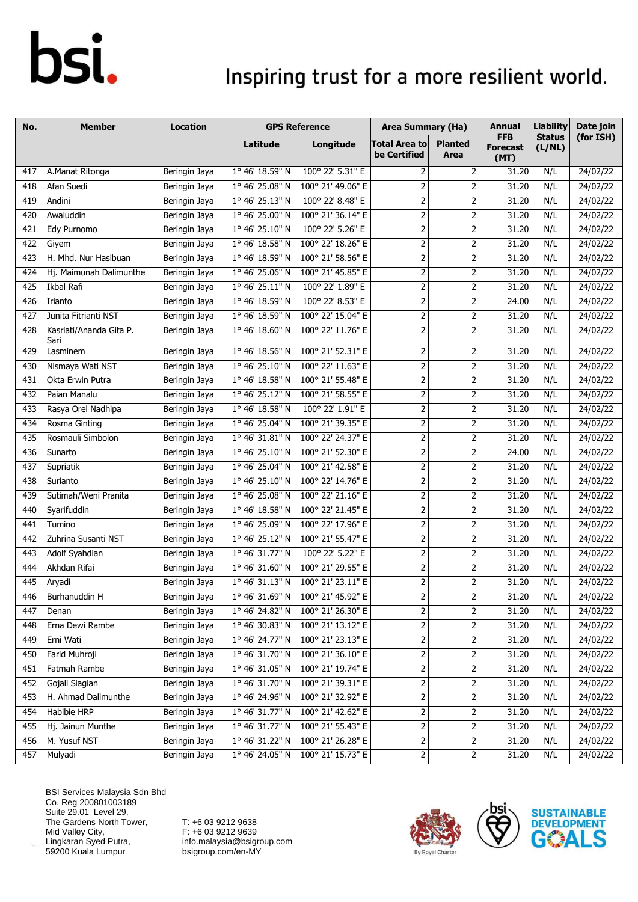| No. | Member | Location | GPS Reference | | Area Summary (Ha) | | Annual FFB Forecast (MT) | Liability Status (L/NL) | Date join (for ISH) |
|---|---|---|---|---|---|---|---|---|---|
| | | | Latitude | Longitude | Total Area to be Certified | Planted Area | | | |
| 417 | A.Manat Ritonga | Beringin Jaya | 1° 46' 18.59" N | 100° 22' 5.31" E | 2 | 2 | 31.20 | N/L | 24/02/22 |
| 418 | Afan Suedi | Beringin Jaya | 1° 46' 25.08" N | 100° 21' 49.06" E | 2 | 2 | 31.20 | N/L | 24/02/22 |
| 419 | Andini | Beringin Jaya | 1° 46' 25.13" N | 100° 22' 8.48" E | 2 | 2 | 31.20 | N/L | 24/02/22 |
| 420 | Awaluddin | Beringin Jaya | 1° 46' 25.00" N | 100° 21' 36.14" E | 2 | 2 | 31.20 | N/L | 24/02/22 |
| 421 | Edy Purnomo | Beringin Jaya | 1° 46' 25.10" N | 100° 22' 5.26" E | 2 | 2 | 31.20 | N/L | 24/02/22 |
| 422 | Giyem | Beringin Jaya | 1° 46' 18.58" N | 100° 22' 18.26" E | 2 | 2 | 31.20 | N/L | 24/02/22 |
| 423 | H. Mhd. Nur Hasibuan | Beringin Jaya | 1° 46' 18.59" N | 100° 21' 58.56" E | 2 | 2 | 31.20 | N/L | 24/02/22 |
| 424 | Hj. Maimunah Dalimunthe | Beringin Jaya | 1° 46' 25.06" N | 100° 21' 45.85" E | 2 | 2 | 31.20 | N/L | 24/02/22 |
| 425 | Ikbal Rafi | Beringin Jaya | 1° 46' 25.11" N | 100° 22' 1.89" E | 2 | 2 | 31.20 | N/L | 24/02/22 |
| 426 | Irianto | Beringin Jaya | 1° 46' 18.59" N | 100° 22' 8.53" E | 2 | 2 | 24.00 | N/L | 24/02/22 |
| 427 | Junita Fitrianti NST | Beringin Jaya | 1° 46' 18.59" N | 100° 22' 15.04" E | 2 | 2 | 31.20 | N/L | 24/02/22 |
| 428 | Kasriati/Ananda Gita P. Sari | Beringin Jaya | 1° 46' 18.60" N | 100° 22' 11.76" E | 2 | 2 | 31.20 | N/L | 24/02/22 |
| 429 | Lasminem | Beringin Jaya | 1° 46' 18.56" N | 100° 21' 52.31" E | 2 | 2 | 31.20 | N/L | 24/02/22 |
| 430 | Nismaya Wati NST | Beringin Jaya | 1° 46' 25.10" N | 100° 22' 11.63" E | 2 | 2 | 31.20 | N/L | 24/02/22 |
| 431 | Okta Erwin Putra | Beringin Jaya | 1° 46' 18.58" N | 100° 21' 55.48" E | 2 | 2 | 31.20 | N/L | 24/02/22 |
| 432 | Paian Manalu | Beringin Jaya | 1° 46' 25.12" N | 100° 21' 58.55" E | 2 | 2 | 31.20 | N/L | 24/02/22 |
| 433 | Rasya Orel Nadhipa | Beringin Jaya | 1° 46' 18.58" N | 100° 22' 1.91" E | 2 | 2 | 31.20 | N/L | 24/02/22 |
| 434 | Rosma Ginting | Beringin Jaya | 1° 46' 25.04" N | 100° 21' 39.35" E | 2 | 2 | 31.20 | N/L | 24/02/22 |
| 435 | Rosmauli Simbolon | Beringin Jaya | 1° 46' 31.81" N | 100° 22' 24.37" E | 2 | 2 | 31.20 | N/L | 24/02/22 |
| 436 | Sunarto | Beringin Jaya | 1° 46' 25.10" N | 100° 21' 52.30" E | 2 | 2 | 24.00 | N/L | 24/02/22 |
| 437 | Supriatik | Beringin Jaya | 1° 46' 25.04" N | 100° 21' 42.58" E | 2 | 2 | 31.20 | N/L | 24/02/22 |
| 438 | Surianto | Beringin Jaya | 1° 46' 25.10" N | 100° 22' 14.76" E | 2 | 2 | 31.20 | N/L | 24/02/22 |
| 439 | Sutimah/Weni Pranita | Beringin Jaya | 1° 46' 25.08" N | 100° 22' 21.16" E | 2 | 2 | 31.20 | N/L | 24/02/22 |
| 440 | Syarifuddin | Beringin Jaya | 1° 46' 18.58" N | 100° 22' 21.45" E | 2 | 2 | 31.20 | N/L | 24/02/22 |
| 441 | Tumino | Beringin Jaya | 1° 46' 25.09" N | 100° 22' 17.96" E | 2 | 2 | 31.20 | N/L | 24/02/22 |
| 442 | Zuhrina Susanti NST | Beringin Jaya | 1° 46' 25.12" N | 100° 21' 55.47" E | 2 | 2 | 31.20 | N/L | 24/02/22 |
| 443 | Adolf Syahdian | Beringin Jaya | 1° 46' 31.77" N | 100° 22' 5.22" E | 2 | 2 | 31.20 | N/L | 24/02/22 |
| 444 | Akhdan Rifai | Beringin Jaya | 1° 46' 31.60" N | 100° 21' 29.55" E | 2 | 2 | 31.20 | N/L | 24/02/22 |
| 445 | Aryadi | Beringin Jaya | 1° 46' 31.13" N | 100° 21' 23.11" E | 2 | 2 | 31.20 | N/L | 24/02/22 |
| 446 | Burhanuddin H | Beringin Jaya | 1° 46' 31.69" N | 100° 21' 45.92" E | 2 | 2 | 31.20 | N/L | 24/02/22 |
| 447 | Denan | Beringin Jaya | 1° 46' 24.82" N | 100° 21' 26.30" E | 2 | 2 | 31.20 | N/L | 24/02/22 |
| 448 | Erna Dewi Rambe | Beringin Jaya | 1° 46' 30.83" N | 100° 21' 13.12" E | 2 | 2 | 31.20 | N/L | 24/02/22 |
| 449 | Erni Wati | Beringin Jaya | 1° 46' 24.77" N | 100° 21' 23.13" E | 2 | 2 | 31.20 | N/L | 24/02/22 |
| 450 | Farid Muhroji | Beringin Jaya | 1° 46' 31.70" N | 100° 21' 36.10" E | 2 | 2 | 31.20 | N/L | 24/02/22 |
| 451 | Fatmah Rambe | Beringin Jaya | 1° 46' 31.05" N | 100° 21' 19.74" E | 2 | 2 | 31.20 | N/L | 24/02/22 |
| 452 | Gojali Siagian | Beringin Jaya | 1° 46' 31.70" N | 100° 21' 39.31" E | 2 | 2 | 31.20 | N/L | 24/02/22 |
| 453 | H. Ahmad Dalimunthe | Beringin Jaya | 1° 46' 24.96" N | 100° 21' 32.92" E | 2 | 2 | 31.20 | N/L | 24/02/22 |
| 454 | Habibie HRP | Beringin Jaya | 1° 46' 31.77" N | 100° 21' 42.62" E | 2 | 2 | 31.20 | N/L | 24/02/22 |
| 455 | Hj. Jainun Munthe | Beringin Jaya | 1° 46' 31.77" N | 100° 21' 55.43" E | 2 | 2 | 31.20 | N/L | 24/02/22 |
| 456 | M. Yusuf NST | Beringin Jaya | 1° 46' 31.22" N | 100° 21' 26.28" E | 2 | 2 | 31.20 | N/L | 24/02/22 |
| 457 | Mulyadi | Beringin Jaya | 1° 46' 24.05" N | 100° 21' 15.73" E | 2 | 2 | 31.20 | N/L | 24/02/22 |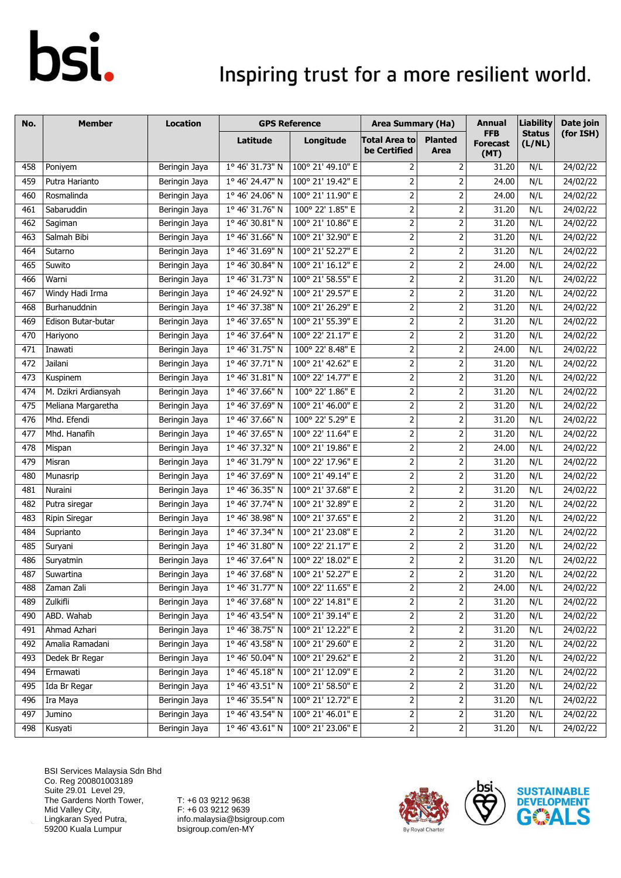| No. | Member | Location | GPS Reference | | Area Summary (Ha) | | Annual FFB Forecast (MT) | Liability Status (L/NL) | Date join (for ISH) |
|---|---|---|---|---|---|---|---|---|---|
| | | | Latitude | Longitude | Total Area to be Certified | Planted Area | | | |
| 458 | Poniyem | Beringin Jaya | 1° 46' 31.73" N | 100° 21' 49.10" E | 2 | 2 | 31.20 | N/L | 24/02/22 |
| 459 | Putra Harianto | Beringin Jaya | 1° 46' 24.47" N | 100° 21' 19.42" E | 2 | 2 | 24.00 | N/L | 24/02/22 |
| 460 | Rosmalinda | Beringin Jaya | 1° 46' 24.06" N | 100° 21' 11.90" E | 2 | 2 | 24.00 | N/L | 24/02/22 |
| 461 | Sabaruddin | Beringin Jaya | 1° 46' 31.76" N | 100° 22' 1.85" E | 2 | 2 | 31.20 | N/L | 24/02/22 |
| 462 | Sagiman | Beringin Jaya | 1° 46' 30.81" N | 100° 21' 10.86" E | 2 | 2 | 31.20 | N/L | 24/02/22 |
| 463 | Salmah Bibi | Beringin Jaya | 1° 46' 31.66" N | 100° 21' 32.90" E | 2 | 2 | 31.20 | N/L | 24/02/22 |
| 464 | Sutarno | Beringin Jaya | 1° 46' 31.69" N | 100° 21' 52.27" E | 2 | 2 | 31.20 | N/L | 24/02/22 |
| 465 | Suwito | Beringin Jaya | 1° 46' 30.84" N | 100° 21' 16.12" E | 2 | 2 | 24.00 | N/L | 24/02/22 |
| 466 | Warni | Beringin Jaya | 1° 46' 31.73" N | 100° 21' 58.55" E | 2 | 2 | 31.20 | N/L | 24/02/22 |
| 467 | Windy Hadi Irma | Beringin Jaya | 1° 46' 24.92" N | 100° 21' 29.57" E | 2 | 2 | 31.20 | N/L | 24/02/22 |
| 468 | Burhanuddnin | Beringin Jaya | 1° 46' 37.38" N | 100° 21' 26.29" E | 2 | 2 | 31.20 | N/L | 24/02/22 |
| 469 | Edison Butar-butar | Beringin Jaya | 1° 46' 37.65" N | 100° 21' 55.39" E | 2 | 2 | 31.20 | N/L | 24/02/22 |
| 470 | Hariyono | Beringin Jaya | 1° 46' 37.64" N | 100° 22' 21.17" E | 2 | 2 | 31.20 | N/L | 24/02/22 |
| 471 | Inawati | Beringin Jaya | 1° 46' 31.75" N | 100° 22' 8.48" E | 2 | 2 | 24.00 | N/L | 24/02/22 |
| 472 | Jailani | Beringin Jaya | 1° 46' 37.71" N | 100° 21' 42.62" E | 2 | 2 | 31.20 | N/L | 24/02/22 |
| 473 | Kuspinem | Beringin Jaya | 1° 46' 31.81" N | 100° 22' 14.77" E | 2 | 2 | 31.20 | N/L | 24/02/22 |
| 474 | M. Dzikri Ardiansyah | Beringin Jaya | 1° 46' 37.66" N | 100° 22' 1.86" E | 2 | 2 | 31.20 | N/L | 24/02/22 |
| 475 | Meliana Margaretha | Beringin Jaya | 1° 46' 37.69" N | 100° 21' 46.00" E | 2 | 2 | 31.20 | N/L | 24/02/22 |
| 476 | Mhd. Efendi | Beringin Jaya | 1° 46' 37.66" N | 100° 22' 5.29" E | 2 | 2 | 31.20 | N/L | 24/02/22 |
| 477 | Mhd. Hanafih | Beringin Jaya | 1° 46' 37.65" N | 100° 22' 11.64" E | 2 | 2 | 31.20 | N/L | 24/02/22 |
| 478 | Mispan | Beringin Jaya | 1° 46' 37.32" N | 100° 21' 19.86" E | 2 | 2 | 24.00 | N/L | 24/02/22 |
| 479 | Misran | Beringin Jaya | 1° 46' 31.79" N | 100° 22' 17.96" E | 2 | 2 | 31.20 | N/L | 24/02/22 |
| 480 | Munasrip | Beringin Jaya | 1° 46' 37.69" N | 100° 21' 49.14" E | 2 | 2 | 31.20 | N/L | 24/02/22 |
| 481 | Nuraini | Beringin Jaya | 1° 46' 36.35" N | 100° 21' 37.68" E | 2 | 2 | 31.20 | N/L | 24/02/22 |
| 482 | Putra siregar | Beringin Jaya | 1° 46' 37.74" N | 100° 21' 32.89" E | 2 | 2 | 31.20 | N/L | 24/02/22 |
| 483 | Ripin Siregar | Beringin Jaya | 1° 46' 38.98" N | 100° 21' 37.65" E | 2 | 2 | 31.20 | N/L | 24/02/22 |
| 484 | Suprianto | Beringin Jaya | 1° 46' 37.34" N | 100° 21' 23.08" E | 2 | 2 | 31.20 | N/L | 24/02/22 |
| 485 | Suryani | Beringin Jaya | 1° 46' 31.80" N | 100° 22' 21.17" E | 2 | 2 | 31.20 | N/L | 24/02/22 |
| 486 | Suryatmin | Beringin Jaya | 1° 46' 37.64" N | 100° 22' 18.02" E | 2 | 2 | 31.20 | N/L | 24/02/22 |
| 487 | Suwartina | Beringin Jaya | 1° 46' 37.68" N | 100° 21' 52.27" E | 2 | 2 | 31.20 | N/L | 24/02/22 |
| 488 | Zaman Zali | Beringin Jaya | 1° 46' 31.77" N | 100° 22' 11.65" E | 2 | 2 | 24.00 | N/L | 24/02/22 |
| 489 | Zulkifli | Beringin Jaya | 1° 46' 37.68" N | 100° 22' 14.81" E | 2 | 2 | 31.20 | N/L | 24/02/22 |
| 490 | ABD. Wahab | Beringin Jaya | 1° 46' 43.54" N | 100° 21' 39.14" E | 2 | 2 | 31.20 | N/L | 24/02/22 |
| 491 | Ahmad Azhari | Beringin Jaya | 1° 46' 38.75" N | 100° 21' 12.22" E | 2 | 2 | 31.20 | N/L | 24/02/22 |
| 492 | Amalia Ramadani | Beringin Jaya | 1° 46' 43.58" N | 100° 21' 29.60" E | 2 | 2 | 31.20 | N/L | 24/02/22 |
| 493 | Dedek Br Regar | Beringin Jaya | 1° 46' 50.04" N | 100° 21' 29.62" E | 2 | 2 | 31.20 | N/L | 24/02/22 |
| 494 | Ermawati | Beringin Jaya | 1° 46' 45.18" N | 100° 21' 12.09" E | 2 | 2 | 31.20 | N/L | 24/02/22 |
| 495 | Ida Br Regar | Beringin Jaya | 1° 46' 43.51" N | 100° 21' 58.50" E | 2 | 2 | 31.20 | N/L | 24/02/22 |
| 496 | Ira Maya | Beringin Jaya | 1° 46' 35.54" N | 100° 21' 12.72" E | 2 | 2 | 31.20 | N/L | 24/02/22 |
| 497 | Jumino | Beringin Jaya | 1° 46' 43.54" N | 100° 21' 46.01" E | 2 | 2 | 31.20 | N/L | 24/02/22 |
| 498 | Kusyati | Beringin Jaya | 1° 46' 43.61" N | 100° 21' 23.06" E | 2 | 2 | 31.20 | N/L | 24/02/22 |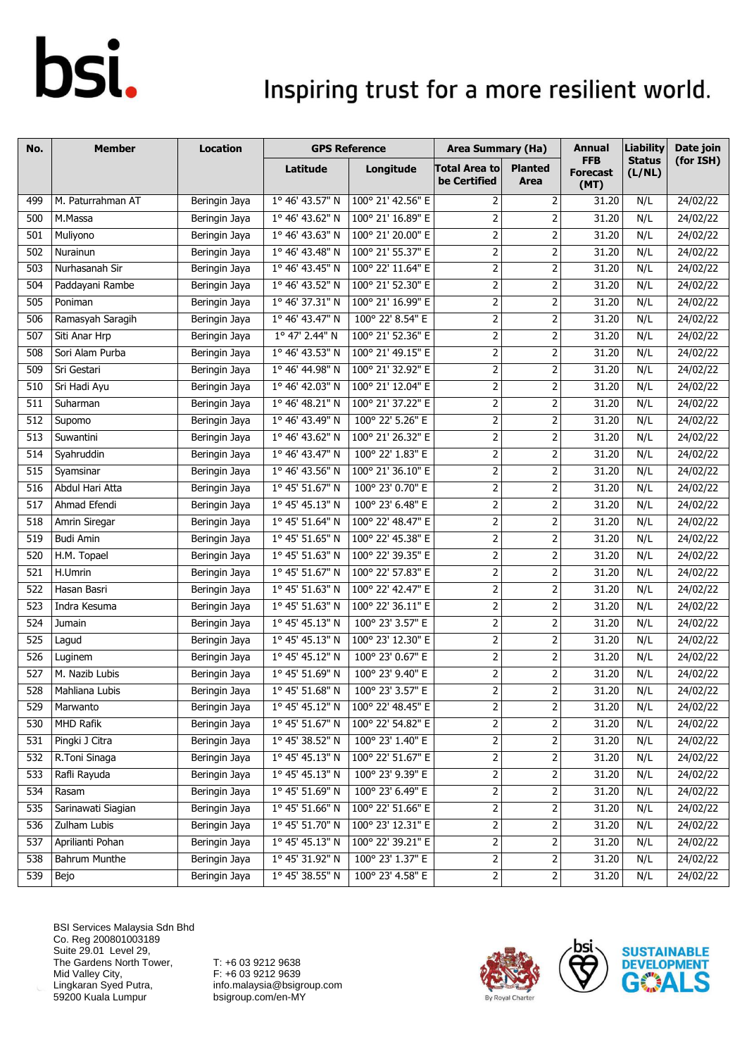| No. | Member | Location | GPS Reference | | Area Summary (Ha) | | Annual FFB Forecast (MT) | Liability Status (L/NL) | Date join (for ISH) |
|---|---|---|---|---|---|---|---|---|---|
| | | | Latitude | Longitude | Total Area to be Certified | Planted Area | | | |
| 499 | M. Paturrahman AT | Beringin Jaya | 1° 46' 43.57" N | 100° 21' 42.56" E | 2 | 2 | 31.20 | N/L | 24/02/22 |
| 500 | M.Massa | Beringin Jaya | 1° 46' 43.62" N | 100° 21' 16.89" E | 2 | 2 | 31.20 | N/L | 24/02/22 |
| 501 | Muliyono | Beringin Jaya | 1° 46' 43.63" N | 100° 21' 20.00" E | 2 | 2 | 31.20 | N/L | 24/02/22 |
| 502 | Nurainun | Beringin Jaya | 1° 46' 43.48" N | 100° 21' 55.37" E | 2 | 2 | 31.20 | N/L | 24/02/22 |
| 503 | Nurhasanah Sir | Beringin Jaya | 1° 46' 43.45" N | 100° 22' 11.64" E | 2 | 2 | 31.20 | N/L | 24/02/22 |
| 504 | Paddayani Rambe | Beringin Jaya | 1° 46' 43.52" N | 100° 21' 52.30" E | 2 | 2 | 31.20 | N/L | 24/02/22 |
| 505 | Poniman | Beringin Jaya | 1° 46' 37.31" N | 100° 21' 16.99" E | 2 | 2 | 31.20 | N/L | 24/02/22 |
| 506 | Ramasyah Saragih | Beringin Jaya | 1° 46' 43.47" N | 100° 22' 8.54" E | 2 | 2 | 31.20 | N/L | 24/02/22 |
| 507 | Siti Anar Hrp | Beringin Jaya | 1° 47' 2.44" N | 100° 21' 52.36" E | 2 | 2 | 31.20 | N/L | 24/02/22 |
| 508 | Sori Alam Purba | Beringin Jaya | 1° 46' 43.53" N | 100° 21' 49.15" E | 2 | 2 | 31.20 | N/L | 24/02/22 |
| 509 | Sri Gestari | Beringin Jaya | 1° 46' 44.98" N | 100° 21' 32.92" E | 2 | 2 | 31.20 | N/L | 24/02/22 |
| 510 | Sri Hadi Ayu | Beringin Jaya | 1° 46' 42.03" N | 100° 21' 12.04" E | 2 | 2 | 31.20 | N/L | 24/02/22 |
| 511 | Suharman | Beringin Jaya | 1° 46' 48.21" N | 100° 21' 37.22" E | 2 | 2 | 31.20 | N/L | 24/02/22 |
| 512 | Supomo | Beringin Jaya | 1° 46' 43.49" N | 100° 22' 5.26" E | 2 | 2 | 31.20 | N/L | 24/02/22 |
| 513 | Suwantini | Beringin Jaya | 1° 46' 43.62" N | 100° 21' 26.32" E | 2 | 2 | 31.20 | N/L | 24/02/22 |
| 514 | Syahruddin | Beringin Jaya | 1° 46' 43.47" N | 100° 22' 1.83" E | 2 | 2 | 31.20 | N/L | 24/02/22 |
| 515 | Syamsinar | Beringin Jaya | 1° 46' 43.56" N | 100° 21' 36.10" E | 2 | 2 | 31.20 | N/L | 24/02/22 |
| 516 | Abdul Hari Atta | Beringin Jaya | 1° 45' 51.67" N | 100° 23' 0.70" E | 2 | 2 | 31.20 | N/L | 24/02/22 |
| 517 | Ahmad Efendi | Beringin Jaya | 1° 45' 45.13" N | 100° 23' 6.48" E | 2 | 2 | 31.20 | N/L | 24/02/22 |
| 518 | Amrin Siregar | Beringin Jaya | 1° 45' 51.64" N | 100° 22' 48.47" E | 2 | 2 | 31.20 | N/L | 24/02/22 |
| 519 | Budi Amin | Beringin Jaya | 1° 45' 51.65" N | 100° 22' 45.38" E | 2 | 2 | 31.20 | N/L | 24/02/22 |
| 520 | H.M. Topael | Beringin Jaya | 1° 45' 51.63" N | 100° 22' 39.35" E | 2 | 2 | 31.20 | N/L | 24/02/22 |
| 521 | H.Umrin | Beringin Jaya | 1° 45' 51.67" N | 100° 22' 57.83" E | 2 | 2 | 31.20 | N/L | 24/02/22 |
| 522 | Hasan Basri | Beringin Jaya | 1° 45' 51.63" N | 100° 22' 42.47" E | 2 | 2 | 31.20 | N/L | 24/02/22 |
| 523 | Indra Kesuma | Beringin Jaya | 1° 45' 51.63" N | 100° 22' 36.11" E | 2 | 2 | 31.20 | N/L | 24/02/22 |
| 524 | Jumain | Beringin Jaya | 1° 45' 45.13" N | 100° 23' 3.57" E | 2 | 2 | 31.20 | N/L | 24/02/22 |
| 525 | Lagud | Beringin Jaya | 1° 45' 45.13" N | 100° 23' 12.30" E | 2 | 2 | 31.20 | N/L | 24/02/22 |
| 526 | Luginem | Beringin Jaya | 1° 45' 45.12" N | 100° 23' 0.67" E | 2 | 2 | 31.20 | N/L | 24/02/22 |
| 527 | M. Nazib Lubis | Beringin Jaya | 1° 45' 51.69" N | 100° 23' 9.40" E | 2 | 2 | 31.20 | N/L | 24/02/22 |
| 528 | Mahliana Lubis | Beringin Jaya | 1° 45' 51.68" N | 100° 23' 3.57" E | 2 | 2 | 31.20 | N/L | 24/02/22 |
| 529 | Marwanto | Beringin Jaya | 1° 45' 45.12" N | 100° 22' 48.45" E | 2 | 2 | 31.20 | N/L | 24/02/22 |
| 530 | MHD Rafik | Beringin Jaya | 1° 45' 51.67" N | 100° 22' 54.82" E | 2 | 2 | 31.20 | N/L | 24/02/22 |
| 531 | Pingki J Citra | Beringin Jaya | 1° 45' 38.52" N | 100° 23' 1.40" E | 2 | 2 | 31.20 | N/L | 24/02/22 |
| 532 | R.Toni Sinaga | Beringin Jaya | 1° 45' 45.13" N | 100° 22' 51.67" E | 2 | 2 | 31.20 | N/L | 24/02/22 |
| 533 | Rafli Rayuda | Beringin Jaya | 1° 45' 45.13" N | 100° 23' 9.39" E | 2 | 2 | 31.20 | N/L | 24/02/22 |
| 534 | Rasam | Beringin Jaya | 1° 45' 51.69" N | 100° 23' 6.49" E | 2 | 2 | 31.20 | N/L | 24/02/22 |
| 535 | Sarinawati Siagian | Beringin Jaya | 1° 45' 51.66" N | 100° 22' 51.66" E | 2 | 2 | 31.20 | N/L | 24/02/22 |
| 536 | Zulham Lubis | Beringin Jaya | 1° 45' 51.70" N | 100° 23' 12.31" E | 2 | 2 | 31.20 | N/L | 24/02/22 |
| 537 | Aprilianti Pohan | Beringin Jaya | 1° 45' 45.13" N | 100° 22' 39.21" E | 2 | 2 | 31.20 | N/L | 24/02/22 |
| 538 | Bahrum Munthe | Beringin Jaya | 1° 45' 31.92" N | 100° 23' 1.37" E | 2 | 2 | 31.20 | N/L | 24/02/22 |
| 539 | Bejo | Beringin Jaya | 1° 45' 38.55" N | 100° 23' 4.58" E | 2 | 2 | 31.20 | N/L | 24/02/22 |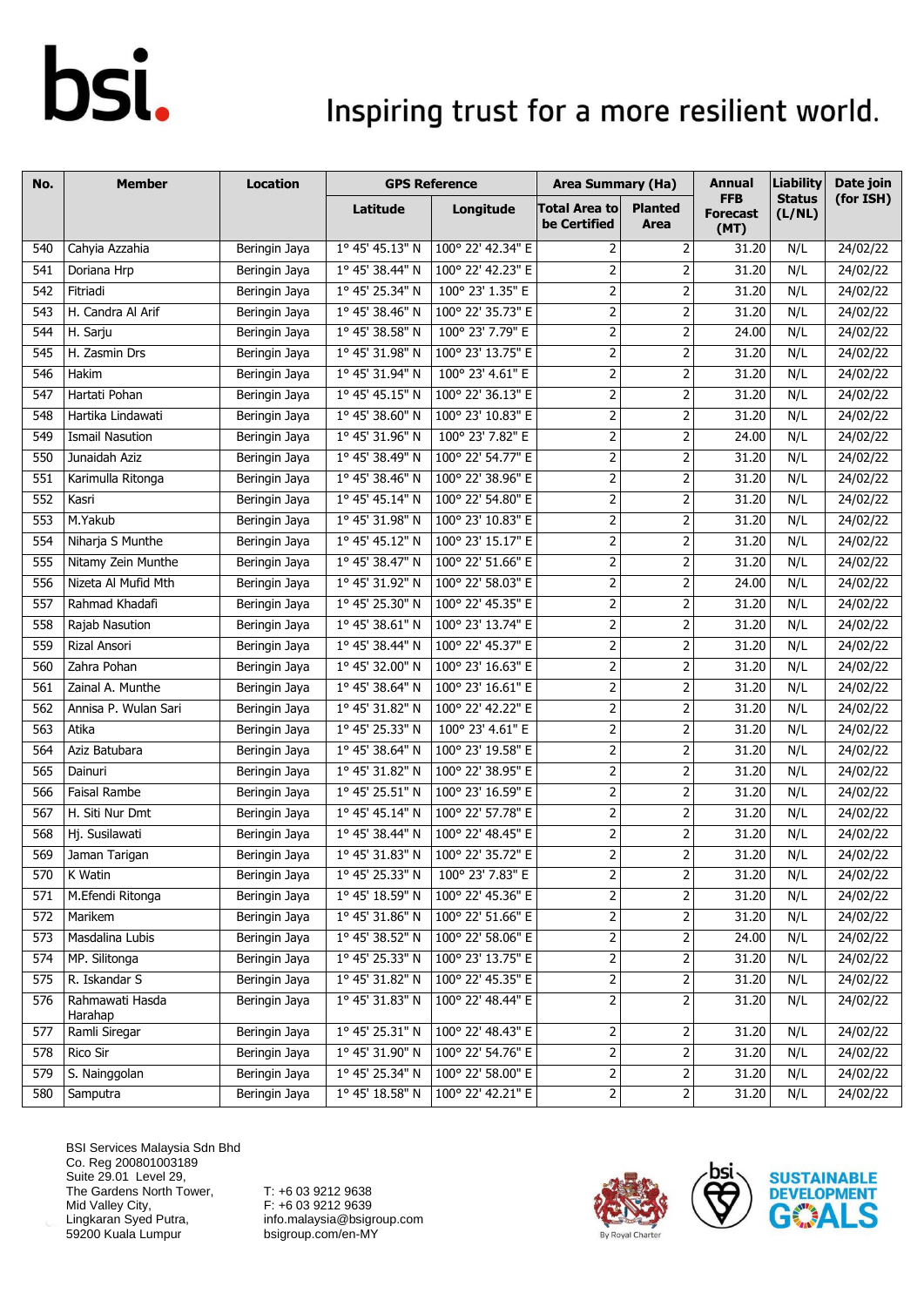| No. | Member | Location | GPS Reference | | Area Summary (Ha) | | Annual FFB Forecast (MT) | Liability Status (L/NL) | Date join (for ISH) |
|---|---|---|---|---|---|---|---|---|---|
| | | | Latitude | Longitude | Total Area to be Certified | Planted Area | | | |
| 540 | Cahyia Azzahia | Beringin Jaya | 1° 45' 45.13" N | 100° 22' 42.34" E | 2 | 2 | 31.20 | N/L | 24/02/22 |
| 541 | Doriana Hrp | Beringin Jaya | 1° 45' 38.44" N | 100° 22' 42.23" E | 2 | 2 | 31.20 | N/L | 24/02/22 |
| 542 | Fitriadi | Beringin Jaya | 1° 45' 25.34" N | 100° 23' 1.35" E | 2 | 2 | 31.20 | N/L | 24/02/22 |
| 543 | H. Candra Al Arif | Beringin Jaya | 1° 45' 38.46" N | 100° 22' 35.73" E | 2 | 2 | 31.20 | N/L | 24/02/22 |
| 544 | H. Sarju | Beringin Jaya | 1° 45' 38.58" N | 100° 23' 7.79" E | 2 | 2 | 24.00 | N/L | 24/02/22 |
| 545 | H. Zasmin Drs | Beringin Jaya | 1° 45' 31.98" N | 100° 23' 13.75" E | 2 | 2 | 31.20 | N/L | 24/02/22 |
| 546 | Hakim | Beringin Jaya | 1° 45' 31.94" N | 100° 23' 4.61" E | 2 | 2 | 31.20 | N/L | 24/02/22 |
| 547 | Hartati Pohan | Beringin Jaya | 1° 45' 45.15" N | 100° 22' 36.13" E | 2 | 2 | 31.20 | N/L | 24/02/22 |
| 548 | Hartika Lindawati | Beringin Jaya | 1° 45' 38.60" N | 100° 23' 10.83" E | 2 | 2 | 31.20 | N/L | 24/02/22 |
| 549 | Ismail Nasution | Beringin Jaya | 1° 45' 31.96" N | 100° 23' 7.82" E | 2 | 2 | 24.00 | N/L | 24/02/22 |
| 550 | Junaidah Aziz | Beringin Jaya | 1° 45' 38.49" N | 100° 22' 54.77" E | 2 | 2 | 31.20 | N/L | 24/02/22 |
| 551 | Karimulla Ritonga | Beringin Jaya | 1° 45' 38.46" N | 100° 22' 38.96" E | 2 | 2 | 31.20 | N/L | 24/02/22 |
| 552 | Kasri | Beringin Jaya | 1° 45' 45.14" N | 100° 22' 54.80" E | 2 | 2 | 31.20 | N/L | 24/02/22 |
| 553 | M.Yakub | Beringin Jaya | 1° 45' 31.98" N | 100° 23' 10.83" E | 2 | 2 | 31.20 | N/L | 24/02/22 |
| 554 | Niharja S Munthe | Beringin Jaya | 1° 45' 45.12" N | 100° 23' 15.17" E | 2 | 2 | 31.20 | N/L | 24/02/22 |
| 555 | Nitamy Zein Munthe | Beringin Jaya | 1° 45' 38.47" N | 100° 22' 51.66" E | 2 | 2 | 31.20 | N/L | 24/02/22 |
| 556 | Nizeta Al Mufid Mth | Beringin Jaya | 1° 45' 31.92" N | 100° 22' 58.03" E | 2 | 2 | 24.00 | N/L | 24/02/22 |
| 557 | Rahmad Khadafi | Beringin Jaya | 1° 45' 25.30" N | 100° 22' 45.35" E | 2 | 2 | 31.20 | N/L | 24/02/22 |
| 558 | Rajab Nasution | Beringin Jaya | 1° 45' 38.61" N | 100° 23' 13.74" E | 2 | 2 | 31.20 | N/L | 24/02/22 |
| 559 | Rizal Ansori | Beringin Jaya | 1° 45' 38.44" N | 100° 22' 45.37" E | 2 | 2 | 31.20 | N/L | 24/02/22 |
| 560 | Zahra Pohan | Beringin Jaya | 1° 45' 32.00" N | 100° 23' 16.63" E | 2 | 2 | 31.20 | N/L | 24/02/22 |
| 561 | Zainal A. Munthe | Beringin Jaya | 1° 45' 38.64" N | 100° 23' 16.61" E | 2 | 2 | 31.20 | N/L | 24/02/22 |
| 562 | Annisa P. Wulan Sari | Beringin Jaya | 1° 45' 31.82" N | 100° 22' 42.22" E | 2 | 2 | 31.20 | N/L | 24/02/22 |
| 563 | Atika | Beringin Jaya | 1° 45' 25.33" N | 100° 23' 4.61" E | 2 | 2 | 31.20 | N/L | 24/02/22 |
| 564 | Aziz Batubara | Beringin Jaya | 1° 45' 38.64" N | 100° 23' 19.58" E | 2 | 2 | 31.20 | N/L | 24/02/22 |
| 565 | Dainuri | Beringin Jaya | 1° 45' 31.82" N | 100° 22' 38.95" E | 2 | 2 | 31.20 | N/L | 24/02/22 |
| 566 | Faisal Rambe | Beringin Jaya | 1° 45' 25.51" N | 100° 23' 16.59" E | 2 | 2 | 31.20 | N/L | 24/02/22 |
| 567 | H. Siti Nur Dmt | Beringin Jaya | 1° 45' 45.14" N | 100° 22' 57.78" E | 2 | 2 | 31.20 | N/L | 24/02/22 |
| 568 | Hj. Susilawati | Beringin Jaya | 1° 45' 38.44" N | 100° 22' 48.45" E | 2 | 2 | 31.20 | N/L | 24/02/22 |
| 569 | Jaman Tarigan | Beringin Jaya | 1° 45' 31.83" N | 100° 22' 35.72" E | 2 | 2 | 31.20 | N/L | 24/02/22 |
| 570 | K Watin | Beringin Jaya | 1° 45' 25.33" N | 100° 23' 7.83" E | 2 | 2 | 31.20 | N/L | 24/02/22 |
| 571 | M.Efendi Ritonga | Beringin Jaya | 1° 45' 18.59" N | 100° 22' 45.36" E | 2 | 2 | 31.20 | N/L | 24/02/22 |
| 572 | Marikem | Beringin Jaya | 1° 45' 31.86" N | 100° 22' 51.66" E | 2 | 2 | 31.20 | N/L | 24/02/22 |
| 573 | Masdalina Lubis | Beringin Jaya | 1° 45' 38.52" N | 100° 22' 58.06" E | 2 | 2 | 24.00 | N/L | 24/02/22 |
| 574 | MP. Silitonga | Beringin Jaya | 1° 45' 25.33" N | 100° 23' 13.75" E | 2 | 2 | 31.20 | N/L | 24/02/22 |
| 575 | R. Iskandar S | Beringin Jaya | 1° 45' 31.82" N | 100° 22' 45.35" E | 2 | 2 | 31.20 | N/L | 24/02/22 |
| 576 | Rahmawati Hasda Harahap | Beringin Jaya | 1° 45' 31.83" N | 100° 22' 48.44" E | 2 | 2 | 31.20 | N/L | 24/02/22 |
| 577 | Ramli Siregar | Beringin Jaya | 1° 45' 25.31" N | 100° 22' 48.43" E | 2 | 2 | 31.20 | N/L | 24/02/22 |
| 578 | Rico Sir | Beringin Jaya | 1° 45' 31.90" N | 100° 22' 54.76" E | 2 | 2 | 31.20 | N/L | 24/02/22 |
| 579 | S. Nainggolan | Beringin Jaya | 1° 45' 25.34" N | 100° 22' 58.00" E | 2 | 2 | 31.20 | N/L | 24/02/22 |
| 580 | Samputra | Beringin Jaya | 1° 45' 18.58" N | 100° 22' 42.21" E | 2 | 2 | 31.20 | N/L | 24/02/22 |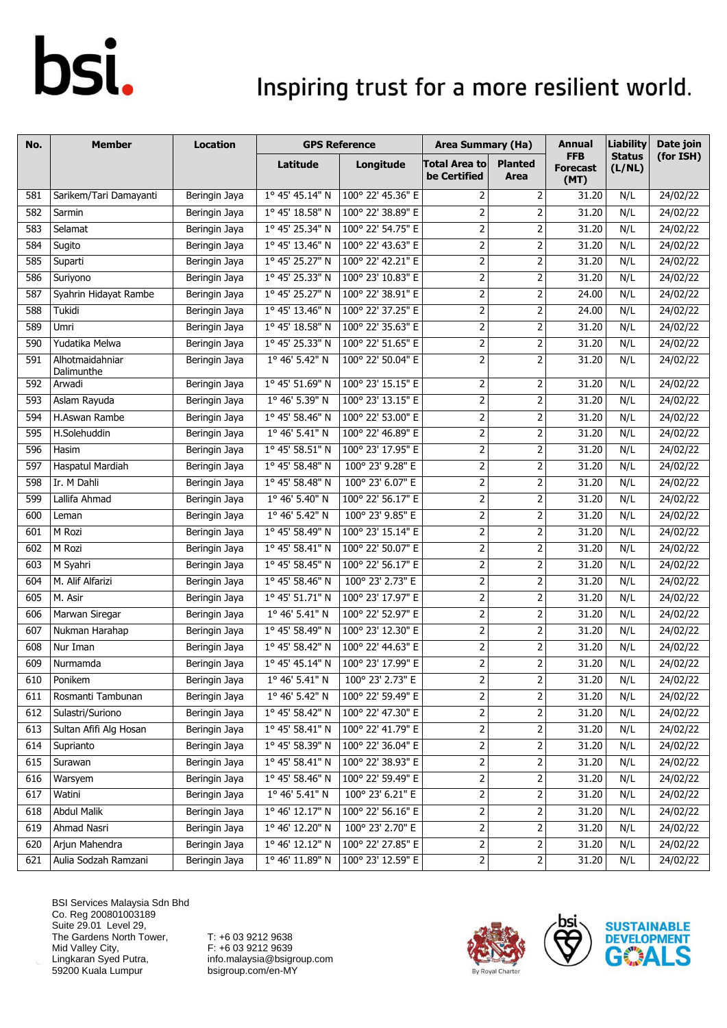| No. | Member | Location | GPS Reference | | Area Summary (Ha) | | Annual FFB Forecast (MT) | Liability Status (L/NL) | Date join (for ISH) |
|---|---|---|---|---|---|---|---|---|---|
| | | | Latitude | Longitude | Total Area to be Certified | Planted Area | | | |
| 581 | Sarikem/Tari Damayanti | Beringin Jaya | 1° 45' 45.14" N | 100° 22' 45.36" E | 2 | 2 | 31.20 | N/L | 24/02/22 |
| 582 | Sarmin | Beringin Jaya | 1° 45' 18.58" N | 100° 22' 38.89" E | 2 | 2 | 31.20 | N/L | 24/02/22 |
| 583 | Selamat | Beringin Jaya | 1° 45' 25.34" N | 100° 22' 54.75" E | 2 | 2 | 31.20 | N/L | 24/02/22 |
| 584 | Sugito | Beringin Jaya | 1° 45' 13.46" N | 100° 22' 43.63" E | 2 | 2 | 31.20 | N/L | 24/02/22 |
| 585 | Suparti | Beringin Jaya | 1° 45' 25.27" N | 100° 22' 42.21" E | 2 | 2 | 31.20 | N/L | 24/02/22 |
| 586 | Suriyono | Beringin Jaya | 1° 45' 25.33" N | 100° 23' 10.83" E | 2 | 2 | 31.20 | N/L | 24/02/22 |
| 587 | Syahrin Hidayat Rambe | Beringin Jaya | 1° 45' 25.27" N | 100° 22' 38.91" E | 2 | 2 | 24.00 | N/L | 24/02/22 |
| 588 | Tukidi | Beringin Jaya | 1° 45' 13.46" N | 100° 22' 37.25" E | 2 | 2 | 24.00 | N/L | 24/02/22 |
| 589 | Umri | Beringin Jaya | 1° 45' 18.58" N | 100° 22' 35.63" E | 2 | 2 | 31.20 | N/L | 24/02/22 |
| 590 | Yudatika Melwa | Beringin Jaya | 1° 45' 25.33" N | 100° 22' 51.65" E | 2 | 2 | 31.20 | N/L | 24/02/22 |
| 591 | Alhotmaidahniar Dalimunthe | Beringin Jaya | 1° 46' 5.42" N | 100° 22' 50.04" E | 2 | 2 | 31.20 | N/L | 24/02/22 |
| 592 | Arwadi | Beringin Jaya | 1° 45' 51.69" N | 100° 23' 15.15" E | 2 | 2 | 31.20 | N/L | 24/02/22 |
| 593 | Aslam Rayuda | Beringin Jaya | 1° 46' 5.39" N | 100° 23' 13.15" E | 2 | 2 | 31.20 | N/L | 24/02/22 |
| 594 | H.Aswan Rambe | Beringin Jaya | 1° 45' 58.46" N | 100° 22' 53.00" E | 2 | 2 | 31.20 | N/L | 24/02/22 |
| 595 | H.Solehuddin | Beringin Jaya | 1° 46' 5.41" N | 100° 22' 46.89" E | 2 | 2 | 31.20 | N/L | 24/02/22 |
| 596 | Hasim | Beringin Jaya | 1° 45' 58.51" N | 100° 23' 17.95" E | 2 | 2 | 31.20 | N/L | 24/02/22 |
| 597 | Haspatul Mardiah | Beringin Jaya | 1° 45' 58.48" N | 100° 23' 9.28" E | 2 | 2 | 31.20 | N/L | 24/02/22 |
| 598 | Ir. M Dahli | Beringin Jaya | 1° 45' 58.48" N | 100° 23' 6.07" E | 2 | 2 | 31.20 | N/L | 24/02/22 |
| 599 | Lallifa Ahmad | Beringin Jaya | 1° 46' 5.40" N | 100° 22' 56.17" E | 2 | 2 | 31.20 | N/L | 24/02/22 |
| 600 | Leman | Beringin Jaya | 1° 46' 5.42" N | 100° 23' 9.85" E | 2 | 2 | 31.20 | N/L | 24/02/22 |
| 601 | M Rozi | Beringin Jaya | 1° 45' 58.49" N | 100° 23' 15.14" E | 2 | 2 | 31.20 | N/L | 24/02/22 |
| 602 | M Rozi | Beringin Jaya | 1° 45' 58.41" N | 100° 22' 50.07" E | 2 | 2 | 31.20 | N/L | 24/02/22 |
| 603 | M Syahri | Beringin Jaya | 1° 45' 58.45" N | 100° 22' 56.17" E | 2 | 2 | 31.20 | N/L | 24/02/22 |
| 604 | M. Alif Alfarizi | Beringin Jaya | 1° 45' 58.46" N | 100° 23' 2.73" E | 2 | 2 | 31.20 | N/L | 24/02/22 |
| 605 | M. Asir | Beringin Jaya | 1° 45' 51.71" N | 100° 23' 17.97" E | 2 | 2 | 31.20 | N/L | 24/02/22 |
| 606 | Marwan Siregar | Beringin Jaya | 1° 46' 5.41" N | 100° 22' 52.97" E | 2 | 2 | 31.20 | N/L | 24/02/22 |
| 607 | Nukman Harahap | Beringin Jaya | 1° 45' 58.49" N | 100° 23' 12.30" E | 2 | 2 | 31.20 | N/L | 24/02/22 |
| 608 | Nur Iman | Beringin Jaya | 1° 45' 58.42" N | 100° 22' 44.63" E | 2 | 2 | 31.20 | N/L | 24/02/22 |
| 609 | Nurmamda | Beringin Jaya | 1° 45' 45.14" N | 100° 23' 17.99" E | 2 | 2 | 31.20 | N/L | 24/02/22 |
| 610 | Ponikem | Beringin Jaya | 1° 46' 5.41" N | 100° 23' 2.73" E | 2 | 2 | 31.20 | N/L | 24/02/22 |
| 611 | Rosmanti Tambunan | Beringin Jaya | 1° 46' 5.42" N | 100° 22' 59.49" E | 2 | 2 | 31.20 | N/L | 24/02/22 |
| 612 | Sulastri/Suriono | Beringin Jaya | 1° 45' 58.42" N | 100° 22' 47.30" E | 2 | 2 | 31.20 | N/L | 24/02/22 |
| 613 | Sultan Afifi Alg Hosan | Beringin Jaya | 1° 45' 58.41" N | 100° 22' 41.79" E | 2 | 2 | 31.20 | N/L | 24/02/22 |
| 614 | Suprianto | Beringin Jaya | 1° 45' 58.39" N | 100° 22' 36.04" E | 2 | 2 | 31.20 | N/L | 24/02/22 |
| 615 | Surawan | Beringin Jaya | 1° 45' 58.41" N | 100° 22' 38.93" E | 2 | 2 | 31.20 | N/L | 24/02/22 |
| 616 | Warsyem | Beringin Jaya | 1° 45' 58.46" N | 100° 22' 59.49" E | 2 | 2 | 31.20 | N/L | 24/02/22 |
| 617 | Watini | Beringin Jaya | 1° 46' 5.41" N | 100° 23' 6.21" E | 2 | 2 | 31.20 | N/L | 24/02/22 |
| 618 | Abdul Malik | Beringin Jaya | 1° 46' 12.17" N | 100° 22' 56.16" E | 2 | 2 | 31.20 | N/L | 24/02/22 |
| 619 | Ahmad Nasri | Beringin Jaya | 1° 46' 12.20" N | 100° 23' 2.70" E | 2 | 2 | 31.20 | N/L | 24/02/22 |
| 620 | Arjun Mahendra | Beringin Jaya | 1° 46' 12.12" N | 100° 22' 27.85" E | 2 | 2 | 31.20 | N/L | 24/02/22 |
| 621 | Aulia Sodzah Ramzani | Beringin Jaya | 1° 46' 11.89" N | 100° 23' 12.59" E | 2 | 2 | 31.20 | N/L | 24/02/22 |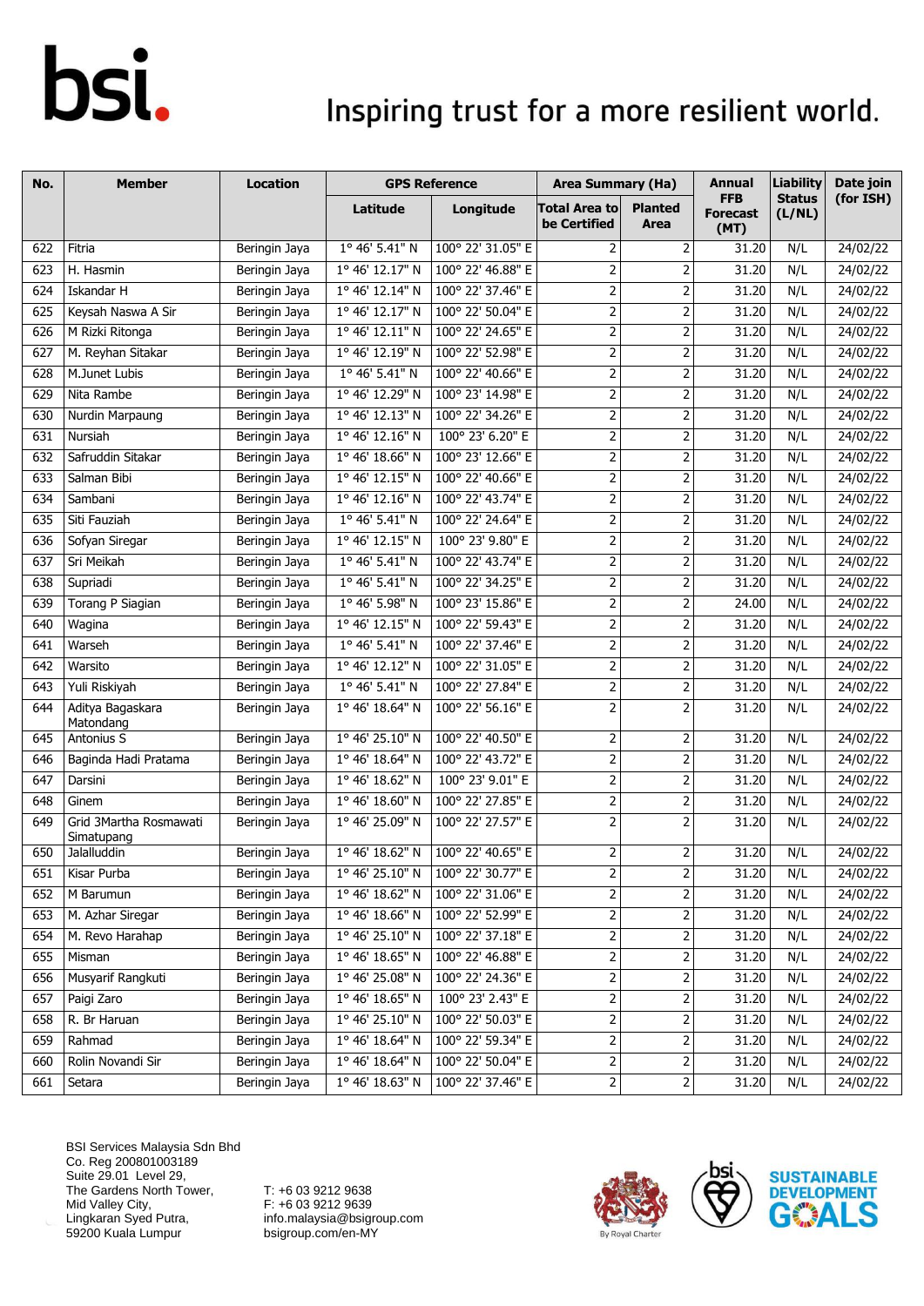| No. | Member | Location | GPS Reference | | Area Summary (Ha) | | Annual FFB Forecast (MT) | Liability Status (L/NL) | Date join (for ISH) |
|---|---|---|---|---|---|---|---|---|---|
| | | | Latitude | Longitude | Total Area to be Certified | Planted Area | | | |
| 622 | Fitria | Beringin Jaya | 1° 46' 5.41" N | 100° 22' 31.05" E | 2 | 2 | 31.20 | N/L | 24/02/22 |
| 623 | H. Hasmin | Beringin Jaya | 1° 46' 12.17" N | 100° 22' 46.88" E | 2 | 2 | 31.20 | N/L | 24/02/22 |
| 624 | Iskandar H | Beringin Jaya | 1° 46' 12.14" N | 100° 22' 37.46" E | 2 | 2 | 31.20 | N/L | 24/02/22 |
| 625 | Keysah Naswa A Sir | Beringin Jaya | 1° 46' 12.17" N | 100° 22' 50.04" E | 2 | 2 | 31.20 | N/L | 24/02/22 |
| 626 | M Rizki Ritonga | Beringin Jaya | 1° 46' 12.11" N | 100° 22' 24.65" E | 2 | 2 | 31.20 | N/L | 24/02/22 |
| 627 | M. Reyhan Sitakar | Beringin Jaya | 1° 46' 12.19" N | 100° 22' 52.98" E | 2 | 2 | 31.20 | N/L | 24/02/22 |
| 628 | M.Junet Lubis | Beringin Jaya | 1° 46' 5.41" N | 100° 22' 40.66" E | 2 | 2 | 31.20 | N/L | 24/02/22 |
| 629 | Nita Rambe | Beringin Jaya | 1° 46' 12.29" N | 100° 23' 14.98" E | 2 | 2 | 31.20 | N/L | 24/02/22 |
| 630 | Nurdin Marpaung | Beringin Jaya | 1° 46' 12.13" N | 100° 22' 34.26" E | 2 | 2 | 31.20 | N/L | 24/02/22 |
| 631 | Nursiah | Beringin Jaya | 1° 46' 12.16" N | 100° 23' 6.20" E | 2 | 2 | 31.20 | N/L | 24/02/22 |
| 632 | Safruddin Sitakar | Beringin Jaya | 1° 46' 18.66" N | 100° 23' 12.66" E | 2 | 2 | 31.20 | N/L | 24/02/22 |
| 633 | Salman Bibi | Beringin Jaya | 1° 46' 12.15" N | 100° 22' 40.66" E | 2 | 2 | 31.20 | N/L | 24/02/22 |
| 634 | Sambani | Beringin Jaya | 1° 46' 12.16" N | 100° 22' 43.74" E | 2 | 2 | 31.20 | N/L | 24/02/22 |
| 635 | Siti Fauziah | Beringin Jaya | 1° 46' 5.41" N | 100° 22' 24.64" E | 2 | 2 | 31.20 | N/L | 24/02/22 |
| 636 | Sofyan Siregar | Beringin Jaya | 1° 46' 12.15" N | 100° 23' 9.80" E | 2 | 2 | 31.20 | N/L | 24/02/22 |
| 637 | Sri Meikah | Beringin Jaya | 1° 46' 5.41" N | 100° 22' 43.74" E | 2 | 2 | 31.20 | N/L | 24/02/22 |
| 638 | Supriadi | Beringin Jaya | 1° 46' 5.41" N | 100° 22' 34.25" E | 2 | 2 | 31.20 | N/L | 24/02/22 |
| 639 | Torang P Siagian | Beringin Jaya | 1° 46' 5.98" N | 100° 23' 15.86" E | 2 | 2 | 24.00 | N/L | 24/02/22 |
| 640 | Wagina | Beringin Jaya | 1° 46' 12.15" N | 100° 22' 59.43" E | 2 | 2 | 31.20 | N/L | 24/02/22 |
| 641 | Warseh | Beringin Jaya | 1° 46' 5.41" N | 100° 22' 37.46" E | 2 | 2 | 31.20 | N/L | 24/02/22 |
| 642 | Warsito | Beringin Jaya | 1° 46' 12.12" N | 100° 22' 31.05" E | 2 | 2 | 31.20 | N/L | 24/02/22 |
| 643 | Yuli Riskiyah | Beringin Jaya | 1° 46' 5.41" N | 100° 22' 27.84" E | 2 | 2 | 31.20 | N/L | 24/02/22 |
| 644 | Aditya Bagaskara Matondang | Beringin Jaya | 1° 46' 18.64" N | 100° 22' 56.16" E | 2 | 2 | 31.20 | N/L | 24/02/22 |
| 645 | Antonius S | Beringin Jaya | 1° 46' 25.10" N | 100° 22' 40.50" E | 2 | 2 | 31.20 | N/L | 24/02/22 |
| 646 | Baginda Hadi Pratama | Beringin Jaya | 1° 46' 18.64" N | 100° 22' 43.72" E | 2 | 2 | 31.20 | N/L | 24/02/22 |
| 647 | Darsini | Beringin Jaya | 1° 46' 18.62" N | 100° 23' 9.01" E | 2 | 2 | 31.20 | N/L | 24/02/22 |
| 648 | Ginem | Beringin Jaya | 1° 46' 18.60" N | 100° 22' 27.85" E | 2 | 2 | 31.20 | N/L | 24/02/22 |
| 649 | Grid 3Martha Rosmawati Simatupang | Beringin Jaya | 1° 46' 25.09" N | 100° 22' 27.57" E | 2 | 2 | 31.20 | N/L | 24/02/22 |
| 650 | Jalalluddin | Beringin Jaya | 1° 46' 18.62" N | 100° 22' 40.65" E | 2 | 2 | 31.20 | N/L | 24/02/22 |
| 651 | Kisar Purba | Beringin Jaya | 1° 46' 25.10" N | 100° 22' 30.77" E | 2 | 2 | 31.20 | N/L | 24/02/22 |
| 652 | M Barumun | Beringin Jaya | 1° 46' 18.62" N | 100° 22' 31.06" E | 2 | 2 | 31.20 | N/L | 24/02/22 |
| 653 | M. Azhar Siregar | Beringin Jaya | 1° 46' 18.66" N | 100° 22' 52.99" E | 2 | 2 | 31.20 | N/L | 24/02/22 |
| 654 | M. Revo Harahap | Beringin Jaya | 1° 46' 25.10" N | 100° 22' 37.18" E | 2 | 2 | 31.20 | N/L | 24/02/22 |
| 655 | Misman | Beringin Jaya | 1° 46' 18.65" N | 100° 22' 46.88" E | 2 | 2 | 31.20 | N/L | 24/02/22 |
| 656 | Musyarif Rangkuti | Beringin Jaya | 1° 46' 25.08" N | 100° 22' 24.36" E | 2 | 2 | 31.20 | N/L | 24/02/22 |
| 657 | Paigi Zaro | Beringin Jaya | 1° 46' 18.65" N | 100° 23' 2.43" E | 2 | 2 | 31.20 | N/L | 24/02/22 |
| 658 | R. Br Haruan | Beringin Jaya | 1° 46' 25.10" N | 100° 22' 50.03" E | 2 | 2 | 31.20 | N/L | 24/02/22 |
| 659 | Rahmad | Beringin Jaya | 1° 46' 18.64" N | 100° 22' 59.34" E | 2 | 2 | 31.20 | N/L | 24/02/22 |
| 660 | Rolin Novandi Sir | Beringin Jaya | 1° 46' 18.64" N | 100° 22' 50.04" E | 2 | 2 | 31.20 | N/L | 24/02/22 |
| 661 | Setara | Beringin Jaya | 1° 46' 18.63" N | 100° 22' 37.46" E | 2 | 2 | 31.20 | N/L | 24/02/22 |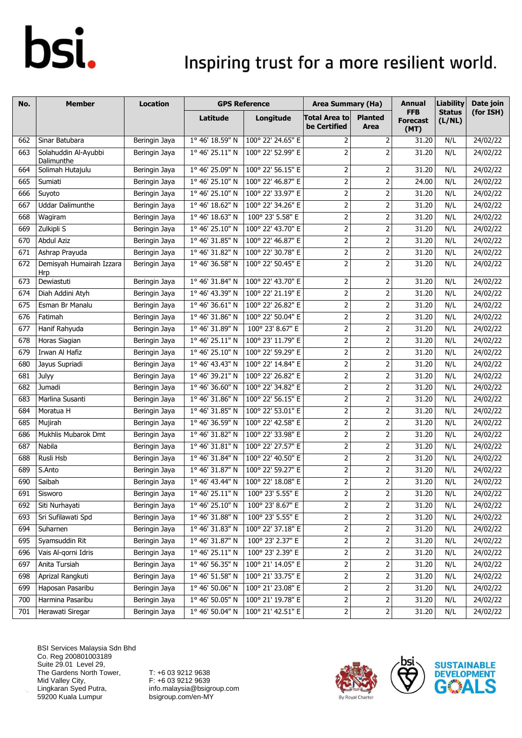| No. | Member | Location | GPS Reference | | Area Summary (Ha) | | Annual FFB Forecast (MT) | Liability Status (L/NL) | Date join (for ISH) |
|---|---|---|---|---|---|---|---|---|---|
| | | | Latitude | Longitude | Total Area to be Certified | Planted Area | | | |
| 662 | Sinar Batubara | Beringin Jaya | 1° 46' 18.59" N | 100° 22' 24.65" E | 2 | 2 | 31.20 | N/L | 24/02/22 |
| 663 | Solahuddin Al-Ayubbi Dalimunthe | Beringin Jaya | 1° 46' 25.11" N | 100° 22' 52.99" E | 2 | 2 | 31.20 | N/L | 24/02/22 |
| 664 | Solimah Hutajulu | Beringin Jaya | 1° 46' 25.09" N | 100° 22' 56.15" E | 2 | 2 | 31.20 | N/L | 24/02/22 |
| 665 | Sumiati | Beringin Jaya | 1° 46' 25.10" N | 100° 22' 46.87" E | 2 | 2 | 24.00 | N/L | 24/02/22 |
| 666 | Suyoto | Beringin Jaya | 1° 46' 25.10" N | 100° 22' 33.97" E | 2 | 2 | 31.20 | N/L | 24/02/22 |
| 667 | Uddar Dalimunthe | Beringin Jaya | 1° 46' 18.62" N | 100° 22' 34.26" E | 2 | 2 | 31.20 | N/L | 24/02/22 |
| 668 | Wagiram | Beringin Jaya | 1° 46' 18.63" N | 100° 23' 5.58" E | 2 | 2 | 31.20 | N/L | 24/02/22 |
| 669 | Zulkipli S | Beringin Jaya | 1° 46' 25.10" N | 100° 22' 43.70" E | 2 | 2 | 31.20 | N/L | 24/02/22 |
| 670 | Abdul Aziz | Beringin Jaya | 1° 46' 31.85" N | 100° 22' 46.87" E | 2 | 2 | 31.20 | N/L | 24/02/22 |
| 671 | Ashrap Prayuda | Beringin Jaya | 1° 46' 31.82" N | 100° 22' 30.78" E | 2 | 2 | 31.20 | N/L | 24/02/22 |
| 672 | Demisyah Humairah Izzara Hrp | Beringin Jaya | 1° 46' 36.58" N | 100° 22' 50.45" E | 2 | 2 | 31.20 | N/L | 24/02/22 |
| 673 | Dewiastuti | Beringin Jaya | 1° 46' 31.84" N | 100° 22' 43.70" E | 2 | 2 | 31.20 | N/L | 24/02/22 |
| 674 | Diah Addini Atyh | Beringin Jaya | 1° 46' 43.39" N | 100° 22' 21.19" E | 2 | 2 | 31.20 | N/L | 24/02/22 |
| 675 | Esman Br Manalu | Beringin Jaya | 1° 46' 36.61" N | 100° 22' 26.82" E | 2 | 2 | 31.20 | N/L | 24/02/22 |
| 676 | Fatimah | Beringin Jaya | 1° 46' 31.86" N | 100° 22' 50.04" E | 2 | 2 | 31.20 | N/L | 24/02/22 |
| 677 | Hanif Rahyuda | Beringin Jaya | 1° 46' 31.89" N | 100° 23' 8.67" E | 2 | 2 | 31.20 | N/L | 24/02/22 |
| 678 | Horas Siagian | Beringin Jaya | 1° 46' 25.11" N | 100° 23' 11.79" E | 2 | 2 | 31.20 | N/L | 24/02/22 |
| 679 | Irwan Al Hafiz | Beringin Jaya | 1° 46' 25.10" N | 100° 22' 59.29" E | 2 | 2 | 31.20 | N/L | 24/02/22 |
| 680 | Jayus Supriadi | Beringin Jaya | 1° 46' 43.43" N | 100° 22' 14.84" E | 2 | 2 | 31.20 | N/L | 24/02/22 |
| 681 | Julyy | Beringin Jaya | 1° 46' 39.21" N | 100° 22' 26.82" E | 2 | 2 | 31.20 | N/L | 24/02/22 |
| 682 | Jumadi | Beringin Jaya | 1° 46' 36.60" N | 100° 22' 34.82" E | 2 | 2 | 31.20 | N/L | 24/02/22 |
| 683 | Marlina Susanti | Beringin Jaya | 1° 46' 31.86" N | 100° 22' 56.15" E | 2 | 2 | 31.20 | N/L | 24/02/22 |
| 684 | Moratua H | Beringin Jaya | 1° 46' 31.85" N | 100° 22' 53.01" E | 2 | 2 | 31.20 | N/L | 24/02/22 |
| 685 | Mujirah | Beringin Jaya | 1° 46' 36.59" N | 100° 22' 42.58" E | 2 | 2 | 31.20 | N/L | 24/02/22 |
| 686 | Mukhlis Mubarok Dmt | Beringin Jaya | 1° 46' 31.82" N | 100° 22' 33.98" E | 2 | 2 | 31.20 | N/L | 24/02/22 |
| 687 | Nabila | Beringin Jaya | 1° 46' 31.81" N | 100° 22' 27.57" E | 2 | 2 | 31.20 | N/L | 24/02/22 |
| 688 | Rusli Hsb | Beringin Jaya | 1° 46' 31.84" N | 100° 22' 40.50" E | 2 | 2 | 31.20 | N/L | 24/02/22 |
| 689 | S.Anto | Beringin Jaya | 1° 46' 31.87" N | 100° 22' 59.27" E | 2 | 2 | 31.20 | N/L | 24/02/22 |
| 690 | Saibah | Beringin Jaya | 1° 46' 43.44" N | 100° 22' 18.08" E | 2 | 2 | 31.20 | N/L | 24/02/22 |
| 691 | Sisworo | Beringin Jaya | 1° 46' 25.11" N | 100° 23' 5.55" E | 2 | 2 | 31.20 | N/L | 24/02/22 |
| 692 | Siti Nurhayati | Beringin Jaya | 1° 46' 25.10" N | 100° 23' 8.67" E | 2 | 2 | 31.20 | N/L | 24/02/22 |
| 693 | Sri Sufilawati Spd | Beringin Jaya | 1° 46' 31.88" N | 100° 23' 5.55" E | 2 | 2 | 31.20 | N/L | 24/02/22 |
| 694 | Suharnen | Beringin Jaya | 1° 46' 31.83" N | 100° 22' 37.18" E | 2 | 2 | 31.20 | N/L | 24/02/22 |
| 695 | Syamsuddin Rit | Beringin Jaya | 1° 46' 31.87" N | 100° 23' 2.37" E | 2 | 2 | 31.20 | N/L | 24/02/22 |
| 696 | Vais Al-qorni Idris | Beringin Jaya | 1° 46' 25.11" N | 100° 23' 2.39" E | 2 | 2 | 31.20 | N/L | 24/02/22 |
| 697 | Anita Tursiah | Beringin Jaya | 1° 46' 56.35" N | 100° 21' 14.05" E | 2 | 2 | 31.20 | N/L | 24/02/22 |
| 698 | Aprizal Rangkuti | Beringin Jaya | 1° 46' 51.58" N | 100° 21' 33.75" E | 2 | 2 | 31.20 | N/L | 24/02/22 |
| 699 | Haposan Pasaribu | Beringin Jaya | 1° 46' 50.06" N | 100° 21' 23.08" E | 2 | 2 | 31.20 | N/L | 24/02/22 |
| 700 | Harmina Pasaribu | Beringin Jaya | 1° 46' 50.05" N | 100° 21' 19.78" E | 2 | 2 | 31.20 | N/L | 24/02/22 |
| 701 | Herawati Siregar | Beringin Jaya | 1° 46' 50.04" N | 100° 21' 42.51" E | 2 | 2 | 31.20 | N/L | 24/02/22 |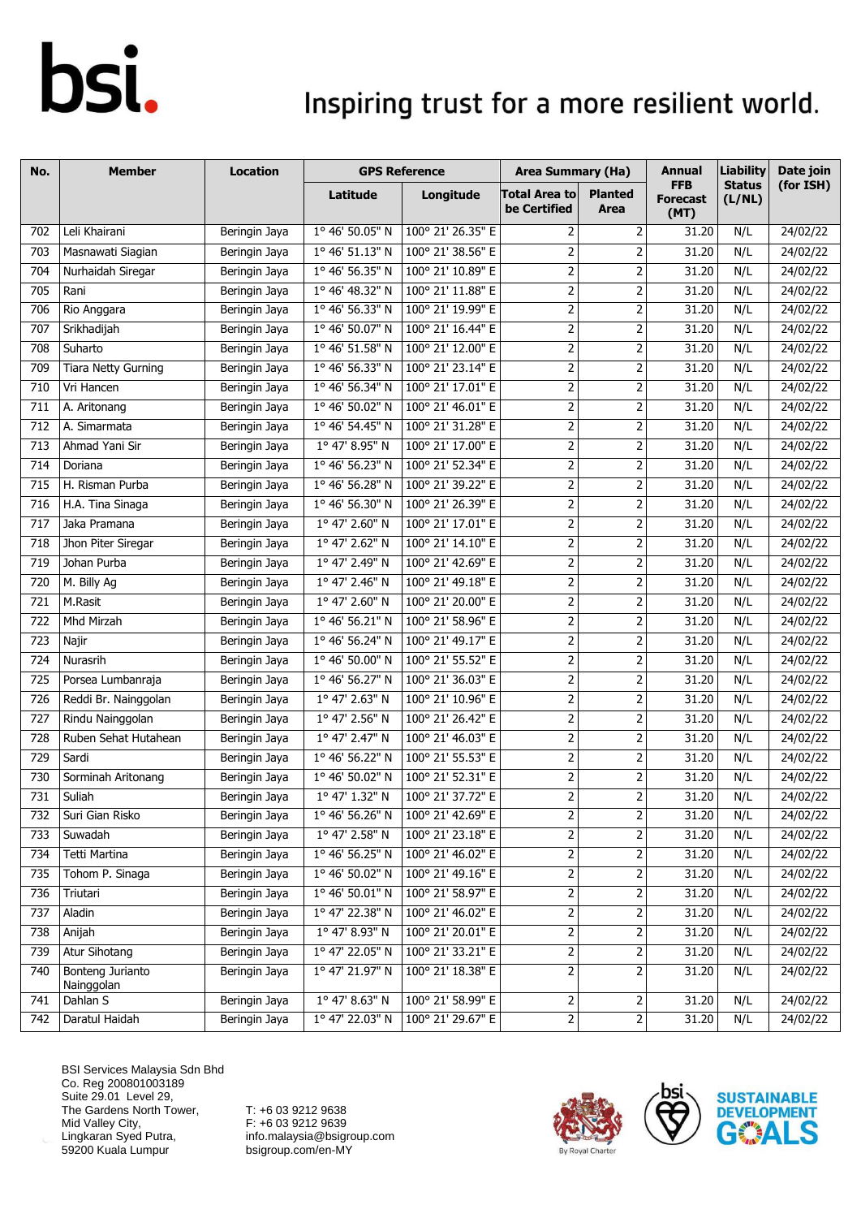| No. | Member | Location | GPS Reference | | Area Summary (Ha) | | Annual FFB Forecast (MT) | Liability Status (L/NL) | Date join (for ISH) |
|---|---|---|---|---|---|---|---|---|---|
| | | | Latitude | Longitude | Total Area to be Certified | Planted Area | | | |
| 702 | Leli Khairani | Beringin Jaya | 1° 46' 50.05" N | 100° 21' 26.35" E | 2 | 2 | 31.20 | N/L | 24/02/22 |
| 703 | Masnawati Siagian | Beringin Jaya | 1° 46' 51.13" N | 100° 21' 38.56" E | 2 | 2 | 31.20 | N/L | 24/02/22 |
| 704 | Nurhaidah Siregar | Beringin Jaya | 1° 46' 56.35" N | 100° 21' 10.89" E | 2 | 2 | 31.20 | N/L | 24/02/22 |
| 705 | Rani | Beringin Jaya | 1° 46' 48.32" N | 100° 21' 11.88" E | 2 | 2 | 31.20 | N/L | 24/02/22 |
| 706 | Rio Anggara | Beringin Jaya | 1° 46' 56.33" N | 100° 21' 19.99" E | 2 | 2 | 31.20 | N/L | 24/02/22 |
| 707 | Srikhadijah | Beringin Jaya | 1° 46' 50.07" N | 100° 21' 16.44" E | 2 | 2 | 31.20 | N/L | 24/02/22 |
| 708 | Suharto | Beringin Jaya | 1° 46' 51.58" N | 100° 21' 12.00" E | 2 | 2 | 31.20 | N/L | 24/02/22 |
| 709 | Tiara Netty Gurning | Beringin Jaya | 1° 46' 56.33" N | 100° 21' 23.14" E | 2 | 2 | 31.20 | N/L | 24/02/22 |
| 710 | Vri Hancen | Beringin Jaya | 1° 46' 56.34" N | 100° 21' 17.01" E | 2 | 2 | 31.20 | N/L | 24/02/22 |
| 711 | A. Aritonang | Beringin Jaya | 1° 46' 50.02" N | 100° 21' 46.01" E | 2 | 2 | 31.20 | N/L | 24/02/22 |
| 712 | A. Simarmata | Beringin Jaya | 1° 46' 54.45" N | 100° 21' 31.28" E | 2 | 2 | 31.20 | N/L | 24/02/22 |
| 713 | Ahmad Yani Sir | Beringin Jaya | 1° 47' 8.95" N | 100° 21' 17.00" E | 2 | 2 | 31.20 | N/L | 24/02/22 |
| 714 | Doriana | Beringin Jaya | 1° 46' 56.23" N | 100° 21' 52.34" E | 2 | 2 | 31.20 | N/L | 24/02/22 |
| 715 | H. Risman Purba | Beringin Jaya | 1° 46' 56.28" N | 100° 21' 39.22" E | 2 | 2 | 31.20 | N/L | 24/02/22 |
| 716 | H.A. Tina Sinaga | Beringin Jaya | 1° 46' 56.30" N | 100° 21' 26.39" E | 2 | 2 | 31.20 | N/L | 24/02/22 |
| 717 | Jaka Pramana | Beringin Jaya | 1° 47' 2.60" N | 100° 21' 17.01" E | 2 | 2 | 31.20 | N/L | 24/02/22 |
| 718 | Jhon Piter Siregar | Beringin Jaya | 1° 47' 2.62" N | 100° 21' 14.10" E | 2 | 2 | 31.20 | N/L | 24/02/22 |
| 719 | Johan Purba | Beringin Jaya | 1° 47' 2.49" N | 100° 21' 42.69" E | 2 | 2 | 31.20 | N/L | 24/02/22 |
| 720 | M. Billy Ag | Beringin Jaya | 1° 47' 2.46" N | 100° 21' 49.18" E | 2 | 2 | 31.20 | N/L | 24/02/22 |
| 721 | M.Rasit | Beringin Jaya | 1° 47' 2.60" N | 100° 21' 20.00" E | 2 | 2 | 31.20 | N/L | 24/02/22 |
| 722 | Mhd Mirzah | Beringin Jaya | 1° 46' 56.21" N | 100° 21' 58.96" E | 2 | 2 | 31.20 | N/L | 24/02/22 |
| 723 | Najir | Beringin Jaya | 1° 46' 56.24" N | 100° 21' 49.17" E | 2 | 2 | 31.20 | N/L | 24/02/22 |
| 724 | Nurasrih | Beringin Jaya | 1° 46' 50.00" N | 100° 21' 55.52" E | 2 | 2 | 31.20 | N/L | 24/02/22 |
| 725 | Porsea Lumbanraja | Beringin Jaya | 1° 46' 56.27" N | 100° 21' 36.03" E | 2 | 2 | 31.20 | N/L | 24/02/22 |
| 726 | Reddi Br. Nainggolan | Beringin Jaya | 1° 47' 2.63" N | 100° 21' 10.96" E | 2 | 2 | 31.20 | N/L | 24/02/22 |
| 727 | Rindu Nainggolan | Beringin Jaya | 1° 47' 2.56" N | 100° 21' 26.42" E | 2 | 2 | 31.20 | N/L | 24/02/22 |
| 728 | Ruben Sehat Hutahean | Beringin Jaya | 1° 47' 2.47" N | 100° 21' 46.03" E | 2 | 2 | 31.20 | N/L | 24/02/22 |
| 729 | Sardi | Beringin Jaya | 1° 46' 56.22" N | 100° 21' 55.53" E | 2 | 2 | 31.20 | N/L | 24/02/22 |
| 730 | Sorminah Aritonang | Beringin Jaya | 1° 46' 50.02" N | 100° 21' 52.31" E | 2 | 2 | 31.20 | N/L | 24/02/22 |
| 731 | Suliah | Beringin Jaya | 1° 47' 1.32" N | 100° 21' 37.72" E | 2 | 2 | 31.20 | N/L | 24/02/22 |
| 732 | Suri Gian Risko | Beringin Jaya | 1° 46' 56.26" N | 100° 21' 42.69" E | 2 | 2 | 31.20 | N/L | 24/02/22 |
| 733 | Suwadah | Beringin Jaya | 1° 47' 2.58" N | 100° 21' 23.18" E | 2 | 2 | 31.20 | N/L | 24/02/22 |
| 734 | Tetti Martina | Beringin Jaya | 1° 46' 56.25" N | 100° 21' 46.02" E | 2 | 2 | 31.20 | N/L | 24/02/22 |
| 735 | Tohom P. Sinaga | Beringin Jaya | 1° 46' 50.02" N | 100° 21' 49.16" E | 2 | 2 | 31.20 | N/L | 24/02/22 |
| 736 | Triutari | Beringin Jaya | 1° 46' 50.01" N | 100° 21' 58.97" E | 2 | 2 | 31.20 | N/L | 24/02/22 |
| 737 | Aladin | Beringin Jaya | 1° 47' 22.38" N | 100° 21' 46.02" E | 2 | 2 | 31.20 | N/L | 24/02/22 |
| 738 | Anijah | Beringin Jaya | 1° 47' 8.93" N | 100° 21' 20.01" E | 2 | 2 | 31.20 | N/L | 24/02/22 |
| 739 | Atur Sihotang | Beringin Jaya | 1° 47' 22.05" N | 100° 21' 33.21" E | 2 | 2 | 31.20 | N/L | 24/02/22 |
| 740 | Bonteng Jurianto Nainggolan | Beringin Jaya | 1° 47' 21.97" N | 100° 21' 18.38" E | 2 | 2 | 31.20 | N/L | 24/02/22 |
| 741 | Dahlan S | Beringin Jaya | 1° 47' 8.63" N | 100° 21' 58.99" E | 2 | 2 | 31.20 | N/L | 24/02/22 |
| 742 | Daratul Haidah | Beringin Jaya | 1° 47' 22.03" N | 100° 21' 29.67" E | 2 | 2 | 31.20 | N/L | 24/02/22 |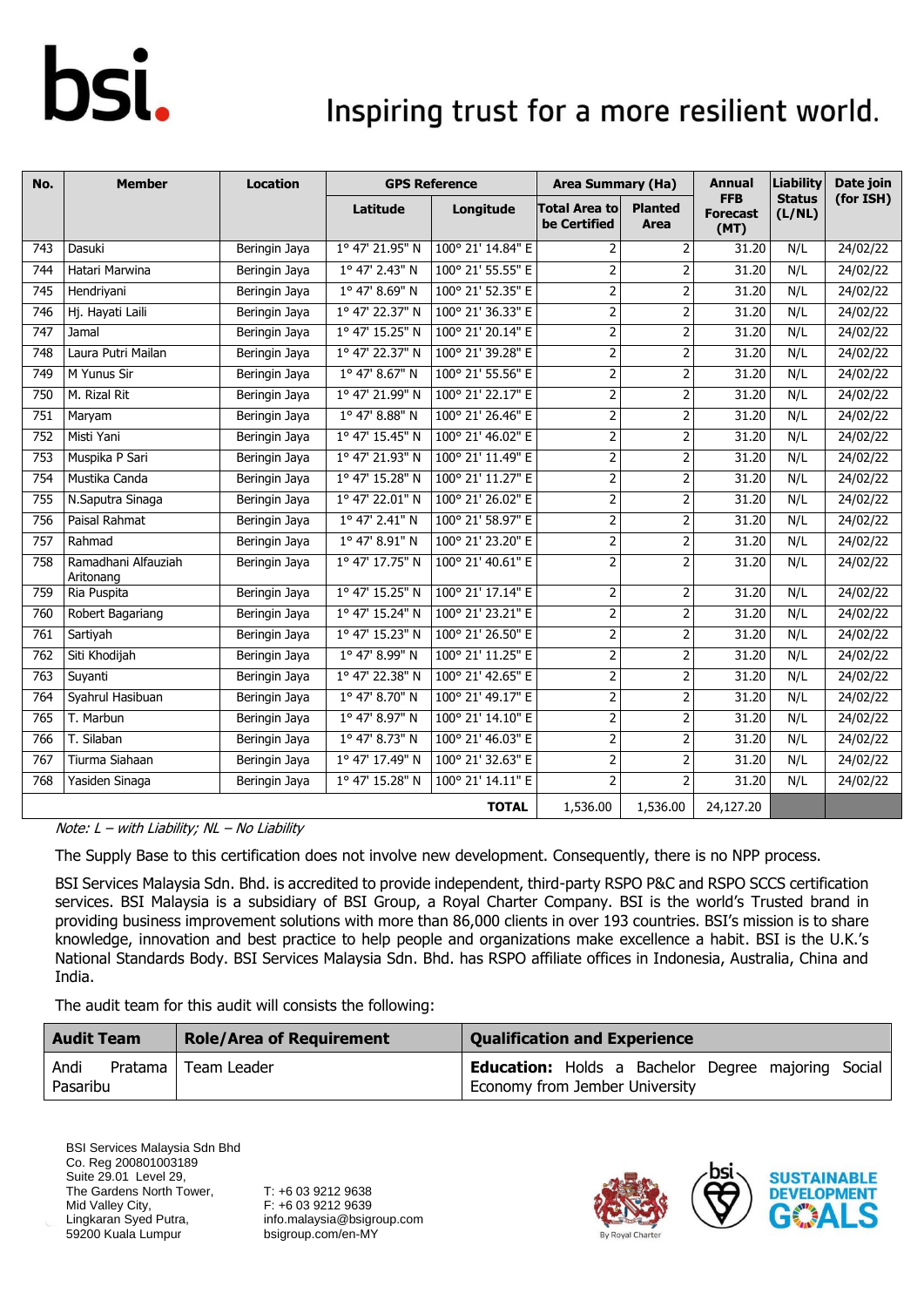| No. | Member | Location | GPS Reference | | Area Summary (Ha) | | Annual FFB Forecast (MT) | Liability Status (L/NL) | Date join (for ISH) |
|---|---|---|---|---|---|---|---|---|---|
| | | | Latitude | Longitude | Total Area to be Certified | Planted Area | | | |
| 743 | Dasuki | Beringin Jaya | 1° 47' 21.95" N | 100° 21' 14.84" E | 2 | 2 | 31.20 | N/L | 24/02/22 |
| 744 | Hatari Marwina | Beringin Jaya | 1° 47' 2.43" N | 100° 21' 55.55" E | 2 | 2 | 31.20 | N/L | 24/02/22 |
| 745 | Hendriyani | Beringin Jaya | 1° 47' 8.69" N | 100° 21' 52.35" E | 2 | 2 | 31.20 | N/L | 24/02/22 |
| 746 | Hj. Hayati Laili | Beringin Jaya | 1° 47' 22.37" N | 100° 21' 36.33" E | 2 | 2 | 31.20 | N/L | 24/02/22 |
| 747 | Jamal | Beringin Jaya | 1° 47' 15.25" N | 100° 21' 20.14" E | 2 | 2 | 31.20 | N/L | 24/02/22 |
| 748 | Laura Putri Mailan | Beringin Jaya | 1° 47' 22.37" N | 100° 21' 39.28" E | 2 | 2 | 31.20 | N/L | 24/02/22 |
| 749 | M Yunus Sir | Beringin Jaya | 1° 47' 8.67" N | 100° 21' 55.56" E | 2 | 2 | 31.20 | N/L | 24/02/22 |
| 750 | M. Rizal Rit | Beringin Jaya | 1° 47' 21.99" N | 100° 21' 22.17" E | 2 | 2 | 31.20 | N/L | 24/02/22 |
| 751 | Maryam | Beringin Jaya | 1° 47' 8.88" N | 100° 21' 26.46" E | 2 | 2 | 31.20 | N/L | 24/02/22 |
| 752 | Misti Yani | Beringin Jaya | 1° 47' 15.45" N | 100° 21' 46.02" E | 2 | 2 | 31.20 | N/L | 24/02/22 |
| 753 | Muspika P Sari | Beringin Jaya | 1° 47' 21.93" N | 100° 21' 11.49" E | 2 | 2 | 31.20 | N/L | 24/02/22 |
| 754 | Mustika Canda | Beringin Jaya | 1° 47' 15.28" N | 100° 21' 11.27" E | 2 | 2 | 31.20 | N/L | 24/02/22 |
| 755 | N.Saputra Sinaga | Beringin Jaya | 1° 47' 22.01" N | 100° 21' 26.02" E | 2 | 2 | 31.20 | N/L | 24/02/22 |
| 756 | Paisal Rahmat | Beringin Jaya | 1° 47' 2.41" N | 100° 21' 58.97" E | 2 | 2 | 31.20 | N/L | 24/02/22 |
| 757 | Rahmad | Beringin Jaya | 1° 47' 8.91" N | 100° 21' 23.20" E | 2 | 2 | 31.20 | N/L | 24/02/22 |
| 758 | Ramadhani Alfauziah Aritonang | Beringin Jaya | 1° 47' 17.75" N | 100° 21' 40.61" E | 2 | 2 | 31.20 | N/L | 24/02/22 |
| 759 | Ria Puspita | Beringin Jaya | 1° 47' 15.25" N | 100° 21' 17.14" E | 2 | 2 | 31.20 | N/L | 24/02/22 |
| 760 | Robert Bagariang | Beringin Jaya | 1° 47' 15.24" N | 100° 21' 23.21" E | 2 | 2 | 31.20 | N/L | 24/02/22 |
| 761 | Sartiyah | Beringin Jaya | 1° 47' 15.23" N | 100° 21' 26.50" E | 2 | 2 | 31.20 | N/L | 24/02/22 |
| 762 | Siti Khodijah | Beringin Jaya | 1° 47' 8.99" N | 100° 21' 11.25" E | 2 | 2 | 31.20 | N/L | 24/02/22 |
| 763 | Suyanti | Beringin Jaya | 1° 47' 22.38" N | 100° 21' 42.65" E | 2 | 2 | 31.20 | N/L | 24/02/22 |
| 764 | Syahrul Hasibuan | Beringin Jaya | 1° 47' 8.70" N | 100° 21' 49.17" E | 2 | 2 | 31.20 | N/L | 24/02/22 |
| 765 | T. Marbun | Beringin Jaya | 1° 47' 8.97" N | 100° 21' 14.10" E | 2 | 2 | 31.20 | N/L | 24/02/22 |
| 766 | T. Silaban | Beringin Jaya | 1° 47' 8.73" N | 100° 21' 46.03" E | 2 | 2 | 31.20 | N/L | 24/02/22 |
| 767 | Tiurma Siahaan | Beringin Jaya | 1° 47' 17.49" N | 100° 21' 32.63" E | 2 | 2 | 31.20 | N/L | 24/02/22 |
| 768 | Yasiden Sinaga | Beringin Jaya | 1° 47' 15.28" N | 100° 21' 14.11" E | 2 | 2 | 31.20 | N/L | 24/02/22 |
| | | | | **TOTAL** | 1,536.00 | 1,536.00 | 24,127.20 | | |

*Note: L – with Liability; NL – No Liability*

The Supply Base to this certification does not involve new development. Consequently, there is no NPP process.

BSI Services Malaysia Sdn. Bhd. is accredited to provide independent, third-party RSPO P&C and RSPO SCCS certification services. BSI Malaysia is a subsidiary of BSI Group, a Royal Charter Company. BSI is the world's Trusted brand in providing business improvement solutions with more than 86,000 clients in over 193 countries. BSI's mission is to share knowledge, innovation and best practice to help people and organizations make excellence a habit. BSI is the U.K.'s National Standards Body. BSI Services Malaysia Sdn. Bhd. has RSPO affiliate offices in Indonesia, Australia, China and India.

The audit team for this audit will consists the following:

| Audit Team | Role/Area of Requirement | Qualification and Experience |
|---|---|---|
| Andi Pratama Pasaribu | Team Leader | **Education:** Holds a Bachelor Degree majoring Social Economy from Jember University |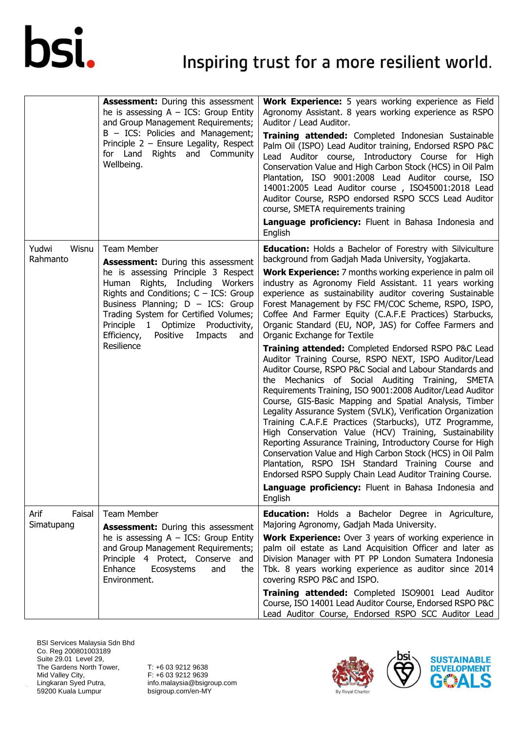| | | |
|---|---|---|
| | **Assessment:** During this assessment he is assessing A – ICS: Group Entity and Group Management Requirements; B – ICS: Policies and Management; Principle 2 – Ensure Legality, Respect for Land Rights and Community Wellbeing. | **Work Experience:** 5 years working experience as Field Agronomy Assistant. 8 years working experience as RSPO Auditor / Lead Auditor.<br>**Training attended:** Completed Indonesian Sustainable Palm Oil (ISPO) Lead Auditor training, Endorsed RSPO P&C Lead Auditor course, Introductory Course for High Conservation Value and High Carbon Stock (HCS) in Oil Palm Plantation, ISO 9001:2008 Lead Auditor course, ISO 14001:2005 Lead Auditor course , ISO45001:2018 Lead Auditor Course, RSPO endorsed RSPO SCCS Lead Auditor course, SMETA requirements training<br>**Language proficiency:** Fluent in Bahasa Indonesia and English |
| Yudwi Wisnu Rahmanto | Team Member<br>**Assessment:** During this assessment he is assessing Principle 3 Respect Human Rights, Including Workers Rights and Conditions; C – ICS: Group Business Planning; D – ICS: Group Trading System for Certified Volumes; Principle 1 Optimize Productivity, Efficiency, Positive Impacts and Resilience | **Education:** Holds a Bachelor of Forestry with Silviculture background from Gadjah Mada University, Yogjakarta.<br>**Work Experience:** 7 months working experience in palm oil industry as Agronomy Field Assistant. 11 years working experience as sustainability auditor covering Sustainable Forest Management by FSC FM/COC Scheme, RSPO, ISPO, Coffee And Farmer Equity (C.A.F.E Practices) Starbucks, Organic Standard (EU, NOP, JAS) for Coffee Farmers and Organic Exchange for Textile<br>**Training attended:** Completed Endorsed RSPO P&C Lead Auditor Training Course, RSPO NEXT, ISPO Auditor/Lead Auditor Course, RSPO P&C Social and Labour Standards and the Mechanics of Social Auditing Training, SMETA Requirements Training, ISO 9001:2008 Auditor/Lead Auditor Course, GIS-Basic Mapping and Spatial Analysis, Timber Legality Assurance System (SVLK), Verification Organization Training C.A.F.E Practices (Starbucks), UTZ Programme, High Conservation Value (HCV) Training, Sustainability Reporting Assurance Training, Introductory Course for High Conservation Value and High Carbon Stock (HCS) in Oil Palm Plantation, RSPO ISH Standard Training Course and Endorsed RSPO Supply Chain Lead Auditor Training Course.<br>**Language proficiency:** Fluent in Bahasa Indonesia and English |
| Arif Faisal Simatupang | Team Member<br>**Assessment:** During this assessment he is assessing A – ICS: Group Entity and Group Management Requirements; Principle 4 Protect, Conserve and Enhance Ecosystems and the Environment. | **Education:** Holds a Bachelor Degree in Agriculture, Majoring Agronomy, Gadjah Mada University.<br>**Work Experience:** Over 3 years of working experience in palm oil estate as Land Acquisition Officer and later as Division Manager with PT PP London Sumatera Indonesia Tbk. 8 years working experience as auditor since 2014 covering RSPO P&C and ISPO.<br>**Training attended:** Completed ISO9001 Lead Auditor Course, ISO 14001 Lead Auditor Course, Endorsed RSPO P&C Lead Auditor Course, Endorsed RSPO SCC Auditor Lead |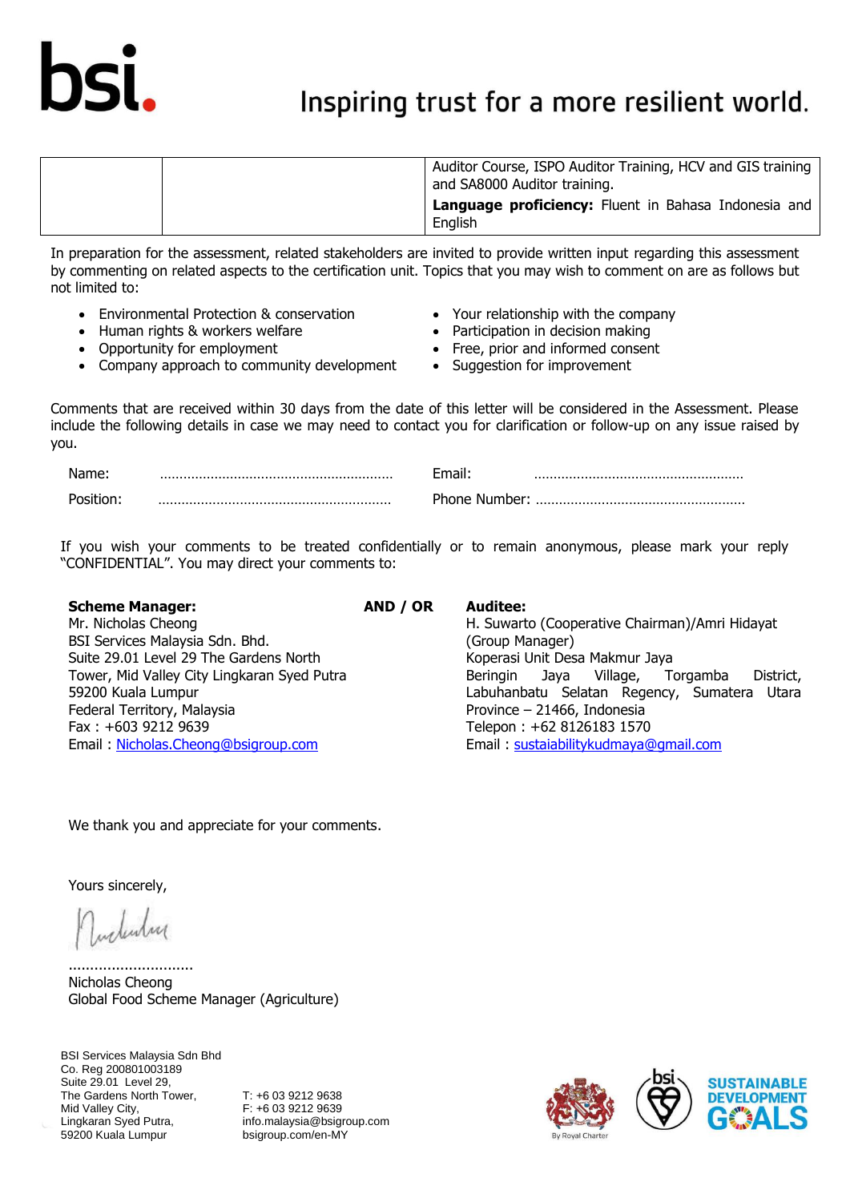| | | |
|---|---|---|
| | | Auditor Course, ISPO Auditor Training, HCV and GIS training and SA8000 Auditor training.<br>**Language proficiency:** Fluent in Bahasa Indonesia and English |

In preparation for the assessment, related stakeholders are invited to provide written input regarding this assessment by commenting on related aspects to the certification unit. Topics that you may wish to comment on are as follows but not limited to:

- Environmental Protection & conservation
- Human rights & workers welfare
- Opportunity for employment
- Company approach to community development
- Your relationship with the company
- Participation in decision making
- Free, prior and informed consent
- Suggestion for improvement

Comments that are received within 30 days from the date of this letter will be considered in the Assessment. Please include the following details in case we may need to contact you for clarification or follow-up on any issue raised by you.

Name: ……………………………………………………… Email: ………………………………………………

Position: ……………………………………………………… Phone Number: ………………………………………………

If you wish your comments to be treated confidentially or to remain anonymous, please mark your reply "CONFIDENTIAL". You may direct your comments to:

**Scheme Manager:**
Mr. Nicholas Cheong
BSI Services Malaysia Sdn. Bhd.
Suite 29.01 Level 29 The Gardens North Tower, Mid Valley City Lingkaran Syed Putra
59200 Kuala Lumpur
Federal Territory, Malaysia
Fax : +603 9212 9639
Email : Nicholas.Cheong@bsigroup.com

**AND / OR**

**Auditee:**
H. Suwarto (Cooperative Chairman)/Amri Hidayat (Group Manager)
Koperasi Unit Desa Makmur Jaya
Beringin Jaya Village, Torgamba District, Labuhanbatu Selatan Regency, Sumatera Utara Province – 21466, Indonesia
Telepon : +62 8126183 1570
Email : sustaiabilitykudmaya@gmail.com

We thank you and appreciate for your comments.

Yours sincerely,

…………………………
Nicholas Cheong
Global Food Scheme Manager (Agriculture)